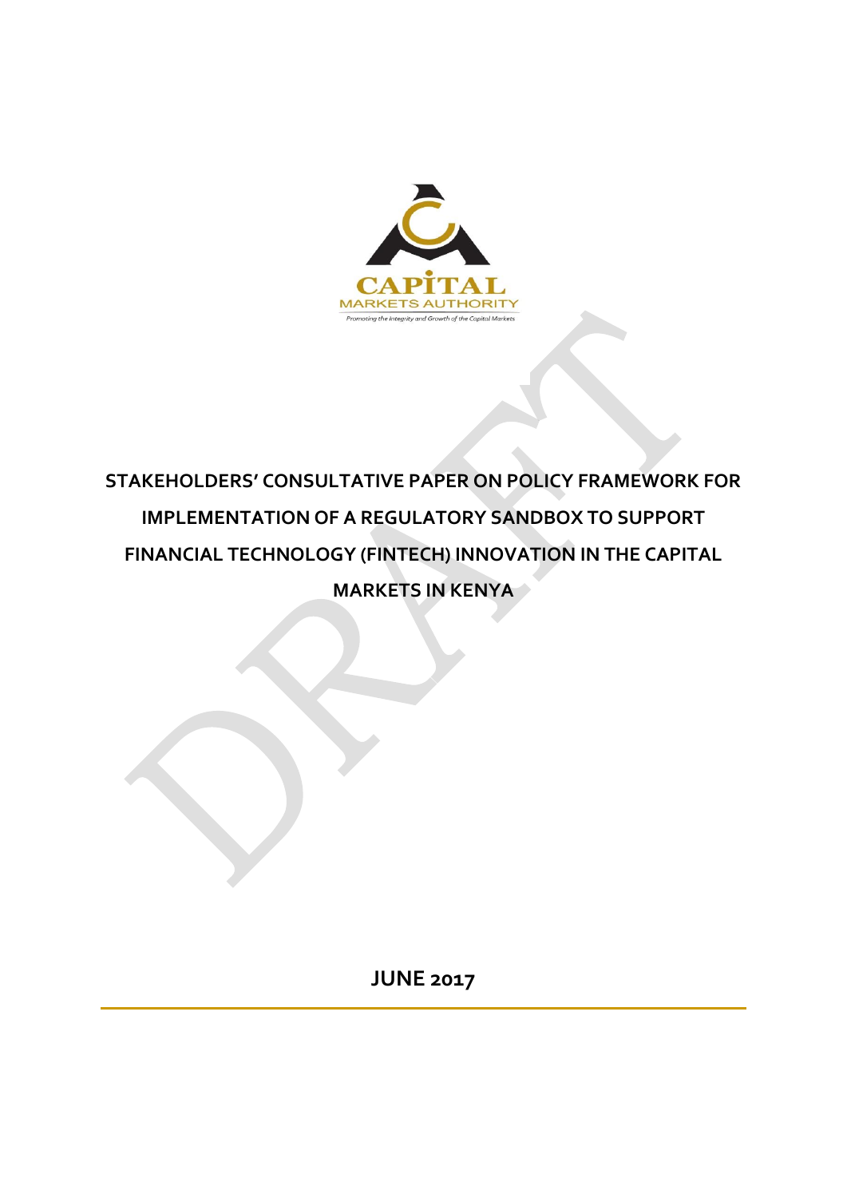CAPITAL MARKETS AUTHORITY

*Promoting the Integrity and Growth of the Capital Markets*

# STAKEHOLDERS' CONSULTATIVE PAPER ON POLICY FRAMEWORK FOR IMPLEMENTATION OF A REGULATORY SANDBOX TO SUPPORT FINANCIAL TECHNOLOGY (FINTECH) INNOVATION IN THE CAPITAL MARKETS IN KENYA

**JUNE 2017**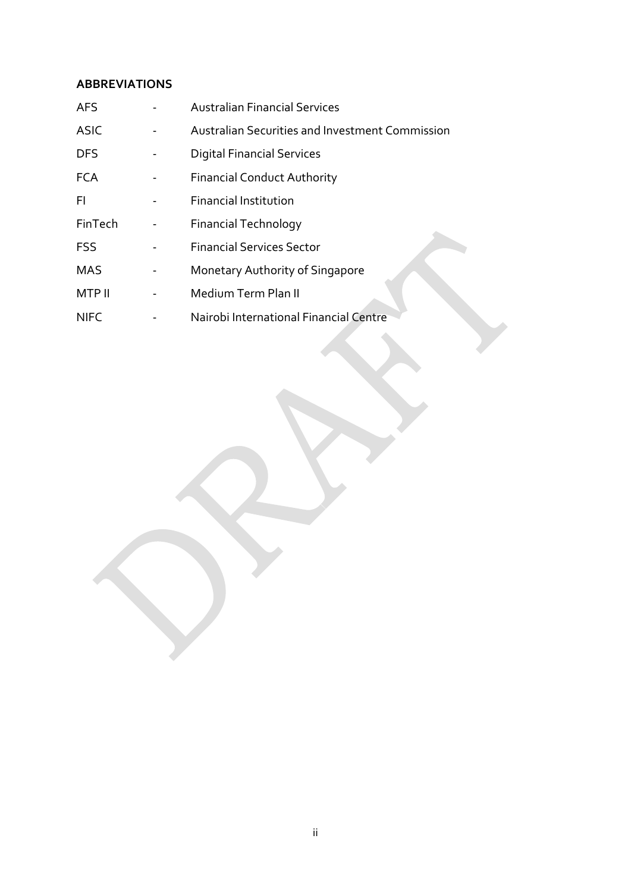**ABBREVIATIONS**

| | | |
|---|---|---|
| AFS | - | Australian Financial Services |
| ASIC | - | Australian Securities and Investment Commission |
| DFS | - | Digital Financial Services |
| FCA | - | Financial Conduct Authority |
| FI | - | Financial Institution |
| FinTech | - | Financial Technology |
| FSS | - | Financial Services Sector |
| MAS | - | Monetary Authority of Singapore |
| MTP II | - | Medium Term Plan II |
| NIFC | - | Nairobi International Financial Centre |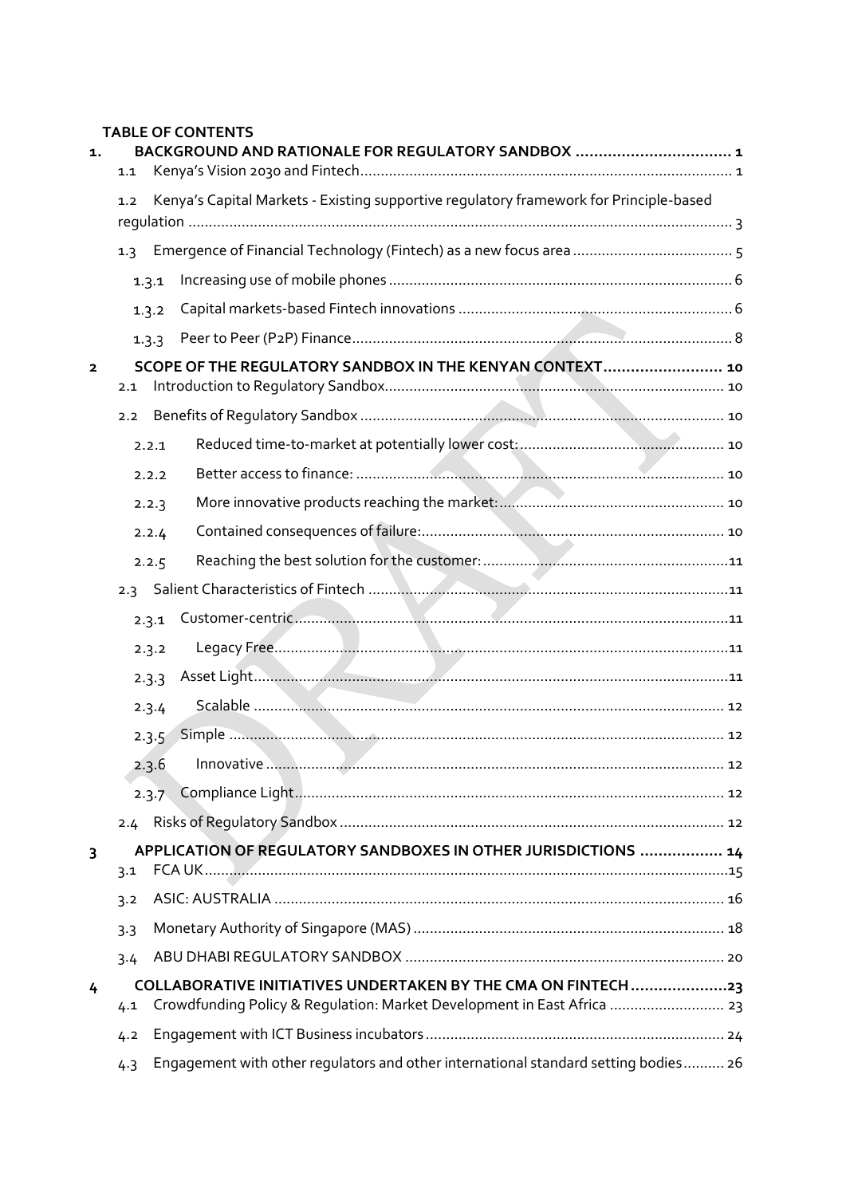**TABLE OF CONTENTS**

1. **BACKGROUND AND RATIONALE FOR REGULATORY SANDBOX** ..... 1
   - 1.1 Kenya's Vision 2030 and Fintech ..... 1
   - 1.2 Kenya's Capital Markets - Existing supportive regulatory framework for Principle-based regulation ..... 3
   - 1.3 Emergence of Financial Technology (Fintech) as a new focus area ..... 5
     - 1.3.1 Increasing use of mobile phones ..... 6
     - 1.3.2 Capital markets-based Fintech innovations ..... 6
     - 1.3.3 Peer to Peer (P2P) Finance ..... 8
2. **SCOPE OF THE REGULATORY SANDBOX IN THE KENYAN CONTEXT** ..... 10
   - 2.1 Introduction to Regulatory Sandbox ..... 10
   - 2.2 Benefits of Regulatory Sandbox ..... 10
     - 2.2.1 Reduced time-to-market at potentially lower cost: ..... 10
     - 2.2.2 Better access to finance: ..... 10
     - 2.2.3 More innovative products reaching the market: ..... 10
     - 2.2.4 Contained consequences of failure: ..... 10
     - 2.2.5 Reaching the best solution for the customer: ..... 11
   - 2.3 Salient Characteristics of Fintech ..... 11
     - 2.3.1 Customer-centric ..... 11
     - 2.3.2 Legacy Free ..... 11
     - 2.3.3 Asset Light ..... 11
     - 2.3.4 Scalable ..... 12
     - 2.3.5 Simple ..... 12
     - 2.3.6 Innovative ..... 12
     - 2.3.7 Compliance Light ..... 12
   - 2.4 Risks of Regulatory Sandbox ..... 12
3. **APPLICATION OF REGULATORY SANDBOXES IN OTHER JURISDICTIONS** ..... 14
   - 3.1 FCA UK ..... 15
   - 3.2 ASIC: AUSTRALIA ..... 16
   - 3.3 Monetary Authority of Singapore (MAS) ..... 18
   - 3.4 ABU DHABI REGULATORY SANDBOX ..... 20
4. **COLLABORATIVE INITIATIVES UNDERTAKEN BY THE CMA ON FINTECH** ..... 23
   - 4.1 Crowdfunding Policy & Regulation: Market Development in East Africa ..... 23
   - 4.2 Engagement with ICT Business incubators ..... 24
   - 4.3 Engagement with other regulators and other international standard setting bodies ..... 26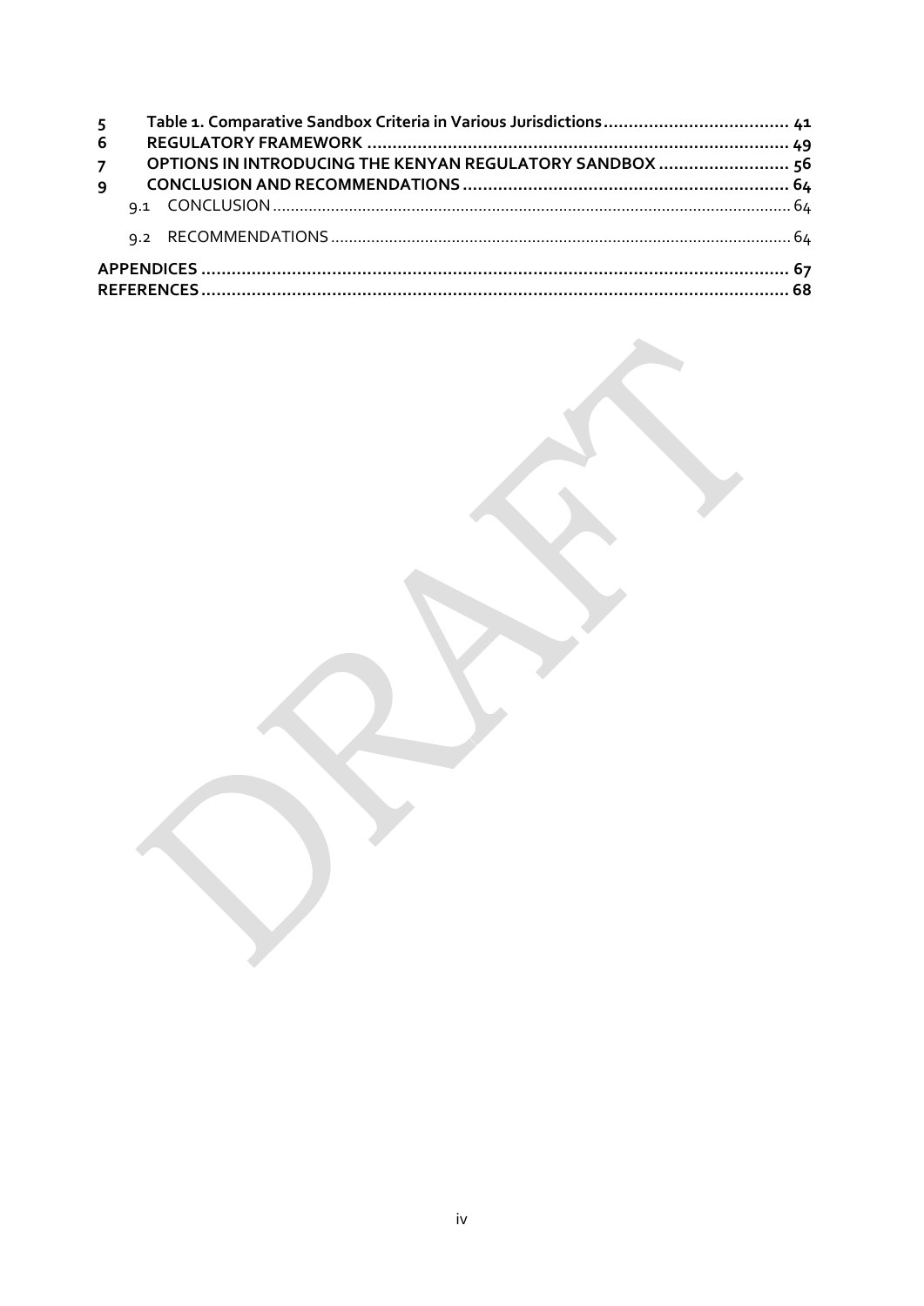5 **Table 1. Comparative Sandbox Criteria in Various Jurisdictions** ..................................... **41**
6 **REGULATORY FRAMEWORK** ..................................................................................... **49**
7 **OPTIONS IN INTRODUCING THE KENYAN REGULATORY SANDBOX** ......................... **56**
9 **CONCLUSION AND RECOMMENDATIONS** ................................................................. **64**
9.1 CONCLUSION ........................................................................................................... 64
9.2 RECOMMENDATIONS ............................................................................................... 64
**APPENDICES** ................................................................................................................ **67**
**REFERENCES** ................................................................................................................ **68**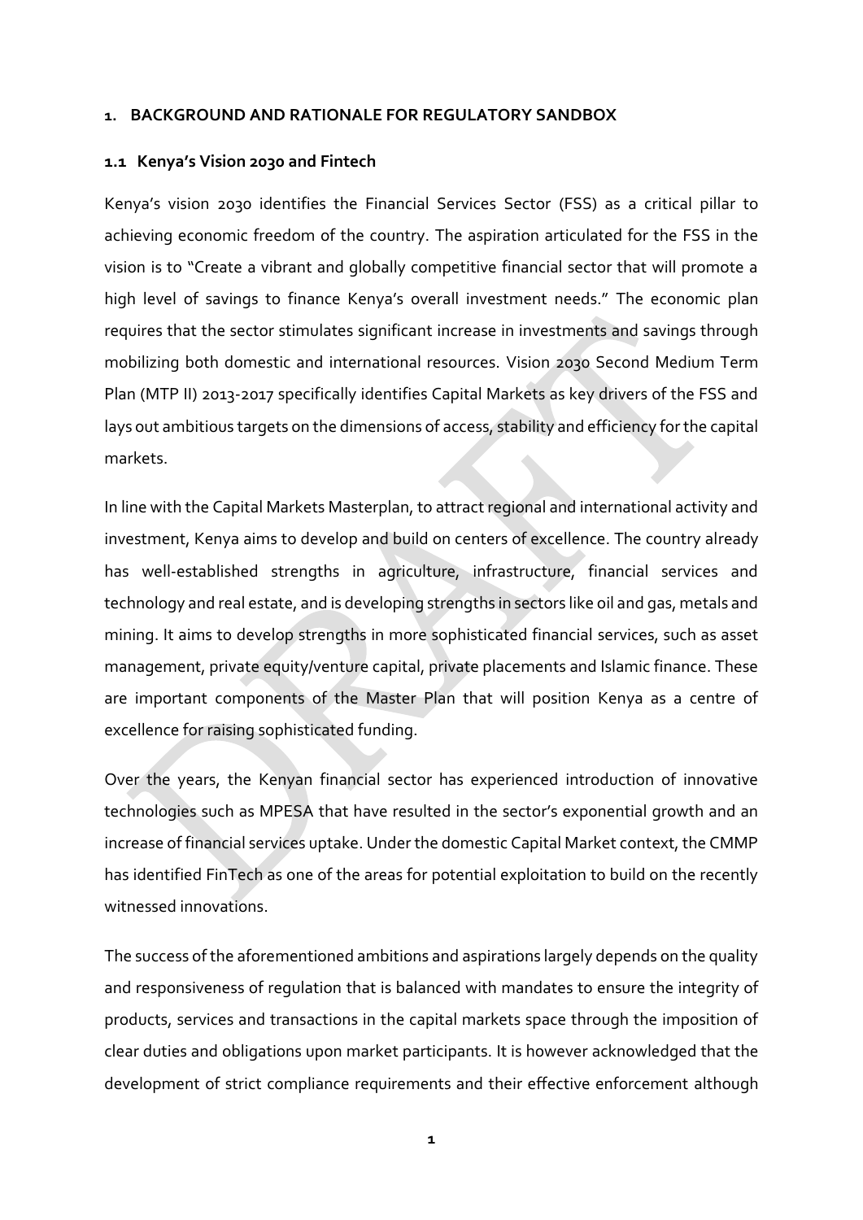## 1. BACKGROUND AND RATIONALE FOR REGULATORY SANDBOX

### 1.1 Kenya's Vision 2030 and Fintech

Kenya's vision 2030 identifies the Financial Services Sector (FSS) as a critical pillar to achieving economic freedom of the country. The aspiration articulated for the FSS in the vision is to "Create a vibrant and globally competitive financial sector that will promote a high level of savings to finance Kenya's overall investment needs." The economic plan requires that the sector stimulates significant increase in investments and savings through mobilizing both domestic and international resources. Vision 2030 Second Medium Term Plan (MTP II) 2013-2017 specifically identifies Capital Markets as key drivers of the FSS and lays out ambitious targets on the dimensions of access, stability and efficiency for the capital markets.

In line with the Capital Markets Masterplan, to attract regional and international activity and investment, Kenya aims to develop and build on centers of excellence. The country already has well-established strengths in agriculture, infrastructure, financial services and technology and real estate, and is developing strengths in sectors like oil and gas, metals and mining. It aims to develop strengths in more sophisticated financial services, such as asset management, private equity/venture capital, private placements and Islamic finance. These are important components of the Master Plan that will position Kenya as a centre of excellence for raising sophisticated funding.

Over the years, the Kenyan financial sector has experienced introduction of innovative technologies such as MPESA that have resulted in the sector's exponential growth and an increase of financial services uptake. Under the domestic Capital Market context, the CMMP has identified FinTech as one of the areas for potential exploitation to build on the recently witnessed innovations.

The success of the aforementioned ambitions and aspirations largely depends on the quality and responsiveness of regulation that is balanced with mandates to ensure the integrity of products, services and transactions in the capital markets space through the imposition of clear duties and obligations upon market participants. It is however acknowledged that the development of strict compliance requirements and their effective enforcement although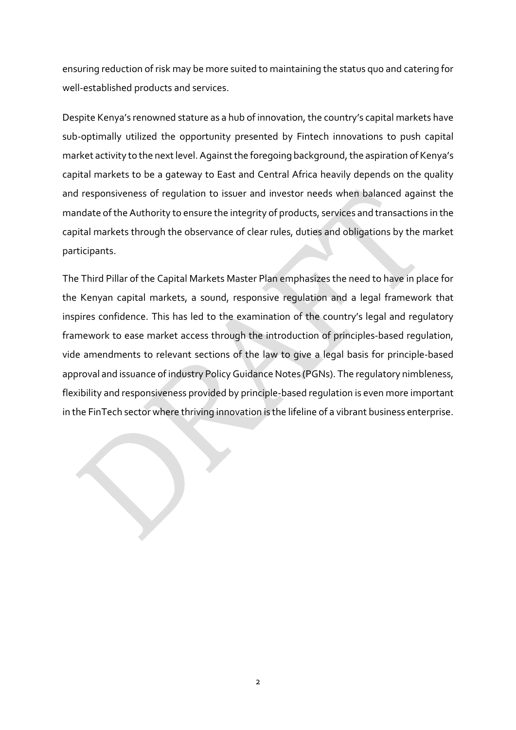ensuring reduction of risk may be more suited to maintaining the status quo and catering for well-established products and services.

Despite Kenya's renowned stature as a hub of innovation, the country's capital markets have sub-optimally utilized the opportunity presented by Fintech innovations to push capital market activity to the next level. Against the foregoing background, the aspiration of Kenya's capital markets to be a gateway to East and Central Africa heavily depends on the quality and responsiveness of regulation to issuer and investor needs when balanced against the mandate of the Authority to ensure the integrity of products, services and transactions in the capital markets through the observance of clear rules, duties and obligations by the market participants.

The Third Pillar of the Capital Markets Master Plan emphasizes the need to have in place for the Kenyan capital markets, a sound, responsive regulation and a legal framework that inspires confidence. This has led to the examination of the country's legal and regulatory framework to ease market access through the introduction of principles-based regulation, vide amendments to relevant sections of the law to give a legal basis for principle-based approval and issuance of industry Policy Guidance Notes (PGNs). The regulatory nimbleness, flexibility and responsiveness provided by principle-based regulation is even more important in the FinTech sector where thriving innovation is the lifeline of a vibrant business enterprise.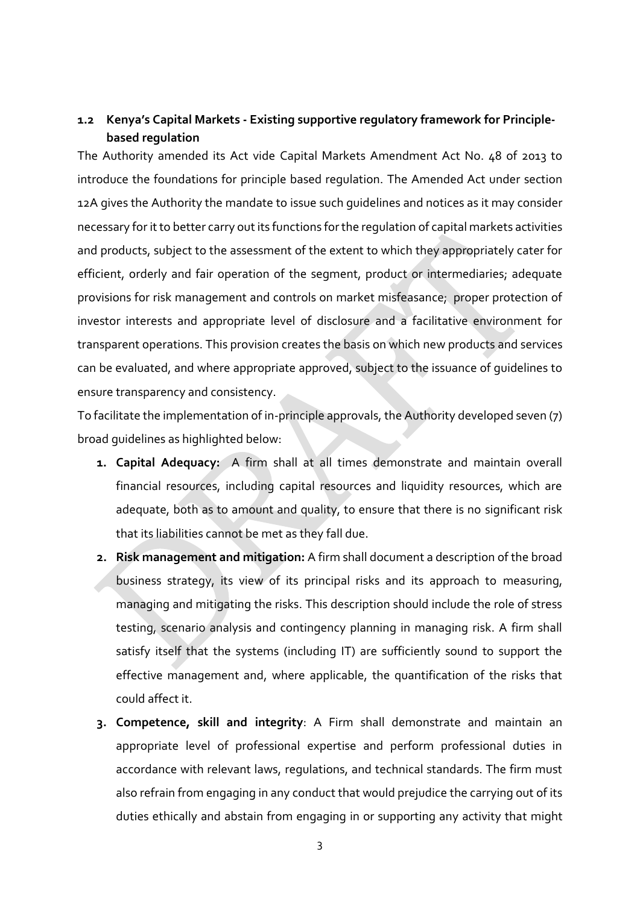## 1.2 Kenya's Capital Markets - Existing supportive regulatory framework for Principle-based regulation

The Authority amended its Act vide Capital Markets Amendment Act No. 48 of 2013 to introduce the foundations for principle based regulation. The Amended Act under section 12A gives the Authority the mandate to issue such guidelines and notices as it may consider necessary for it to better carry out its functions for the regulation of capital markets activities and products, subject to the assessment of the extent to which they appropriately cater for efficient, orderly and fair operation of the segment, product or intermediaries; adequate provisions for risk management and controls on market misfeasance; proper protection of investor interests and appropriate level of disclosure and a facilitative environment for transparent operations. This provision creates the basis on which new products and services can be evaluated, and where appropriate approved, subject to the issuance of guidelines to ensure transparency and consistency.

To facilitate the implementation of in-principle approvals, the Authority developed seven (7) broad guidelines as highlighted below:

1. **Capital Adequacy:** A firm shall at all times demonstrate and maintain overall financial resources, including capital resources and liquidity resources, which are adequate, both as to amount and quality, to ensure that there is no significant risk that its liabilities cannot be met as they fall due.
2. **Risk management and mitigation:** A firm shall document a description of the broad business strategy, its view of its principal risks and its approach to measuring, managing and mitigating the risks. This description should include the role of stress testing, scenario analysis and contingency planning in managing risk. A firm shall satisfy itself that the systems (including IT) are sufficiently sound to support the effective management and, where applicable, the quantification of the risks that could affect it.
3. **Competence, skill and integrity**: A Firm shall demonstrate and maintain an appropriate level of professional expertise and perform professional duties in accordance with relevant laws, regulations, and technical standards. The firm must also refrain from engaging in any conduct that would prejudice the carrying out of its duties ethically and abstain from engaging in or supporting any activity that might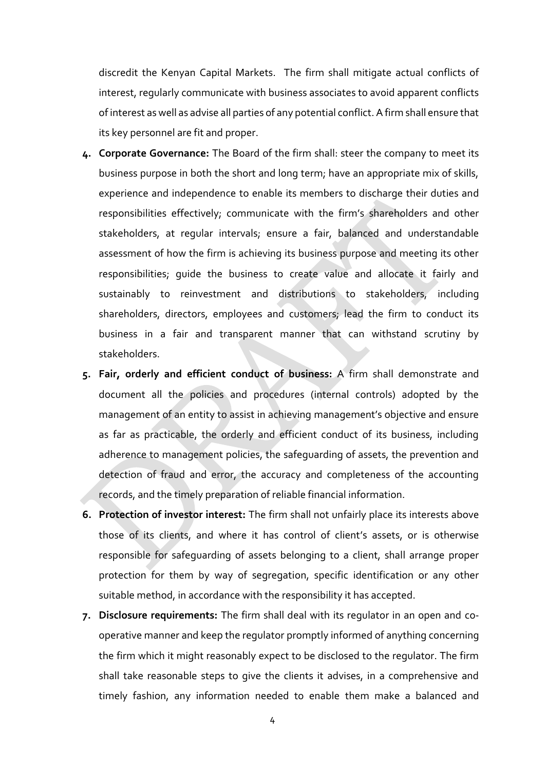discredit the Kenyan Capital Markets. The firm shall mitigate actual conflicts of interest, regularly communicate with business associates to avoid apparent conflicts of interest as well as advise all parties of any potential conflict. A firm shall ensure that its key personnel are fit and proper.

4. **Corporate Governance:** The Board of the firm shall: steer the company to meet its business purpose in both the short and long term; have an appropriate mix of skills, experience and independence to enable its members to discharge their duties and responsibilities effectively; communicate with the firm's shareholders and other stakeholders, at regular intervals; ensure a fair, balanced and understandable assessment of how the firm is achieving its business purpose and meeting its other responsibilities; guide the business to create value and allocate it fairly and sustainably to reinvestment and distributions to stakeholders, including shareholders, directors, employees and customers; lead the firm to conduct its business in a fair and transparent manner that can withstand scrutiny by stakeholders.
5. **Fair, orderly and efficient conduct of business:** A firm shall demonstrate and document all the policies and procedures (internal controls) adopted by the management of an entity to assist in achieving management's objective and ensure as far as practicable, the orderly and efficient conduct of its business, including adherence to management policies, the safeguarding of assets, the prevention and detection of fraud and error, the accuracy and completeness of the accounting records, and the timely preparation of reliable financial information.
6. **Protection of investor interest:** The firm shall not unfairly place its interests above those of its clients, and where it has control of client's assets, or is otherwise responsible for safeguarding of assets belonging to a client, shall arrange proper protection for them by way of segregation, specific identification or any other suitable method, in accordance with the responsibility it has accepted.
7. **Disclosure requirements:** The firm shall deal with its regulator in an open and co-operative manner and keep the regulator promptly informed of anything concerning the firm which it might reasonably expect to be disclosed to the regulator. The firm shall take reasonable steps to give the clients it advises, in a comprehensive and timely fashion, any information needed to enable them make a balanced and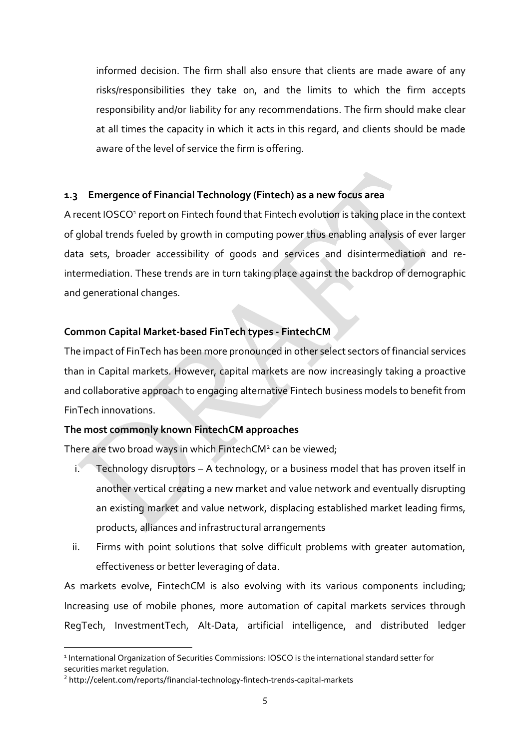informed decision. The firm shall also ensure that clients are made aware of any risks/responsibilities they take on, and the limits to which the firm accepts responsibility and/or liability for any recommendations. The firm should make clear at all times the capacity in which it acts in this regard, and clients should be made aware of the level of service the firm is offering.

### 1.3 Emergence of Financial Technology (Fintech) as a new focus area

A recent IOSCO[1] report on Fintech found that Fintech evolution is taking place in the context of global trends fueled by growth in computing power thus enabling analysis of ever larger data sets, broader accessibility of goods and services and disintermediation and re-intermediation. These trends are in turn taking place against the backdrop of demographic and generational changes.

**Common Capital Market-based FinTech types - FintechCM**

The impact of FinTech has been more pronounced in other select sectors of financial services than in Capital markets. However, capital markets are now increasingly taking a proactive and collaborative approach to engaging alternative Fintech business models to benefit from FinTech innovations.

**The most commonly known FintechCM approaches**

There are two broad ways in which FintechCM[2] can be viewed;

i. Technology disruptors – A technology, or a business model that has proven itself in another vertical creating a new market and value network and eventually disrupting an existing market and value network, displacing established market leading firms, products, alliances and infrastructural arrangements

ii. Firms with point solutions that solve difficult problems with greater automation, effectiveness or better leveraging of data.

As markets evolve, FintechCM is also evolving with its various components including; Increasing use of mobile phones, more automation of capital markets services through RegTech, InvestmentTech, Alt-Data, artificial intelligence, and distributed ledger

[1] International Organization of Securities Commissions: IOSCO is the international standard setter for securities market regulation.

[2] http://celent.com/reports/financial-technology-fintech-trends-capital-markets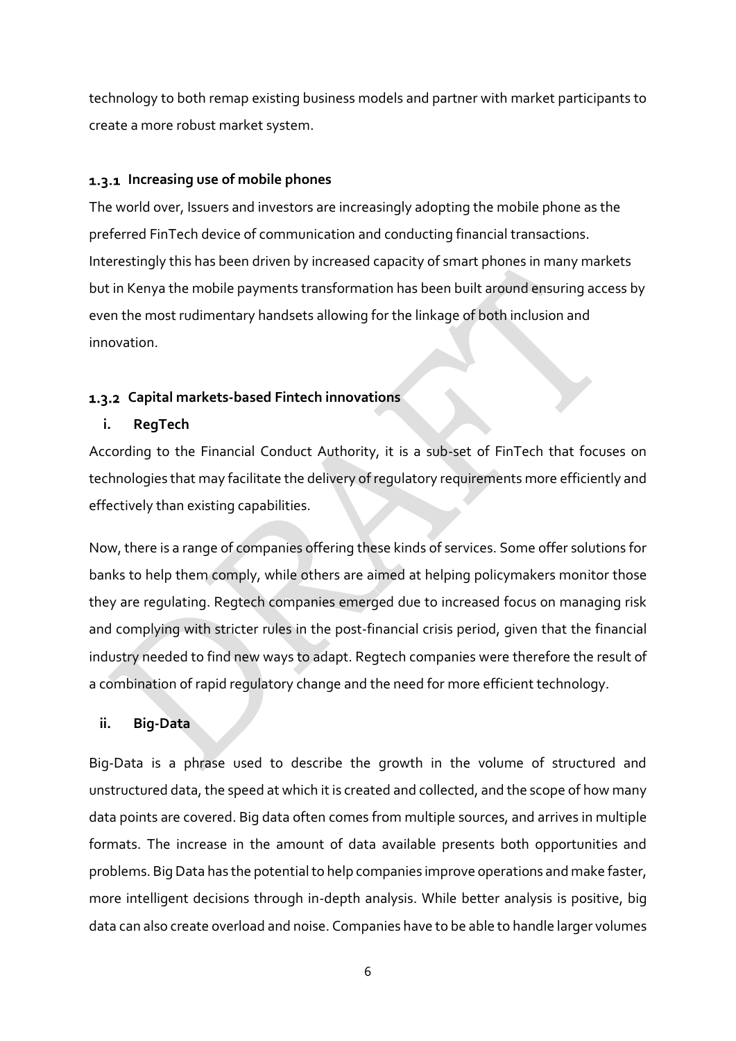technology to both remap existing business models and partner with market participants to create a more robust market system.

### 1.3.1 Increasing use of mobile phones

The world over, Issuers and investors are increasingly adopting the mobile phone as the preferred FinTech device of communication and conducting financial transactions. Interestingly this has been driven by increased capacity of smart phones in many markets but in Kenya the mobile payments transformation has been built around ensuring access by even the most rudimentary handsets allowing for the linkage of both inclusion and innovation.

### 1.3.2 Capital markets-based Fintech innovations

#### i. RegTech

According to the Financial Conduct Authority, it is a sub-set of FinTech that focuses on technologies that may facilitate the delivery of regulatory requirements more efficiently and effectively than existing capabilities.

Now, there is a range of companies offering these kinds of services. Some offer solutions for banks to help them comply, while others are aimed at helping policymakers monitor those they are regulating. Regtech companies emerged due to increased focus on managing risk and complying with stricter rules in the post-financial crisis period, given that the financial industry needed to find new ways to adapt. Regtech companies were therefore the result of a combination of rapid regulatory change and the need for more efficient technology.

#### ii. Big-Data

Big-Data is a phrase used to describe the growth in the volume of structured and unstructured data, the speed at which it is created and collected, and the scope of how many data points are covered. Big data often comes from multiple sources, and arrives in multiple formats. The increase in the amount of data available presents both opportunities and problems. Big Data has the potential to help companies improve operations and make faster, more intelligent decisions through in-depth analysis. While better analysis is positive, big data can also create overload and noise. Companies have to be able to handle larger volumes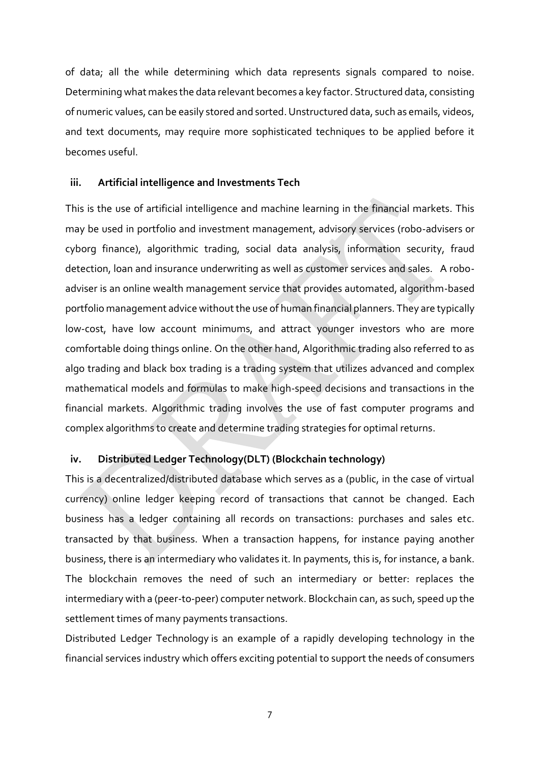of data; all the while determining which data represents signals compared to noise. Determining what makes the data relevant becomes a key factor. Structured data, consisting of numeric values, can be easily stored and sorted. Unstructured data, such as emails, videos, and text documents, may require more sophisticated techniques to be applied before it becomes useful.

### iii. Artificial intelligence and Investments Tech

This is the use of artificial intelligence and machine learning in the financial markets. This may be used in portfolio and investment management, advisory services (robo-advisers or cyborg finance), algorithmic trading, social data analysis, information security, fraud detection, loan and insurance underwriting as well as customer services and sales. A robo-adviser is an online wealth management service that provides automated, algorithm-based portfolio management advice without the use of human financial planners. They are typically low-cost, have low account minimums, and attract younger investors who are more comfortable doing things online. On the other hand, Algorithmic trading also referred to as algo trading and black box trading is a trading system that utilizes advanced and complex mathematical models and formulas to make high-speed decisions and transactions in the financial markets. Algorithmic trading involves the use of fast computer programs and complex algorithms to create and determine trading strategies for optimal returns.

### iv. Distributed Ledger Technology(DLT) (Blockchain technology)

This is a decentralized/distributed database which serves as a (public, in the case of virtual currency) online ledger keeping record of transactions that cannot be changed. Each business has a ledger containing all records on transactions: purchases and sales etc. transacted by that business. When a transaction happens, for instance paying another business, there is an intermediary who validates it. In payments, this is, for instance, a bank. The blockchain removes the need of such an intermediary or better: replaces the intermediary with a (peer-to-peer) computer network. Blockchain can, as such, speed up the settlement times of many payments transactions.

Distributed Ledger Technology is an example of a rapidly developing technology in the financial services industry which offers exciting potential to support the needs of consumers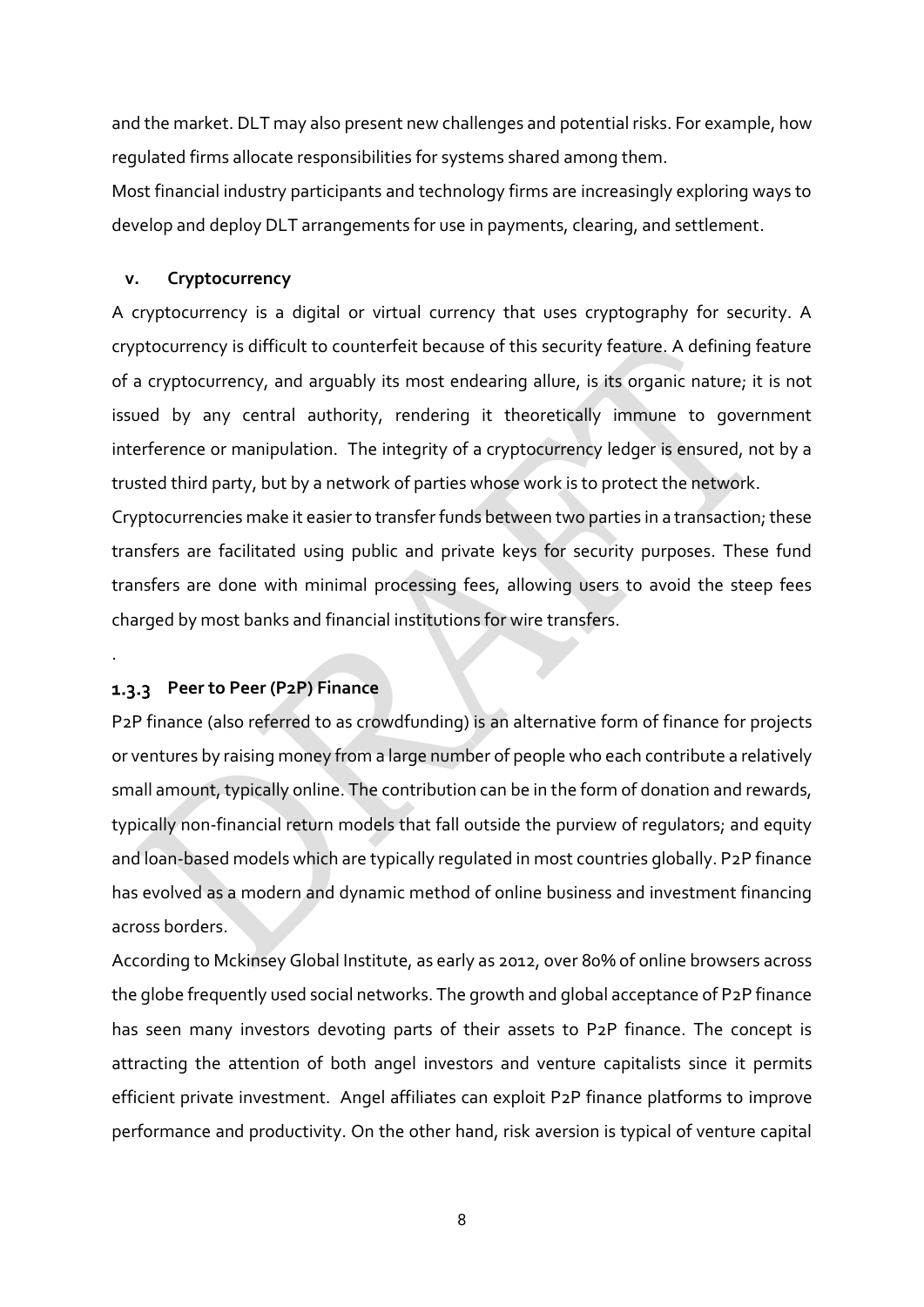and the market. DLT may also present new challenges and potential risks. For example, how regulated firms allocate responsibilities for systems shared among them.

Most financial industry participants and technology firms are increasingly exploring ways to develop and deploy DLT arrangements for use in payments, clearing, and settlement.

#### v. Cryptocurrency

A cryptocurrency is a digital or virtual currency that uses cryptography for security. A cryptocurrency is difficult to counterfeit because of this security feature. A defining feature of a cryptocurrency, and arguably its most endearing allure, is its organic nature; it is not issued by any central authority, rendering it theoretically immune to government interference or manipulation. The integrity of a cryptocurrency ledger is ensured, not by a trusted third party, but by a network of parties whose work is to protect the network.

Cryptocurrencies make it easier to transfer funds between two parties in a transaction; these transfers are facilitated using public and private keys for security purposes. These fund transfers are done with minimal processing fees, allowing users to avoid the steep fees charged by most banks and financial institutions for wire transfers.

.

### 1.3.3 Peer to Peer (P2P) Finance

P2P finance (also referred to as crowdfunding) is an alternative form of finance for projects or ventures by raising money from a large number of people who each contribute a relatively small amount, typically online. The contribution can be in the form of donation and rewards, typically non-financial return models that fall outside the purview of regulators; and equity and loan-based models which are typically regulated in most countries globally. P2P finance has evolved as a modern and dynamic method of online business and investment financing across borders.

According to Mckinsey Global Institute, as early as 2012, over 80% of online browsers across the globe frequently used social networks. The growth and global acceptance of P2P finance has seen many investors devoting parts of their assets to P2P finance. The concept is attracting the attention of both angel investors and venture capitalists since it permits efficient private investment. Angel affiliates can exploit P2P finance platforms to improve performance and productivity. On the other hand, risk aversion is typical of venture capital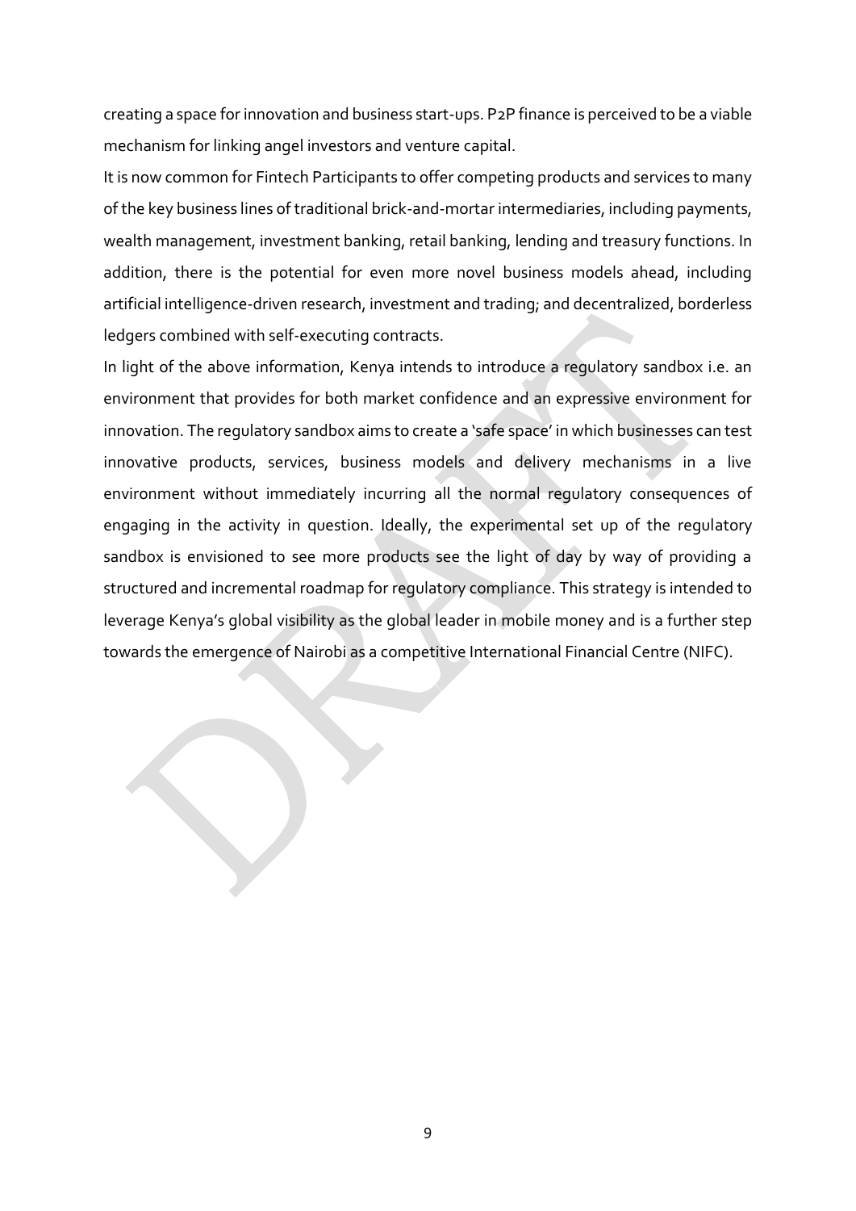creating a space for innovation and business start-ups. P2P finance is perceived to be a viable mechanism for linking angel investors and venture capital.

It is now common for Fintech Participants to offer competing products and services to many of the key business lines of traditional brick-and-mortar intermediaries, including payments, wealth management, investment banking, retail banking, lending and treasury functions. In addition, there is the potential for even more novel business models ahead, including artificial intelligence-driven research, investment and trading; and decentralized, borderless ledgers combined with self-executing contracts.

In light of the above information, Kenya intends to introduce a regulatory sandbox i.e. an environment that provides for both market confidence and an expressive environment for innovation. The regulatory sandbox aims to create a 'safe space' in which businesses can test innovative products, services, business models and delivery mechanisms in a live environment without immediately incurring all the normal regulatory consequences of engaging in the activity in question. Ideally, the experimental set up of the regulatory sandbox is envisioned to see more products see the light of day by way of providing a structured and incremental roadmap for regulatory compliance. This strategy is intended to leverage Kenya's global visibility as the global leader in mobile money and is a further step towards the emergence of Nairobi as a competitive International Financial Centre (NIFC).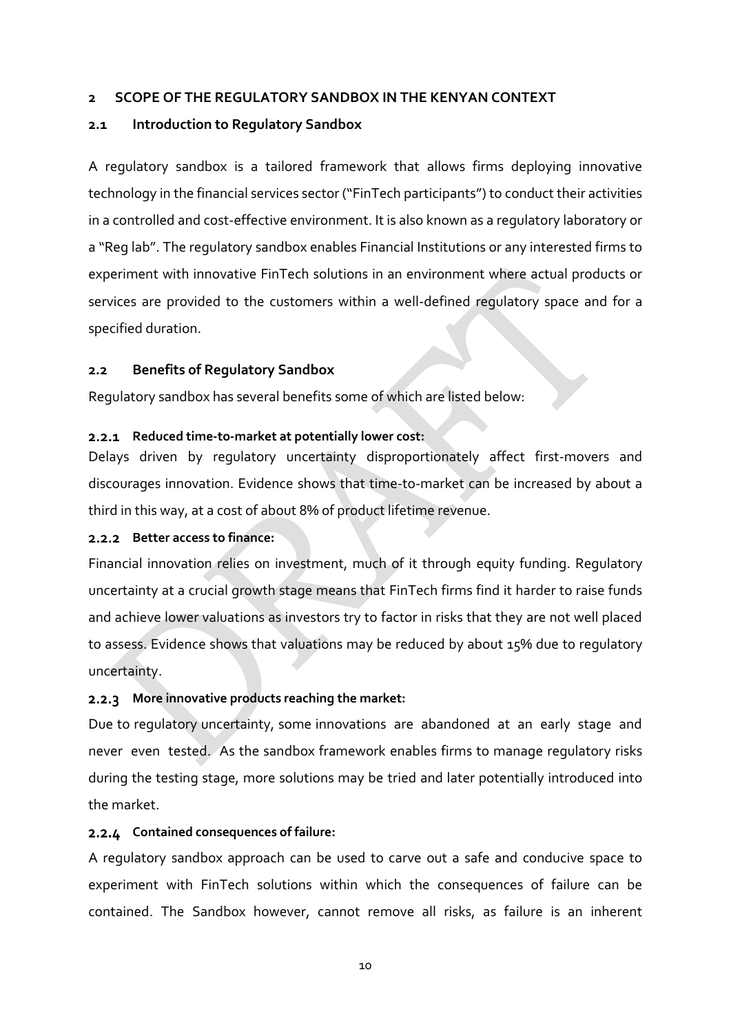# 2 SCOPE OF THE REGULATORY SANDBOX IN THE KENYAN CONTEXT

## 2.1 Introduction to Regulatory Sandbox

A regulatory sandbox is a tailored framework that allows firms deploying innovative technology in the financial services sector ("FinTech participants") to conduct their activities in a controlled and cost-effective environment. It is also known as a regulatory laboratory or a "Reg lab". The regulatory sandbox enables Financial Institutions or any interested firms to experiment with innovative FinTech solutions in an environment where actual products or services are provided to the customers within a well-defined regulatory space and for a specified duration.

## 2.2 Benefits of Regulatory Sandbox

Regulatory sandbox has several benefits some of which are listed below:

### 2.2.1 Reduced time-to-market at potentially lower cost:

Delays driven by regulatory uncertainty disproportionately affect first-movers and discourages innovation. Evidence shows that time-to-market can be increased by about a third in this way, at a cost of about 8% of product lifetime revenue.

### 2.2.2 Better access to finance:

Financial innovation relies on investment, much of it through equity funding. Regulatory uncertainty at a crucial growth stage means that FinTech firms find it harder to raise funds and achieve lower valuations as investors try to factor in risks that they are not well placed to assess. Evidence shows that valuations may be reduced by about 15% due to regulatory uncertainty.

### 2.2.3 More innovative products reaching the market:

Due to regulatory uncertainty, some innovations are abandoned at an early stage and never even tested. As the sandbox framework enables firms to manage regulatory risks during the testing stage, more solutions may be tried and later potentially introduced into the market.

### 2.2.4 Contained consequences of failure:

A regulatory sandbox approach can be used to carve out a safe and conducive space to experiment with FinTech solutions within which the consequences of failure can be contained. The Sandbox however, cannot remove all risks, as failure is an inherent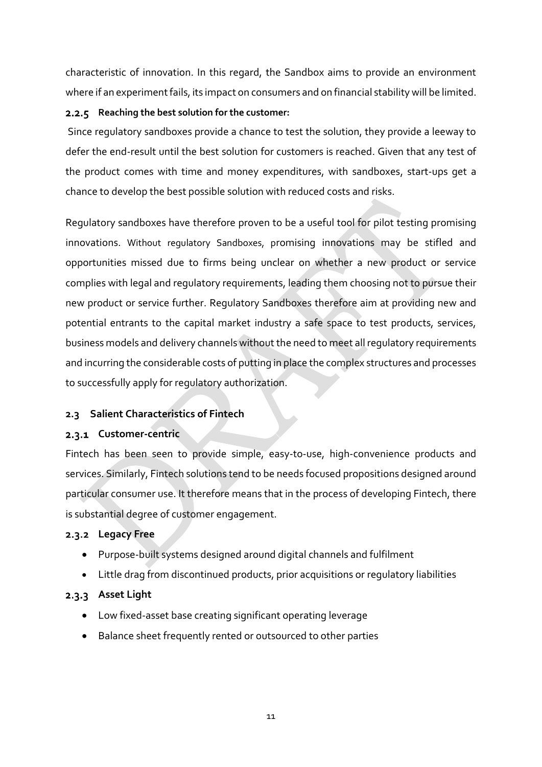characteristic of innovation. In this regard, the Sandbox aims to provide an environment where if an experiment fails, its impact on consumers and on financial stability will be limited.

#### 2.2.5 Reaching the best solution for the customer:

Since regulatory sandboxes provide a chance to test the solution, they provide a leeway to defer the end-result until the best solution for customers is reached. Given that any test of the product comes with time and money expenditures, with sandboxes, start-ups get a chance to develop the best possible solution with reduced costs and risks.

Regulatory sandboxes have therefore proven to be a useful tool for pilot testing promising innovations. Without regulatory Sandboxes, promising innovations may be stifled and opportunities missed due to firms being unclear on whether a new product or service complies with legal and regulatory requirements, leading them choosing not to pursue their new product or service further. Regulatory Sandboxes therefore aim at providing new and potential entrants to the capital market industry a safe space to test products, services, business models and delivery channels without the need to meet all regulatory requirements and incurring the considerable costs of putting in place the complex structures and processes to successfully apply for regulatory authorization.

### 2.3 Salient Characteristics of Fintech

#### 2.3.1 Customer-centric

Fintech has been seen to provide simple, easy-to-use, high-convenience products and services. Similarly, Fintech solutions tend to be needs focused propositions designed around particular consumer use. It therefore means that in the process of developing Fintech, there is substantial degree of customer engagement.

#### 2.3.2 Legacy Free

- Purpose-built systems designed around digital channels and fulfilment
- Little drag from discontinued products, prior acquisitions or regulatory liabilities

#### 2.3.3 Asset Light

- Low fixed-asset base creating significant operating leverage
- Balance sheet frequently rented or outsourced to other parties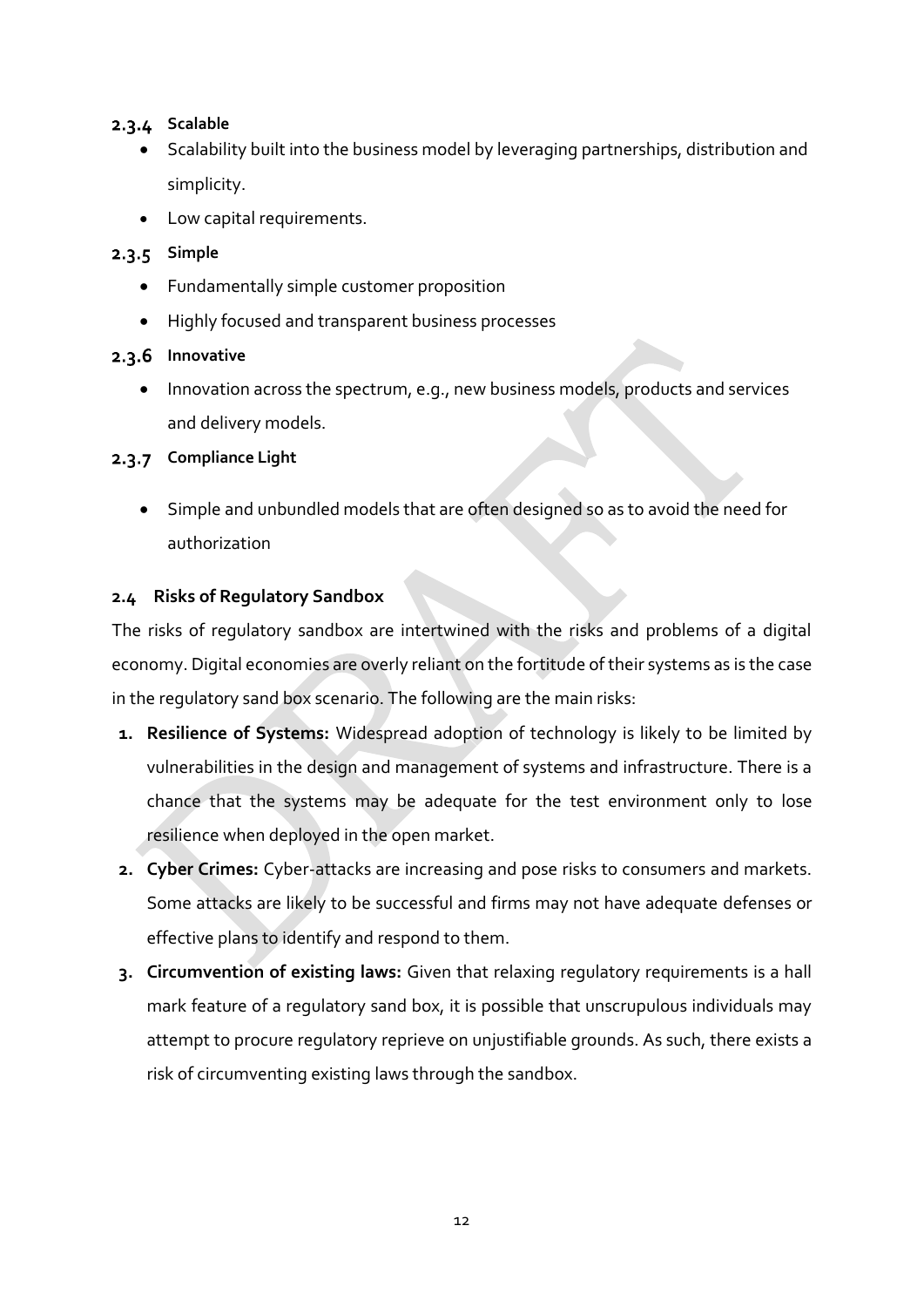#### 2.3.4 Scalable

- Scalability built into the business model by leveraging partnerships, distribution and simplicity.
- Low capital requirements.

#### 2.3.5 Simple

- Fundamentally simple customer proposition
- Highly focused and transparent business processes

#### 2.3.6 Innovative

- Innovation across the spectrum, e.g., new business models, products and services and delivery models.

#### 2.3.7 Compliance Light

- Simple and unbundled models that are often designed so as to avoid the need for authorization

### 2.4 Risks of Regulatory Sandbox

The risks of regulatory sandbox are intertwined with the risks and problems of a digital economy. Digital economies are overly reliant on the fortitude of their systems as is the case in the regulatory sand box scenario. The following are the main risks:

1. **Resilience of Systems:** Widespread adoption of technology is likely to be limited by vulnerabilities in the design and management of systems and infrastructure. There is a chance that the systems may be adequate for the test environment only to lose resilience when deployed in the open market.
2. **Cyber Crimes:** Cyber-attacks are increasing and pose risks to consumers and markets. Some attacks are likely to be successful and firms may not have adequate defenses or effective plans to identify and respond to them.
3. **Circumvention of existing laws:** Given that relaxing regulatory requirements is a hall mark feature of a regulatory sand box, it is possible that unscrupulous individuals may attempt to procure regulatory reprieve on unjustifiable grounds. As such, there exists a risk of circumventing existing laws through the sandbox.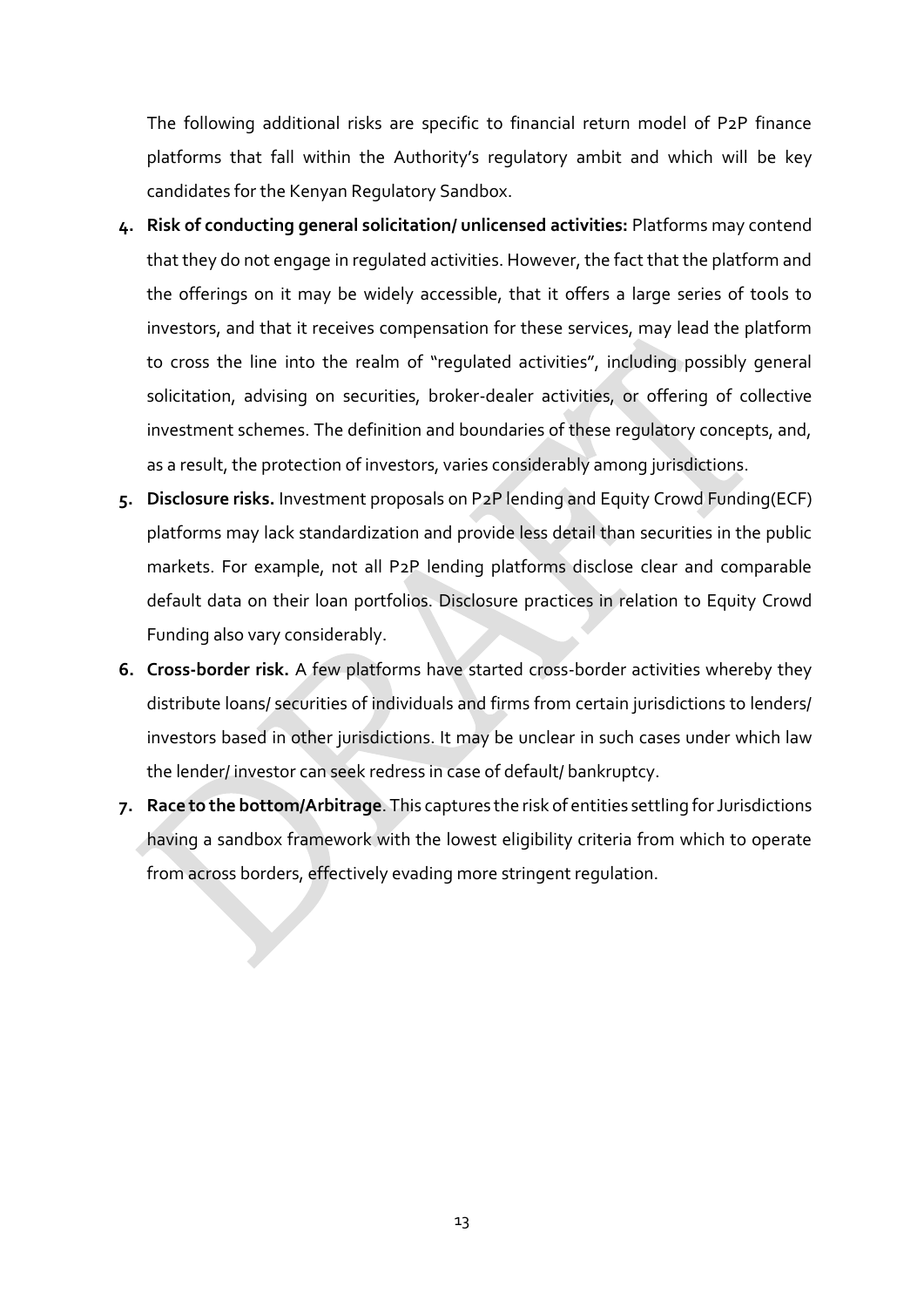The following additional risks are specific to financial return model of P2P finance platforms that fall within the Authority's regulatory ambit and which will be key candidates for the Kenyan Regulatory Sandbox.

4. **Risk of conducting general solicitation/ unlicensed activities:** Platforms may contend that they do not engage in regulated activities. However, the fact that the platform and the offerings on it may be widely accessible, that it offers a large series of tools to investors, and that it receives compensation for these services, may lead the platform to cross the line into the realm of "regulated activities", including possibly general solicitation, advising on securities, broker-dealer activities, or offering of collective investment schemes. The definition and boundaries of these regulatory concepts, and, as a result, the protection of investors, varies considerably among jurisdictions.
5. **Disclosure risks.** Investment proposals on P2P lending and Equity Crowd Funding(ECF) platforms may lack standardization and provide less detail than securities in the public markets. For example, not all P2P lending platforms disclose clear and comparable default data on their loan portfolios. Disclosure practices in relation to Equity Crowd Funding also vary considerably.
6. **Cross-border risk.** A few platforms have started cross-border activities whereby they distribute loans/ securities of individuals and firms from certain jurisdictions to lenders/ investors based in other jurisdictions. It may be unclear in such cases under which law the lender/ investor can seek redress in case of default/ bankruptcy.
7. **Race to the bottom/Arbitrage**. This captures the risk of entities settling for Jurisdictions having a sandbox framework with the lowest eligibility criteria from which to operate from across borders, effectively evading more stringent regulation.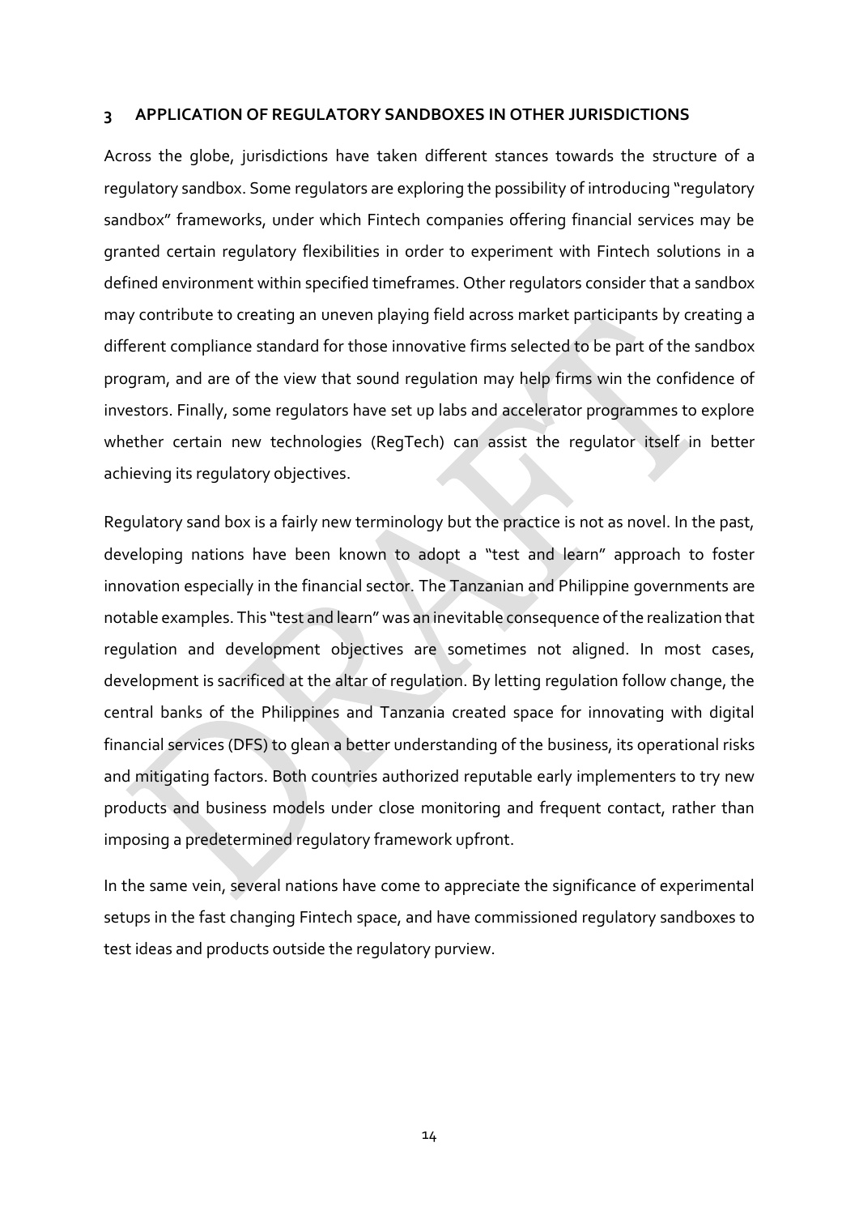## 3 APPLICATION OF REGULATORY SANDBOXES IN OTHER JURISDICTIONS

Across the globe, jurisdictions have taken different stances towards the structure of a regulatory sandbox. Some regulators are exploring the possibility of introducing "regulatory sandbox" frameworks, under which Fintech companies offering financial services may be granted certain regulatory flexibilities in order to experiment with Fintech solutions in a defined environment within specified timeframes. Other regulators consider that a sandbox may contribute to creating an uneven playing field across market participants by creating a different compliance standard for those innovative firms selected to be part of the sandbox program, and are of the view that sound regulation may help firms win the confidence of investors. Finally, some regulators have set up labs and accelerator programmes to explore whether certain new technologies (RegTech) can assist the regulator itself in better achieving its regulatory objectives.

Regulatory sand box is a fairly new terminology but the practice is not as novel. In the past, developing nations have been known to adopt a "test and learn" approach to foster innovation especially in the financial sector. The Tanzanian and Philippine governments are notable examples. This "test and learn" was an inevitable consequence of the realization that regulation and development objectives are sometimes not aligned. In most cases, development is sacrificed at the altar of regulation. By letting regulation follow change, the central banks of the Philippines and Tanzania created space for innovating with digital financial services (DFS) to glean a better understanding of the business, its operational risks and mitigating factors. Both countries authorized reputable early implementers to try new products and business models under close monitoring and frequent contact, rather than imposing a predetermined regulatory framework upfront.

In the same vein, several nations have come to appreciate the significance of experimental setups in the fast changing Fintech space, and have commissioned regulatory sandboxes to test ideas and products outside the regulatory purview.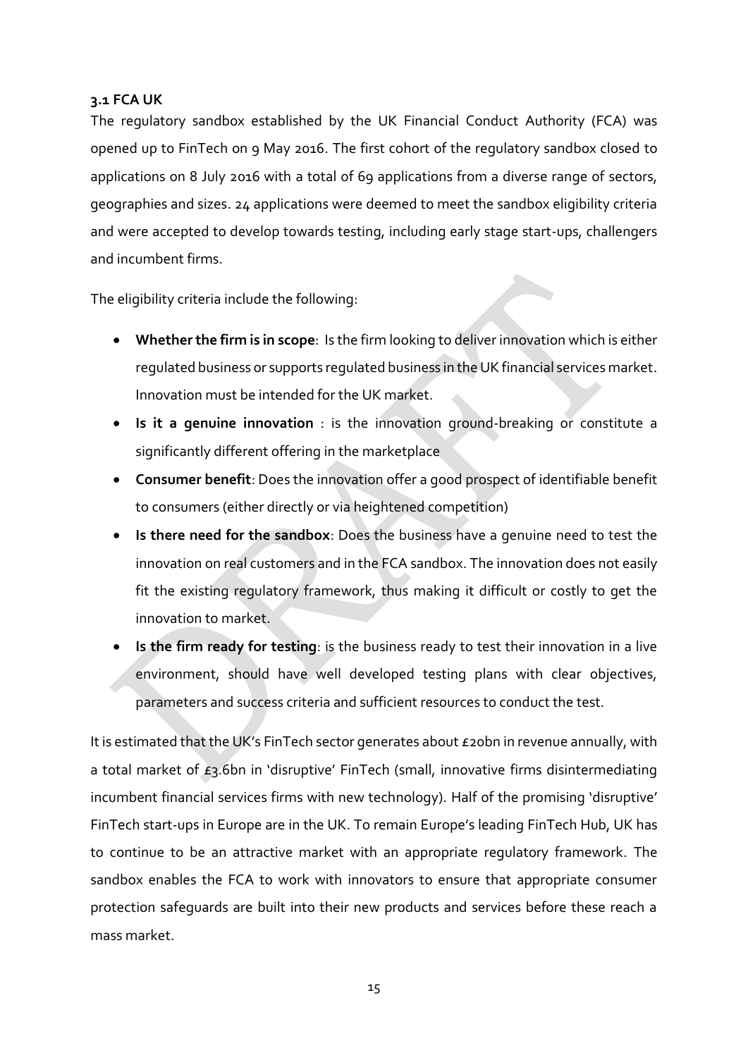### 3.1 FCA UK

The regulatory sandbox established by the UK Financial Conduct Authority (FCA) was opened up to FinTech on 9 May 2016. The first cohort of the regulatory sandbox closed to applications on 8 July 2016 with a total of 69 applications from a diverse range of sectors, geographies and sizes. 24 applications were deemed to meet the sandbox eligibility criteria and were accepted to develop towards testing, including early stage start-ups, challengers and incumbent firms.

The eligibility criteria include the following:

- **Whether the firm is in scope**: Is the firm looking to deliver innovation which is either regulated business or supports regulated business in the UK financial services market. Innovation must be intended for the UK market.
- **Is it a genuine innovation** : is the innovation ground-breaking or constitute a significantly different offering in the marketplace
- **Consumer benefit**: Does the innovation offer a good prospect of identifiable benefit to consumers (either directly or via heightened competition)
- **Is there need for the sandbox**: Does the business have a genuine need to test the innovation on real customers and in the FCA sandbox. The innovation does not easily fit the existing regulatory framework, thus making it difficult or costly to get the innovation to market.
- **Is the firm ready for testing**: is the business ready to test their innovation in a live environment, should have well developed testing plans with clear objectives, parameters and success criteria and sufficient resources to conduct the test.

It is estimated that the UK's FinTech sector generates about £20bn in revenue annually, with a total market of £3.6bn in 'disruptive' FinTech (small, innovative firms disintermediating incumbent financial services firms with new technology). Half of the promising 'disruptive' FinTech start-ups in Europe are in the UK. To remain Europe's leading FinTech Hub, UK has to continue to be an attractive market with an appropriate regulatory framework. The sandbox enables the FCA to work with innovators to ensure that appropriate consumer protection safeguards are built into their new products and services before these reach a mass market.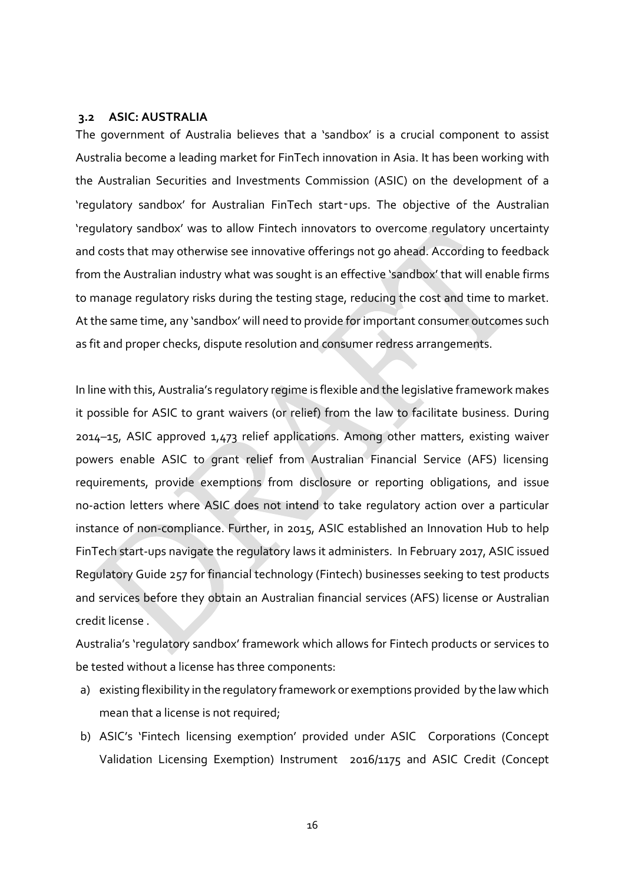### 3.2 ASIC: AUSTRALIA

The government of Australia believes that a 'sandbox' is a crucial component to assist Australia become a leading market for FinTech innovation in Asia. It has been working with the Australian Securities and Investments Commission (ASIC) on the development of a 'regulatory sandbox' for Australian FinTech start-ups. The objective of the Australian 'regulatory sandbox' was to allow Fintech innovators to overcome regulatory uncertainty and costs that may otherwise see innovative offerings not go ahead. According to feedback from the Australian industry what was sought is an effective 'sandbox' that will enable firms to manage regulatory risks during the testing stage, reducing the cost and time to market. At the same time, any 'sandbox' will need to provide for important consumer outcomes such as fit and proper checks, dispute resolution and consumer redress arrangements.

In line with this, Australia's regulatory regime is flexible and the legislative framework makes it possible for ASIC to grant waivers (or relief) from the law to facilitate business. During 2014–15, ASIC approved 1,473 relief applications. Among other matters, existing waiver powers enable ASIC to grant relief from Australian Financial Service (AFS) licensing requirements, provide exemptions from disclosure or reporting obligations, and issue no-action letters where ASIC does not intend to take regulatory action over a particular instance of non-compliance. Further, in 2015, ASIC established an Innovation Hub to help FinTech start-ups navigate the regulatory laws it administers. In February 2017, ASIC issued Regulatory Guide 257 for financial technology (Fintech) businesses seeking to test products and services before they obtain an Australian financial services (AFS) license or Australian credit license .

Australia's 'regulatory sandbox' framework which allows for Fintech products or services to be tested without a license has three components:

a) existing flexibility in the regulatory framework or exemptions provided by the law which mean that a license is not required;
b) ASIC's 'Fintech licensing exemption' provided under ASIC Corporations (Concept Validation Licensing Exemption) Instrument 2016/1175 and ASIC Credit (Concept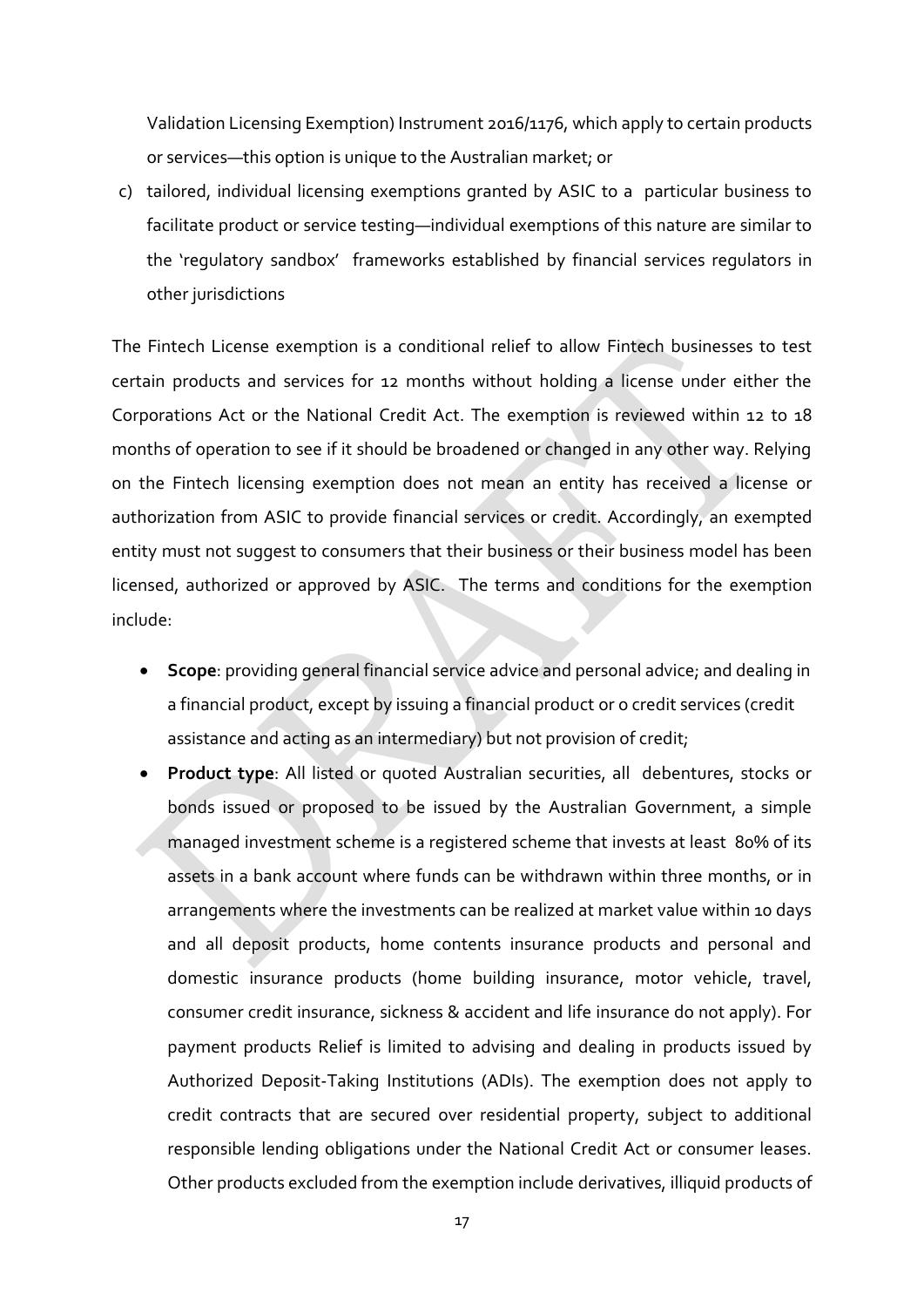Validation Licensing Exemption) Instrument 2016/1176, which apply to certain products or services—this option is unique to the Australian market; or

c) tailored, individual licensing exemptions granted by ASIC to a particular business to facilitate product or service testing—individual exemptions of this nature are similar to the 'regulatory sandbox' frameworks established by financial services regulators in other jurisdictions

The Fintech License exemption is a conditional relief to allow Fintech businesses to test certain products and services for 12 months without holding a license under either the Corporations Act or the National Credit Act. The exemption is reviewed within 12 to 18 months of operation to see if it should be broadened or changed in any other way. Relying on the Fintech licensing exemption does not mean an entity has received a license or authorization from ASIC to provide financial services or credit. Accordingly, an exempted entity must not suggest to consumers that their business or their business model has been licensed, authorized or approved by ASIC. The terms and conditions for the exemption include:

- **Scope**: providing general financial service advice and personal advice; and dealing in a financial product, except by issuing a financial product or o credit services (credit assistance and acting as an intermediary) but not provision of credit;
- **Product type**: All listed or quoted Australian securities, all debentures, stocks or bonds issued or proposed to be issued by the Australian Government, a simple managed investment scheme is a registered scheme that invests at least 80% of its assets in a bank account where funds can be withdrawn within three months, or in arrangements where the investments can be realized at market value within 10 days and all deposit products, home contents insurance products and personal and domestic insurance products (home building insurance, motor vehicle, travel, consumer credit insurance, sickness & accident and life insurance do not apply). For payment products Relief is limited to advising and dealing in products issued by Authorized Deposit-Taking Institutions (ADIs). The exemption does not apply to credit contracts that are secured over residential property, subject to additional responsible lending obligations under the National Credit Act or consumer leases. Other products excluded from the exemption include derivatives, illiquid products of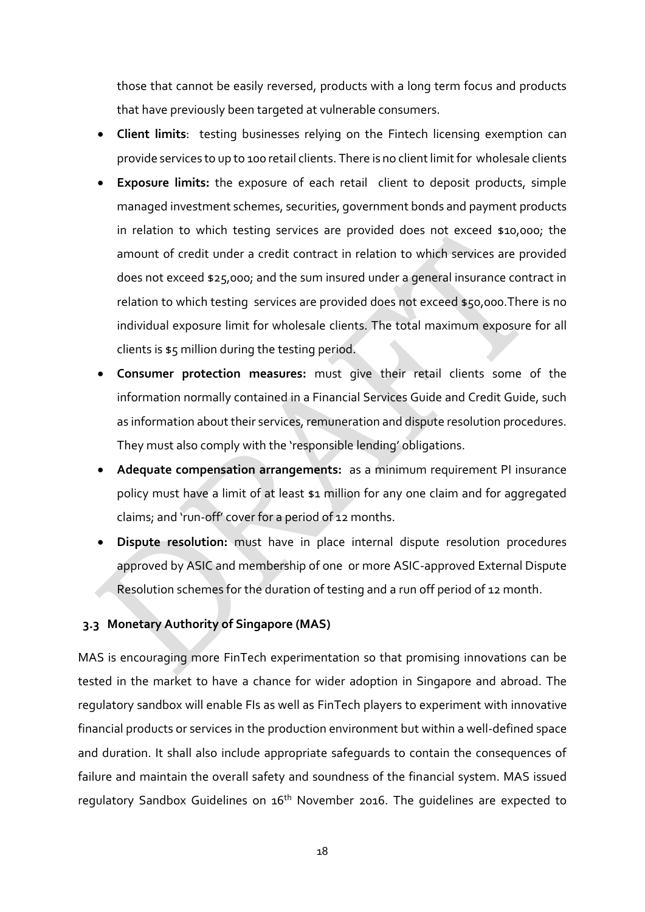those that cannot be easily reversed, products with a long term focus and products that have previously been targeted at vulnerable consumers.

- **Client limits**: testing businesses relying on the Fintech licensing exemption can provide services to up to 100 retail clients. There is no client limit for wholesale clients
- **Exposure limits:** the exposure of each retail client to deposit products, simple managed investment schemes, securities, government bonds and payment products in relation to which testing services are provided does not exceed $10,000; the amount of credit under a credit contract in relation to which services are provided does not exceed $25,000; and the sum insured under a general insurance contract in relation to which testing services are provided does not exceed $50,000.There is no individual exposure limit for wholesale clients. The total maximum exposure for all clients is $5 million during the testing period.
- **Consumer protection measures:** must give their retail clients some of the information normally contained in a Financial Services Guide and Credit Guide, such as information about their services, remuneration and dispute resolution procedures. They must also comply with the 'responsible lending' obligations.
- **Adequate compensation arrangements:** as a minimum requirement PI insurance policy must have a limit of at least $1 million for any one claim and for aggregated claims; and 'run-off' cover for a period of 12 months.
- **Dispute resolution:** must have in place internal dispute resolution procedures approved by ASIC and membership of one or more ASIC-approved External Dispute Resolution schemes for the duration of testing and a run off period of 12 month.

### 3.3 Monetary Authority of Singapore (MAS)

MAS is encouraging more FinTech experimentation so that promising innovations can be tested in the market to have a chance for wider adoption in Singapore and abroad. The regulatory sandbox will enable FIs as well as FinTech players to experiment with innovative financial products or services in the production environment but within a well-defined space and duration. It shall also include appropriate safeguards to contain the consequences of failure and maintain the overall safety and soundness of the financial system. MAS issued regulatory Sandbox Guidelines on 16th November 2016. The guidelines are expected to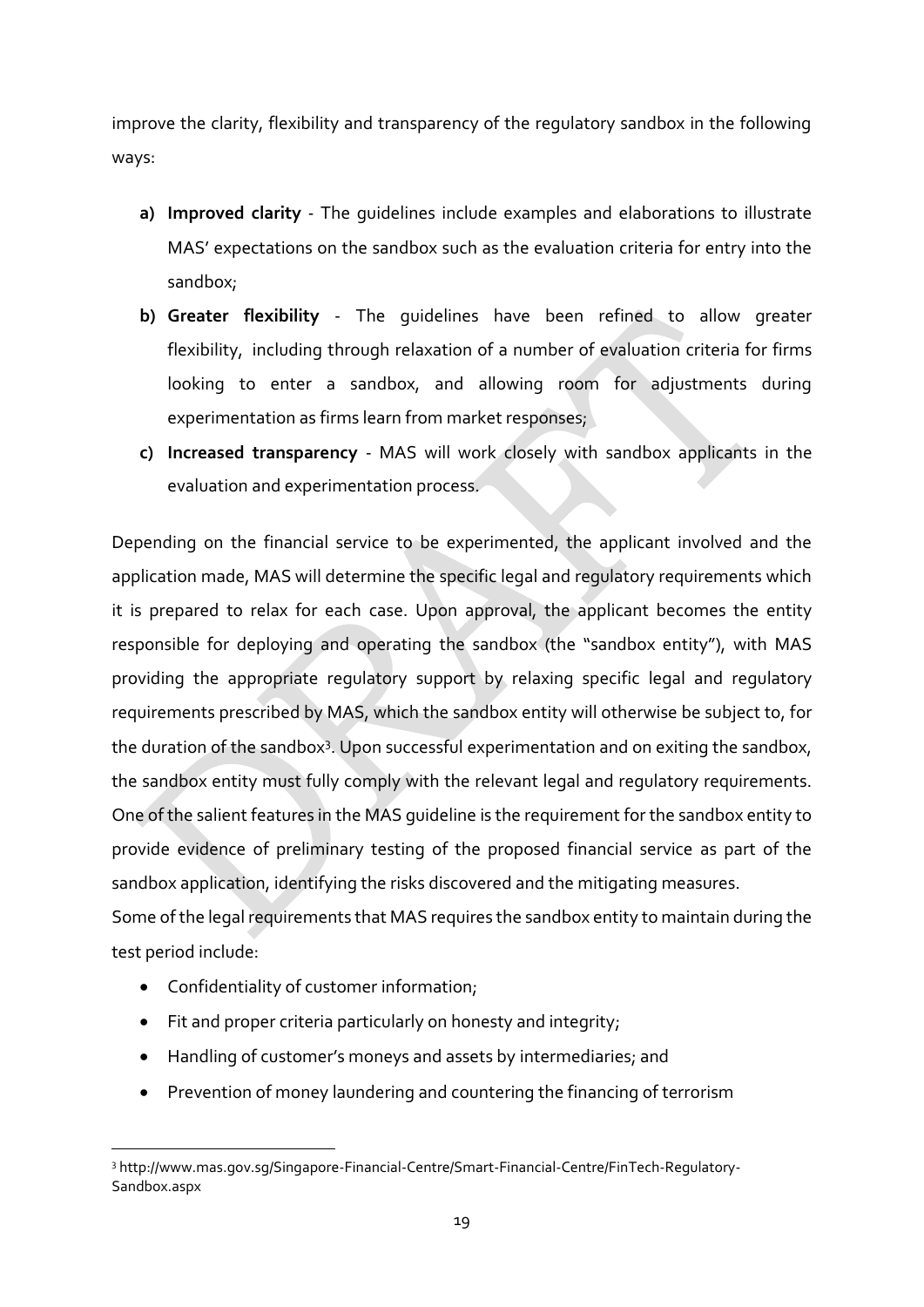improve the clarity, flexibility and transparency of the regulatory sandbox in the following ways:

a) **Improved clarity** - The guidelines include examples and elaborations to illustrate MAS' expectations on the sandbox such as the evaluation criteria for entry into the sandbox;

b) **Greater flexibility** - The guidelines have been refined to allow greater flexibility, including through relaxation of a number of evaluation criteria for firms looking to enter a sandbox, and allowing room for adjustments during experimentation as firms learn from market responses;

c) **Increased transparency** - MAS will work closely with sandbox applicants in the evaluation and experimentation process.

Depending on the financial service to be experimented, the applicant involved and the application made, MAS will determine the specific legal and regulatory requirements which it is prepared to relax for each case. Upon approval, the applicant becomes the entity responsible for deploying and operating the sandbox (the "sandbox entity"), with MAS providing the appropriate regulatory support by relaxing specific legal and regulatory requirements prescribed by MAS, which the sandbox entity will otherwise be subject to, for the duration of the sandbox[3]. Upon successful experimentation and on exiting the sandbox, the sandbox entity must fully comply with the relevant legal and regulatory requirements. One of the salient features in the MAS guideline is the requirement for the sandbox entity to provide evidence of preliminary testing of the proposed financial service as part of the sandbox application, identifying the risks discovered and the mitigating measures.

Some of the legal requirements that MAS requires the sandbox entity to maintain during the test period include:

- Confidentiality of customer information;
- Fit and proper criteria particularly on honesty and integrity;
- Handling of customer's moneys and assets by intermediaries; and
- Prevention of money laundering and countering the financing of terrorism

[3] http://www.mas.gov.sg/Singapore-Financial-Centre/Smart-Financial-Centre/FinTech-Regulatory-Sandbox.aspx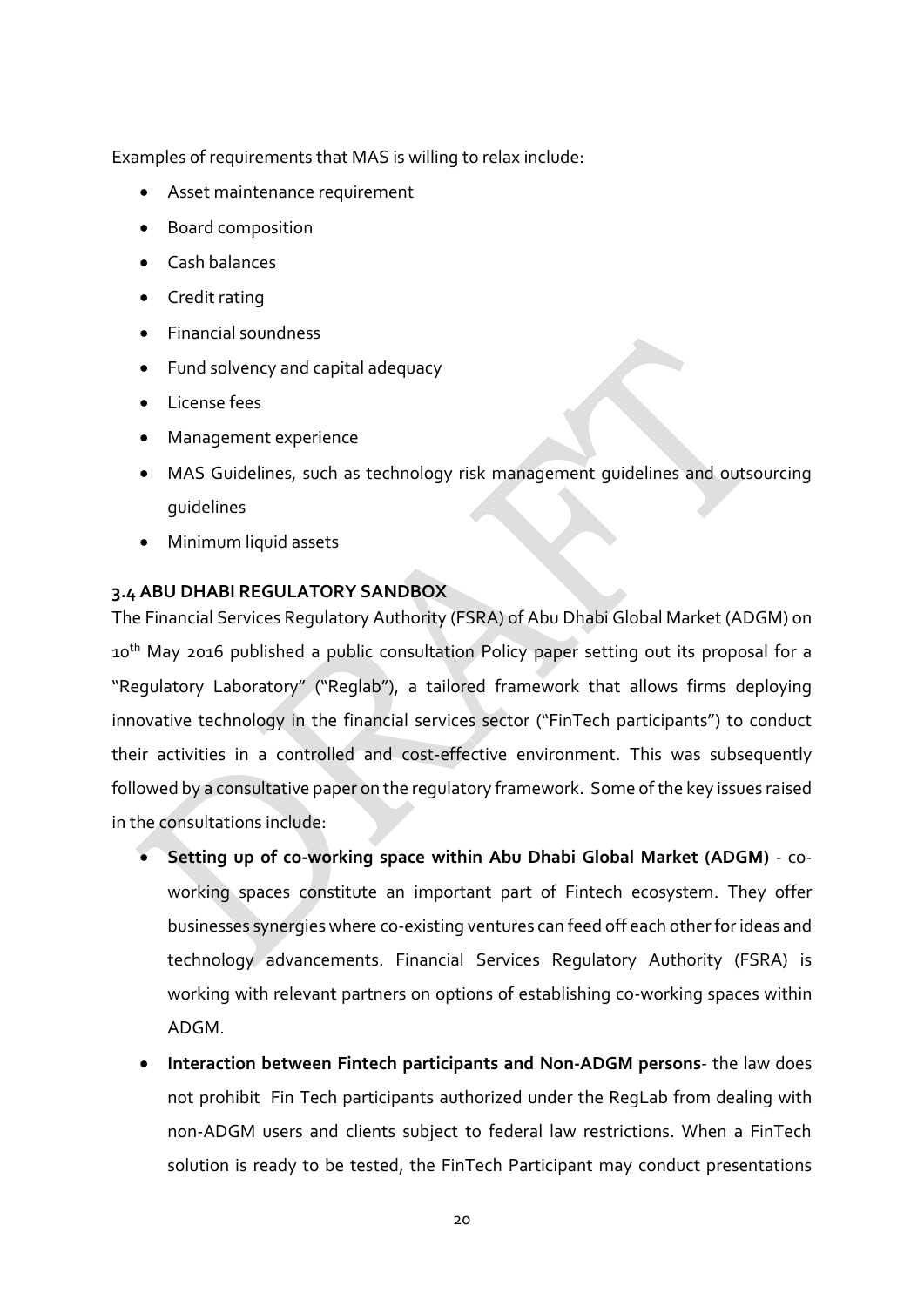Examples of requirements that MAS is willing to relax include:

- Asset maintenance requirement
- Board composition
- Cash balances
- Credit rating
- Financial soundness
- Fund solvency and capital adequacy
- License fees
- Management experience
- MAS Guidelines, such as technology risk management guidelines and outsourcing guidelines
- Minimum liquid assets

### 3.4 ABU DHABI REGULATORY SANDBOX

The Financial Services Regulatory Authority (FSRA) of Abu Dhabi Global Market (ADGM) on 10th May 2016 published a public consultation Policy paper setting out its proposal for a "Regulatory Laboratory" ("Reglab"), a tailored framework that allows firms deploying innovative technology in the financial services sector ("FinTech participants") to conduct their activities in a controlled and cost-effective environment. This was subsequently followed by a consultative paper on the regulatory framework. Some of the key issues raised in the consultations include:

- **Setting up of co-working space within Abu Dhabi Global Market (ADGM)** - co-working spaces constitute an important part of Fintech ecosystem. They offer businesses synergies where co-existing ventures can feed off each other for ideas and technology advancements. Financial Services Regulatory Authority (FSRA) is working with relevant partners on options of establishing co-working spaces within ADGM.
- **Interaction between Fintech participants and Non-ADGM persons**- the law does not prohibit Fin Tech participants authorized under the RegLab from dealing with non-ADGM users and clients subject to federal law restrictions. When a FinTech solution is ready to be tested, the FinTech Participant may conduct presentations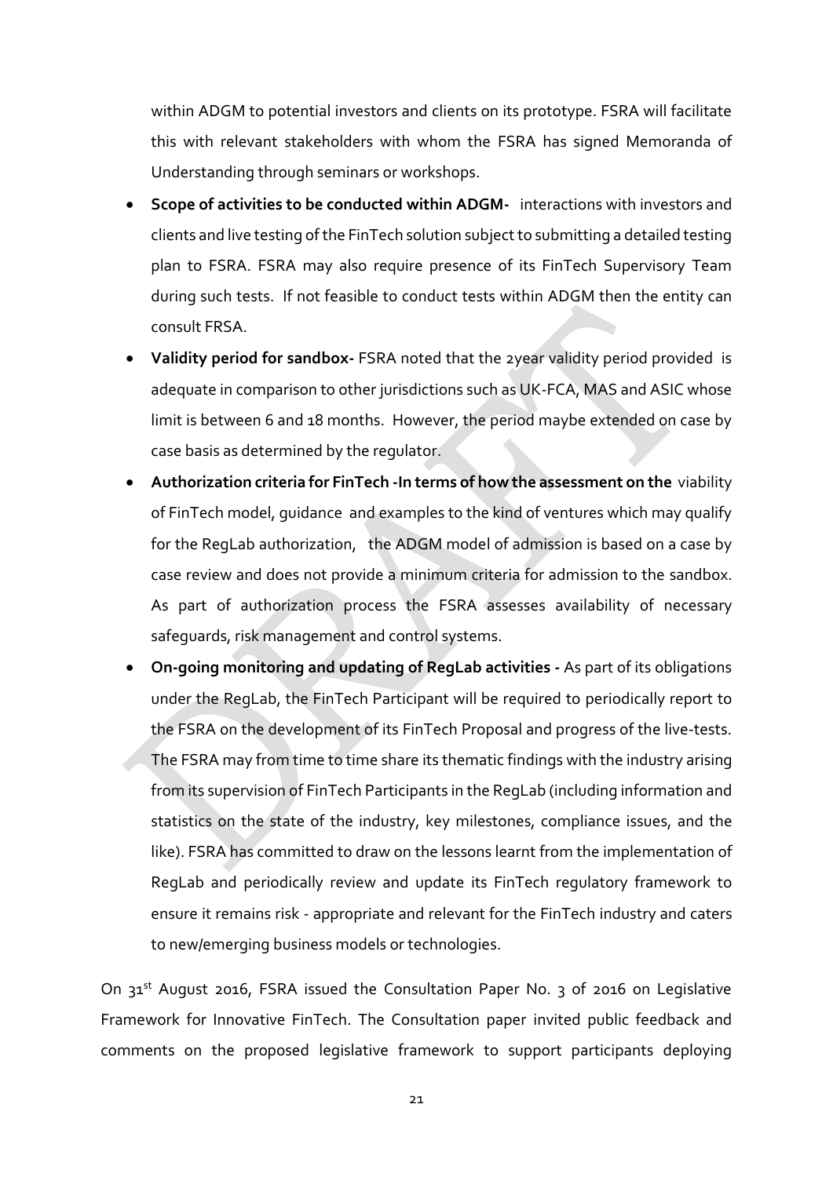within ADGM to potential investors and clients on its prototype. FSRA will facilitate this with relevant stakeholders with whom the FSRA has signed Memoranda of Understanding through seminars or workshops.

- **Scope of activities to be conducted within ADGM-** interactions with investors and clients and live testing of the FinTech solution subject to submitting a detailed testing plan to FSRA. FSRA may also require presence of its FinTech Supervisory Team during such tests. If not feasible to conduct tests within ADGM then the entity can consult FRSA.
- **Validity period for sandbox-** FSRA noted that the 2year validity period provided is adequate in comparison to other jurisdictions such as UK-FCA, MAS and ASIC whose limit is between 6 and 18 months. However, the period maybe extended on case by case basis as determined by the regulator.
- **Authorization criteria for FinTech -In terms of how the assessment on the** viability of FinTech model, guidance and examples to the kind of ventures which may qualify for the RegLab authorization, the ADGM model of admission is based on a case by case review and does not provide a minimum criteria for admission to the sandbox. As part of authorization process the FSRA assesses availability of necessary safeguards, risk management and control systems.
- **On-going monitoring and updating of RegLab activities -** As part of its obligations under the RegLab, the FinTech Participant will be required to periodically report to the FSRA on the development of its FinTech Proposal and progress of the live-tests. The FSRA may from time to time share its thematic findings with the industry arising from its supervision of FinTech Participants in the RegLab (including information and statistics on the state of the industry, key milestones, compliance issues, and the like). FSRA has committed to draw on the lessons learnt from the implementation of RegLab and periodically review and update its FinTech regulatory framework to ensure it remains risk - appropriate and relevant for the FinTech industry and caters to new/emerging business models or technologies.

On 31st August 2016, FSRA issued the Consultation Paper No. 3 of 2016 on Legislative Framework for Innovative FinTech. The Consultation paper invited public feedback and comments on the proposed legislative framework to support participants deploying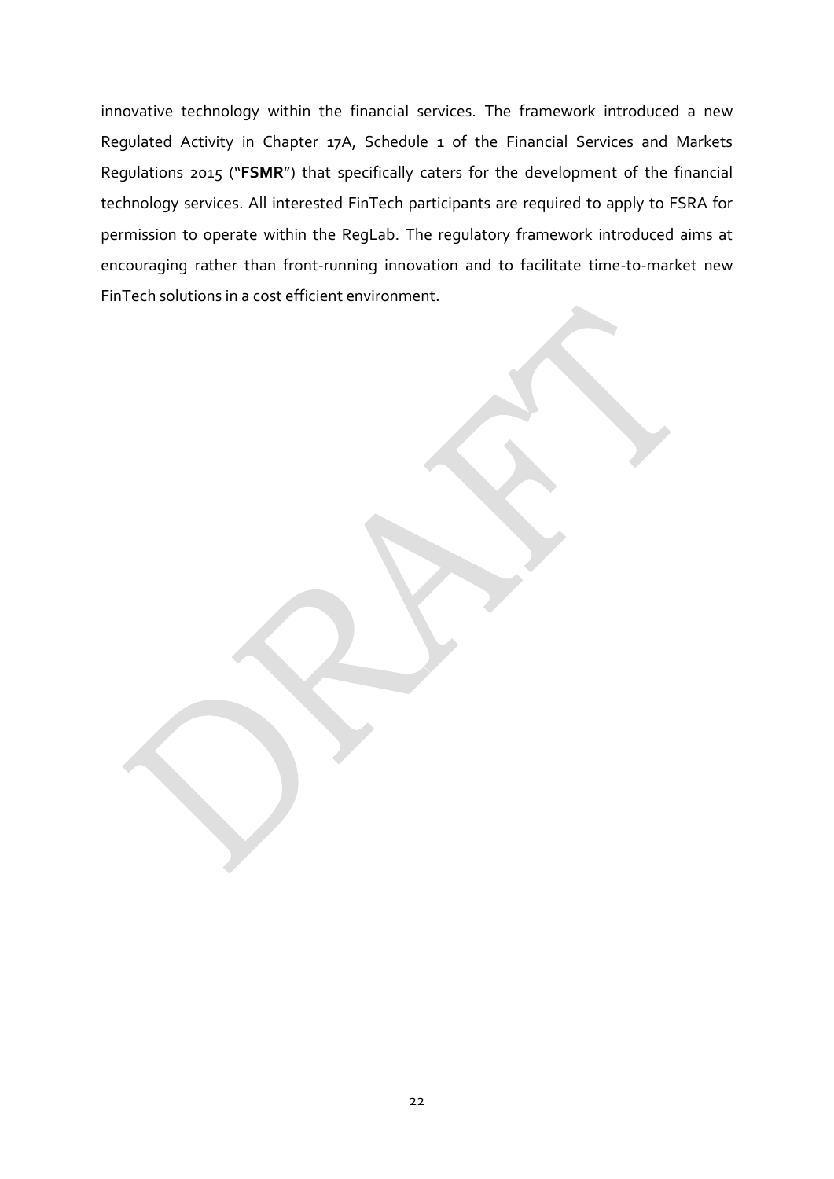innovative technology within the financial services. The framework introduced a new Regulated Activity in Chapter 17A, Schedule 1 of the Financial Services and Markets Regulations 2015 ("**FSMR**") that specifically caters for the development of the financial technology services. All interested FinTech participants are required to apply to FSRA for permission to operate within the RegLab. The regulatory framework introduced aims at encouraging rather than front-running innovation and to facilitate time-to-market new FinTech solutions in a cost efficient environment.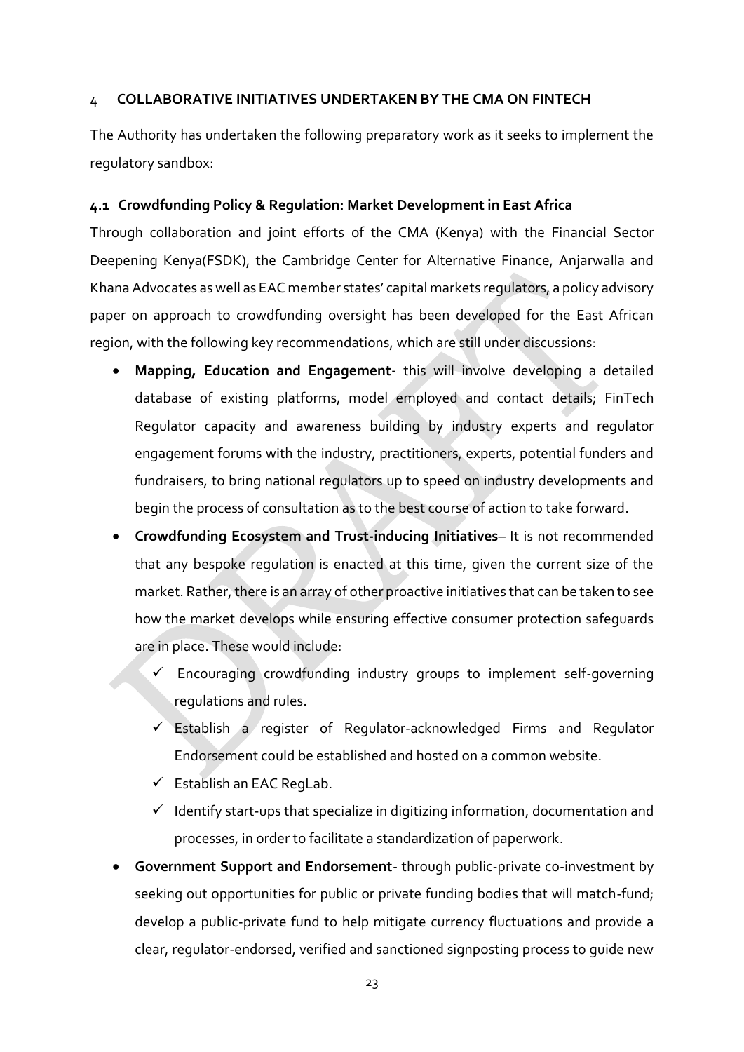# 4 COLLABORATIVE INITIATIVES UNDERTAKEN BY THE CMA ON FINTECH

The Authority has undertaken the following preparatory work as it seeks to implement the regulatory sandbox:

## 4.1 Crowdfunding Policy & Regulation: Market Development in East Africa

Through collaboration and joint efforts of the CMA (Kenya) with the Financial Sector Deepening Kenya(FSDK), the Cambridge Center for Alternative Finance, Anjarwalla and Khana Advocates as well as EAC member states' capital markets regulators, a policy advisory paper on approach to crowdfunding oversight has been developed for the East African region, with the following key recommendations, which are still under discussions:

- **Mapping, Education and Engagement-** this will involve developing a detailed database of existing platforms, model employed and contact details; FinTech Regulator capacity and awareness building by industry experts and regulator engagement forums with the industry, practitioners, experts, potential funders and fundraisers, to bring national regulators up to speed on industry developments and begin the process of consultation as to the best course of action to take forward.
- **Crowdfunding Ecosystem and Trust-inducing Initiatives**– It is not recommended that any bespoke regulation is enacted at this time, given the current size of the market. Rather, there is an array of other proactive initiatives that can be taken to see how the market develops while ensuring effective consumer protection safeguards are in place. These would include:
  - ✓ Encouraging crowdfunding industry groups to implement self-governing regulations and rules.
  - ✓ Establish a register of Regulator-acknowledged Firms and Regulator Endorsement could be established and hosted on a common website.
  - ✓ Establish an EAC RegLab.
  - ✓ Identify start-ups that specialize in digitizing information, documentation and processes, in order to facilitate a standardization of paperwork.
- **Government Support and Endorsement**- through public-private co-investment by seeking out opportunities for public or private funding bodies that will match-fund; develop a public-private fund to help mitigate currency fluctuations and provide a clear, regulator-endorsed, verified and sanctioned signposting process to guide new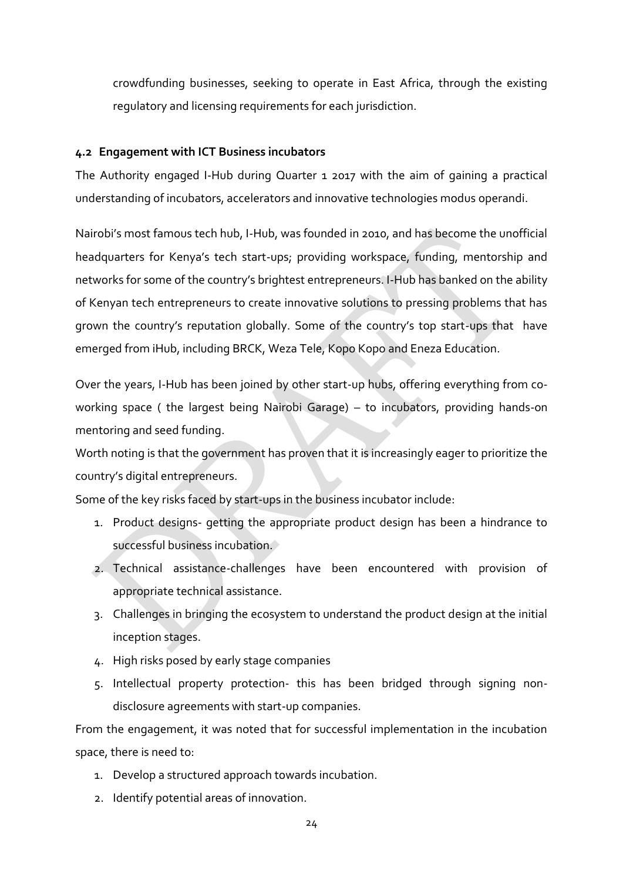crowdfunding businesses, seeking to operate in East Africa, through the existing regulatory and licensing requirements for each jurisdiction.

### 4.2 Engagement with ICT Business incubators

The Authority engaged I-Hub during Quarter 1 2017 with the aim of gaining a practical understanding of incubators, accelerators and innovative technologies modus operandi.

Nairobi's most famous tech hub, I-Hub, was founded in 2010, and has become the unofficial headquarters for Kenya's tech start-ups; providing workspace, funding, mentorship and networks for some of the country's brightest entrepreneurs. I-Hub has banked on the ability of Kenyan tech entrepreneurs to create innovative solutions to pressing problems that has grown the country's reputation globally. Some of the country's top start-ups that have emerged from iHub, including BRCK, Weza Tele, Kopo Kopo and Eneza Education.

Over the years, I-Hub has been joined by other start-up hubs, offering everything from co-working space ( the largest being Nairobi Garage) – to incubators, providing hands-on mentoring and seed funding.

Worth noting is that the government has proven that it is increasingly eager to prioritize the country's digital entrepreneurs.

Some of the key risks faced by start-ups in the business incubator include:

1. Product designs- getting the appropriate product design has been a hindrance to successful business incubation.
2. Technical assistance-challenges have been encountered with provision of appropriate technical assistance.
3. Challenges in bringing the ecosystem to understand the product design at the initial inception stages.
4. High risks posed by early stage companies
5. Intellectual property protection- this has been bridged through signing non-disclosure agreements with start-up companies.

From the engagement, it was noted that for successful implementation in the incubation space, there is need to:

1. Develop a structured approach towards incubation.
2. Identify potential areas of innovation.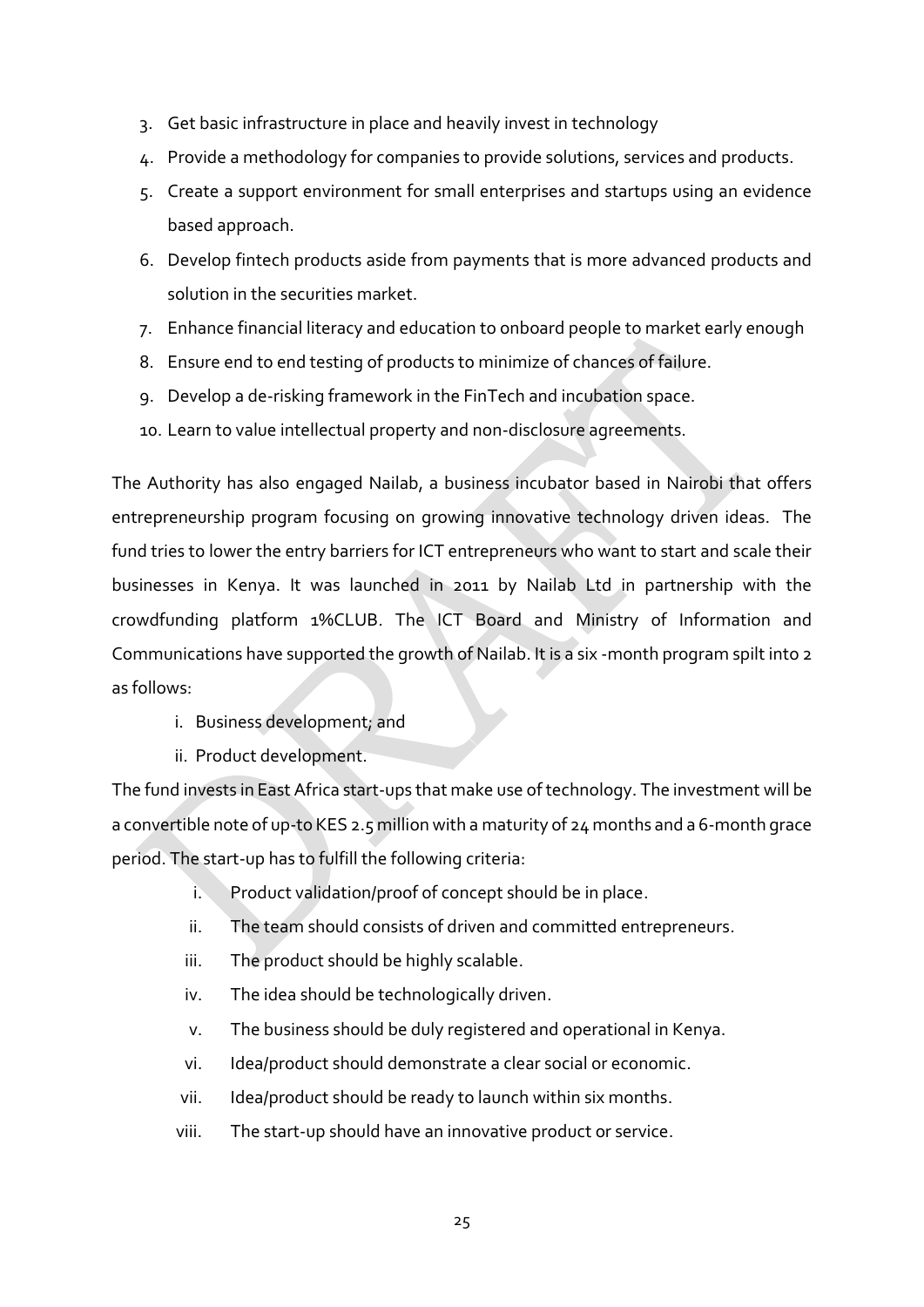3. Get basic infrastructure in place and heavily invest in technology
4. Provide a methodology for companies to provide solutions, services and products.
5. Create a support environment for small enterprises and startups using an evidence based approach.
6. Develop fintech products aside from payments that is more advanced products and solution in the securities market.
7. Enhance financial literacy and education to onboard people to market early enough
8. Ensure end to end testing of products to minimize of chances of failure.
9. Develop a de-risking framework in the FinTech and incubation space.
10. Learn to value intellectual property and non-disclosure agreements.

The Authority has also engaged Nailab, a business incubator based in Nairobi that offers entrepreneurship program focusing on growing innovative technology driven ideas. The fund tries to lower the entry barriers for ICT entrepreneurs who want to start and scale their businesses in Kenya. It was launched in 2011 by Nailab Ltd in partnership with the crowdfunding platform 1%CLUB. The ICT Board and Ministry of Information and Communications have supported the growth of Nailab. It is a six -month program spilt into 2 as follows:

i. Business development; and
ii. Product development.

The fund invests in East Africa start-ups that make use of technology. The investment will be a convertible note of up-to KES 2.5 million with a maturity of 24 months and a 6-month grace period. The start-up has to fulfill the following criteria:

i. Product validation/proof of concept should be in place.
ii. The team should consists of driven and committed entrepreneurs.
iii. The product should be highly scalable.
iv. The idea should be technologically driven.
v. The business should be duly registered and operational in Kenya.
vi. Idea/product should demonstrate a clear social or economic.
vii. Idea/product should be ready to launch within six months.
viii. The start-up should have an innovative product or service.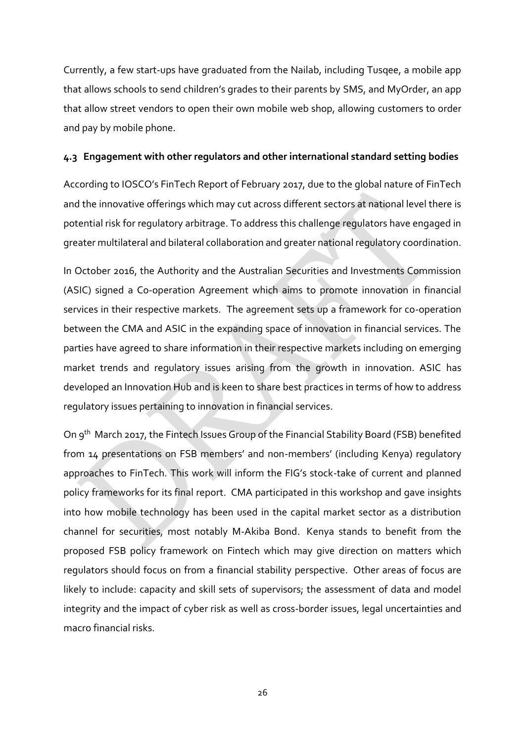Currently, a few start-ups have graduated from the Nailab, including Tusqee, a mobile app that allows schools to send children's grades to their parents by SMS, and MyOrder, an app that allow street vendors to open their own mobile web shop, allowing customers to order and pay by mobile phone.

### 4.3 Engagement with other regulators and other international standard setting bodies

According to IOSCO's FinTech Report of February 2017, due to the global nature of FinTech and the innovative offerings which may cut across different sectors at national level there is potential risk for regulatory arbitrage. To address this challenge regulators have engaged in greater multilateral and bilateral collaboration and greater national regulatory coordination.

In October 2016, the Authority and the Australian Securities and Investments Commission (ASIC) signed a Co-operation Agreement which aims to promote innovation in financial services in their respective markets. The agreement sets up a framework for co-operation between the CMA and ASIC in the expanding space of innovation in financial services. The parties have agreed to share information in their respective markets including on emerging market trends and regulatory issues arising from the growth in innovation. ASIC has developed an Innovation Hub and is keen to share best practices in terms of how to address regulatory issues pertaining to innovation in financial services.

On 9th March 2017, the Fintech Issues Group of the Financial Stability Board (FSB) benefited from 14 presentations on FSB members' and non-members' (including Kenya) regulatory approaches to FinTech. This work will inform the FIG's stock-take of current and planned policy frameworks for its final report. CMA participated in this workshop and gave insights into how mobile technology has been used in the capital market sector as a distribution channel for securities, most notably M-Akiba Bond. Kenya stands to benefit from the proposed FSB policy framework on Fintech which may give direction on matters which regulators should focus on from a financial stability perspective. Other areas of focus are likely to include: capacity and skill sets of supervisors; the assessment of data and model integrity and the impact of cyber risk as well as cross-border issues, legal uncertainties and macro financial risks.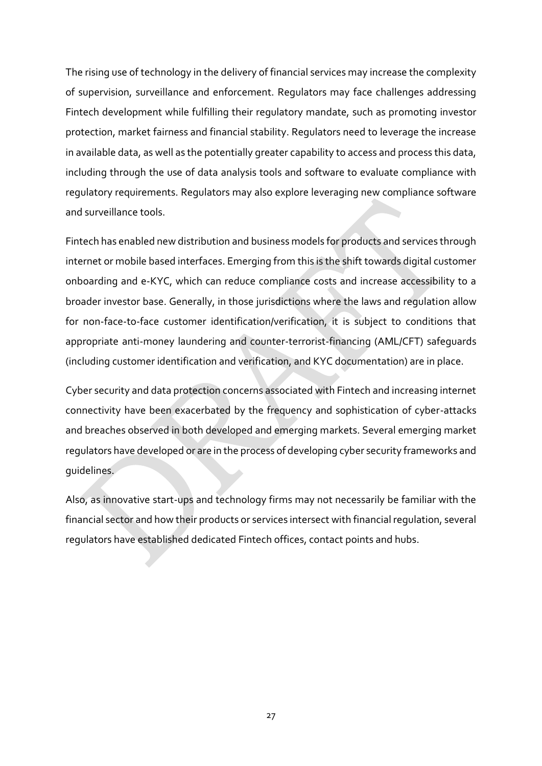The rising use of technology in the delivery of financial services may increase the complexity of supervision, surveillance and enforcement. Regulators may face challenges addressing Fintech development while fulfilling their regulatory mandate, such as promoting investor protection, market fairness and financial stability. Regulators need to leverage the increase in available data, as well as the potentially greater capability to access and process this data, including through the use of data analysis tools and software to evaluate compliance with regulatory requirements. Regulators may also explore leveraging new compliance software and surveillance tools.

Fintech has enabled new distribution and business models for products and services through internet or mobile based interfaces. Emerging from this is the shift towards digital customer onboarding and e-KYC, which can reduce compliance costs and increase accessibility to a broader investor base. Generally, in those jurisdictions where the laws and regulation allow for non-face-to-face customer identification/verification, it is subject to conditions that appropriate anti-money laundering and counter-terrorist-financing (AML/CFT) safeguards (including customer identification and verification, and KYC documentation) are in place.

Cyber security and data protection concerns associated with Fintech and increasing internet connectivity have been exacerbated by the frequency and sophistication of cyber-attacks and breaches observed in both developed and emerging markets. Several emerging market regulators have developed or are in the process of developing cyber security frameworks and guidelines.

Also, as innovative start-ups and technology firms may not necessarily be familiar with the financial sector and how their products or services intersect with financial regulation, several regulators have established dedicated Fintech offices, contact points and hubs.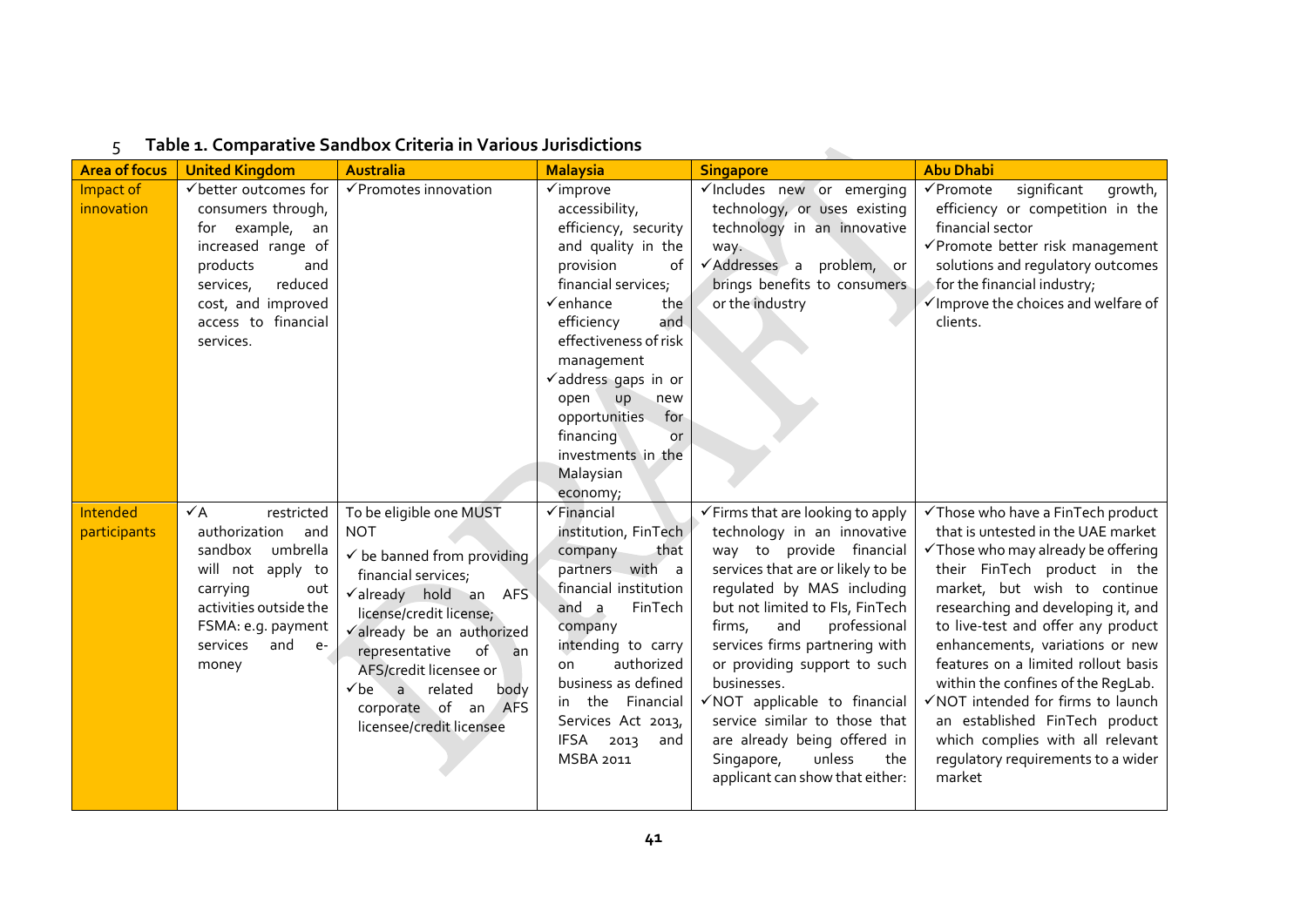5 **Table 1. Comparative Sandbox Criteria in Various Jurisdictions**

| Area of focus | United Kingdom | Australia | Malaysia | Singapore | Abu Dhabi |
|---|---|---|---|---|---|
| Impact of innovation | ✓better outcomes for consumers through, for example, an increased range of products and services, reduced cost, and improved access to financial services. | ✓Promotes innovation | ✓improve accessibility, efficiency, security and quality in the provision of financial services; ✓enhance the efficiency and effectiveness of risk management ✓address gaps in or open up new opportunities for financing or investments in the Malaysian economy; | ✓Includes new or emerging technology, or uses existing technology in an innovative way. ✓Addresses a problem, or brings benefits to consumers or the industry | ✓Promote significant growth, efficiency or competition in the financial sector ✓Promote better risk management solutions and regulatory outcomes for the financial industry; ✓Improve the choices and welfare of clients. |
| Intended participants | ✓A restricted authorization and sandbox umbrella will not apply to carrying out activities outside the FSMA: e.g. payment services and e-money | To be eligible one MUST NOT ✓ be banned from providing financial services; ✓already hold an AFS license/credit license; ✓already be an authorized representative of an AFS/credit licensee or ✓be a related body corporate of an AFS licensee/credit licensee | ✓Financial institution, FinTech company that partners with a financial institution and a FinTech company intending to carry on authorized business as defined in the Financial Services Act 2013, IFSA 2013 and MSBA 2011 | ✓Firms that are looking to apply technology in an innovative way to provide financial services that are or likely to be regulated by MAS including but not limited to FIs, FinTech firms, and professional services firms partnering with or providing support to such businesses. ✓NOT applicable to financial service similar to those that are already being offered in Singapore, unless the applicant can show that either: | ✓Those who have a FinTech product that is untested in the UAE market ✓Those who may already be offering their FinTech product in the market, but wish to continue researching and developing it, and to live-test and offer any product enhancements, variations or new features on a limited rollout basis within the confines of the RegLab. ✓NOT intended for firms to launch an established FinTech product which complies with all relevant regulatory requirements to a wider market |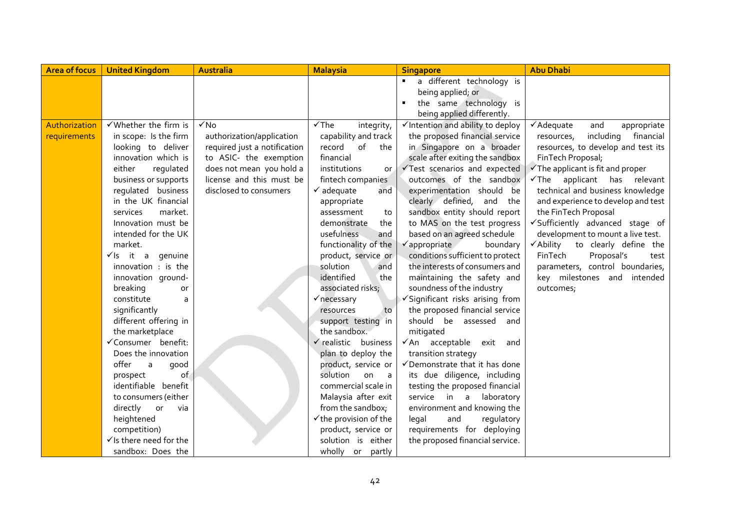| Area of focus | United Kingdom | Australia | Malaysia | Singapore | Abu Dhabi |
|---|---|---|---|---|---|
| | | | | ▪ a different technology is being applied; or<br>▪ the same technology is being applied differently. | |
| Authorization requirements | ✓Whether the firm is in scope: Is the firm looking to deliver innovation which is either regulated business or supports regulated business in the UK financial services market. Innovation must be intended for the UK market.<br>✓Is it a genuine innovation : is the innovation ground-breaking or constitute a significantly different offering in the marketplace<br>✓Consumer benefit: Does the innovation offer a good prospect of identifiable benefit to consumers (either directly or via heightened competition)<br>✓Is there need for the sandbox: Does the | ✓No authorization/application required just a notification to ASIC- the exemption does not mean you hold a license and this must be disclosed to consumers | ✓The integrity, capability and track record of the financial institutions or fintech companies<br>✓ adequate and appropriate assessment to demonstrate the usefulness and functionality of the product, service or solution and identified the associated risks;<br>✓necessary resources to support testing in the sandbox.<br>✓ realistic business plan to deploy the product, service or solution on a commercial scale in Malaysia after exit from the sandbox;<br>✓the provision of the product, service or solution is either wholly or partly | ✓Intention and ability to deploy the proposed financial service in Singapore on a broader scale after exiting the sandbox<br>✓Test scenarios and expected outcomes of the sandbox experimentation should be clearly defined, and the sandbox entity should report to MAS on the test progress based on an agreed schedule<br>✓appropriate boundary conditions sufficient to protect the interests of consumers and maintaining the safety and soundness of the industry<br>✓Significant risks arising from the proposed financial service should be assessed and mitigated<br>✓An acceptable exit and transition strategy<br>✓Demonstrate that it has done its due diligence, including testing the proposed financial service in a laboratory environment and knowing the legal and regulatory requirements for deploying the proposed financial service. | ✓Adequate and appropriate resources, including financial resources, to develop and test its FinTech Proposal;<br>✓The applicant is fit and proper<br>✓The applicant has relevant technical and business knowledge and experience to develop and test the FinTech Proposal<br>✓Sufficiently advanced stage of development to mount a live test.<br>✓Ability to clearly define the FinTech Proposal's test parameters, control boundaries, key milestones and intended outcomes; |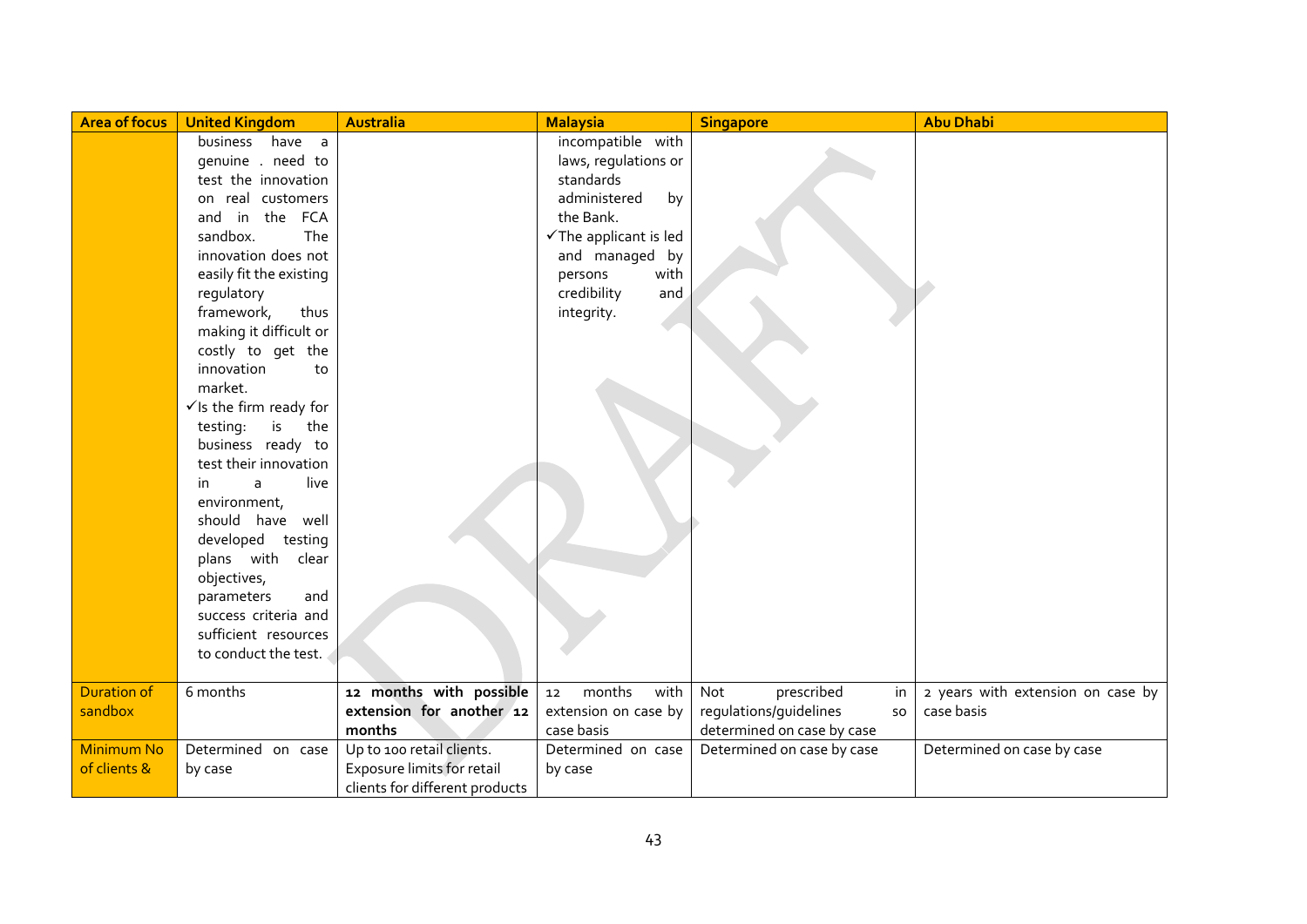| Area of focus | United Kingdom | Australia | Malaysia | Singapore | Abu Dhabi |
|---|---|---|---|---|---|
| | business have a genuine . need to test the innovation on real customers and in the FCA sandbox. The innovation does not easily fit the existing regulatory framework, thus making it difficult or costly to get the innovation to market.<br>✓Is the firm ready for testing: is the business ready to test their innovation in a live environment, should have well developed testing plans with clear objectives, parameters and success criteria and sufficient resources to conduct the test. | | incompatible with laws, regulations or standards administered by the Bank.<br>✓The applicant is led and managed by persons with credibility and integrity. | | |
| Duration of sandbox | 6 months | **12 months with possible extension for another 12 months** | 12 months with extension on case by case basis | Not prescribed in regulations/guidelines so determined on case by case | 2 years with extension on case by case basis |
| Minimum No of clients & | Determined on case by case | Up to 100 retail clients. Exposure limits for retail clients for different products | Determined on case by case | Determined on case by case | Determined on case by case |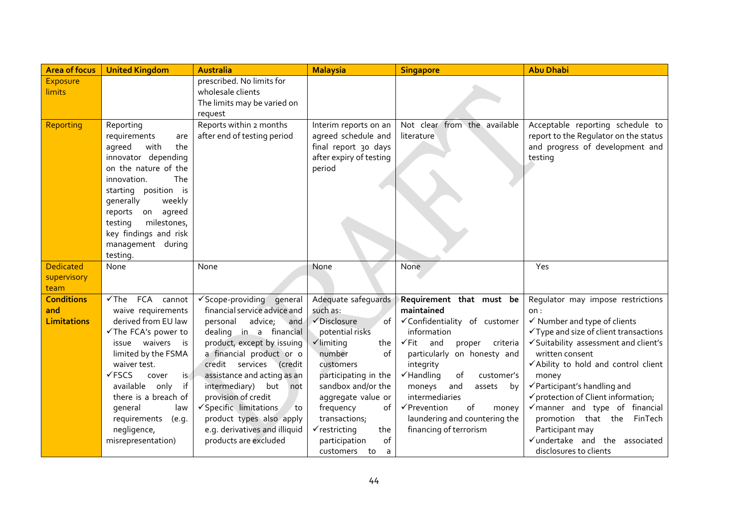| Area of focus | United Kingdom | Australia | Malaysia | Singapore | Abu Dhabi |
|---|---|---|---|---|---|
| Exposure limits | | prescribed. No limits for wholesale clients<br>The limits may be varied on request | | | |
| Reporting | Reporting requirements are agreed with the innovator depending on the nature of the innovation. The starting position is generally weekly reports on agreed testing milestones, key findings and risk management during testing. | Reports within 2 months after end of testing period | Interim reports on an agreed schedule and final report 30 days after expiry of testing period | Not clear from the available literature | Acceptable reporting schedule to report to the Regulator on the status and progress of development and testing |
| Dedicated supervisory team | None | None | None | None | Yes |
| **Conditions and Limitations** | ✓The FCA cannot waive requirements derived from EU law<br>✓The FCA's power to issue waivers is limited by the FSMA waiver test.<br>✓FSCS cover is available only if there is a breach of general law requirements (e.g. negligence, misrepresentation) | ✓Scope-providing general financial service advice and personal advice; and dealing in a financial product, except by issuing a financial product or o credit services (credit assistance and acting as an intermediary) but not provision of credit<br>✓Specific limitations to product types also apply e.g. derivatives and illiquid products are excluded | Adequate safeguards such as:<br>✓Disclosure of potential risks<br>✓limiting the number of customers participating in the sandbox and/or the aggregate value or frequency of transactions;<br>✓restricting the participation of customers to a | **Requirement that must be maintained**<br>✓Confidentiality of customer information<br>✓Fit and proper criteria particularly on honesty and integrity<br>✓Handling of customer's moneys and assets by intermediaries<br>✓Prevention of money laundering and countering the financing of terrorism | Regulator may impose restrictions on :<br>✓ Number and type of clients<br>✓Type and size of client transactions<br>✓Suitability assessment and client's written consent<br>✓Ability to hold and control client money<br>✓Participant's handling and<br>✓protection of Client information;<br>✓manner and type of financial promotion that the FinTech Participant may<br>✓undertake and the associated disclosures to clients |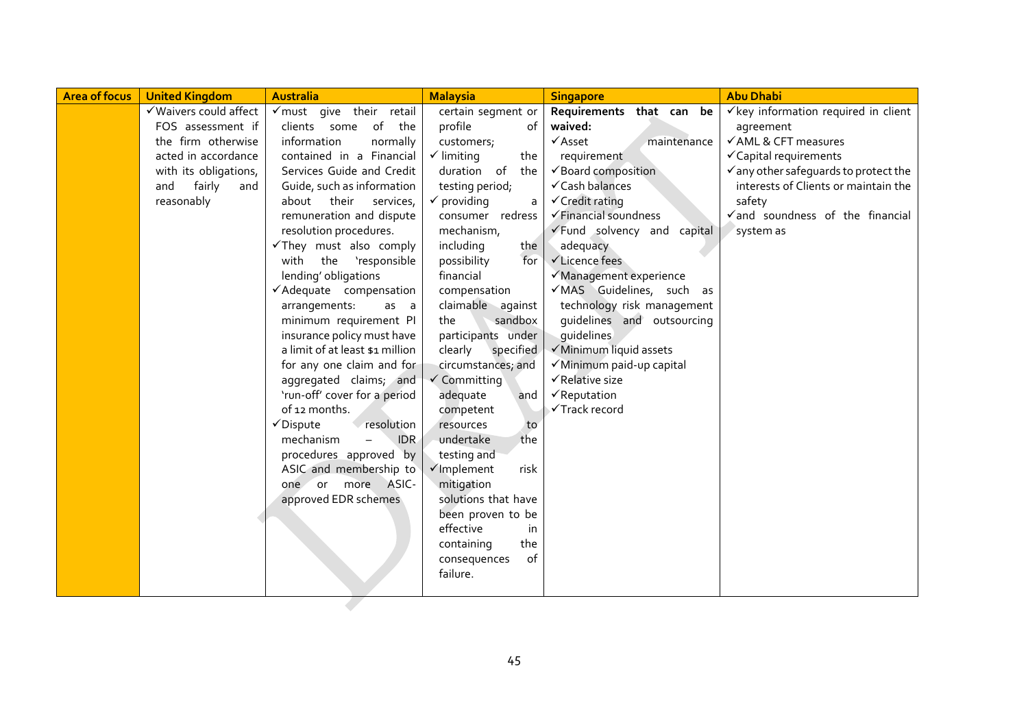| Area of focus | United Kingdom | Australia | Malaysia | Singapore | Abu Dhabi |
|---|---|---|---|---|---|
| | ✓Waivers could affect FOS assessment if the firm otherwise acted in accordance with its obligations, and fairly and reasonably | ✓must give their retail clients some of the information normally contained in a Financial Services Guide and Credit Guide, such as information about their services, remuneration and dispute resolution procedures.<br>✓They must also comply with the 'responsible lending' obligations<br>✓Adequate compensation arrangements: as a minimum requirement PI insurance policy must have a limit of at least $1 million for any one claim and for aggregated claims; and 'run-off' cover for a period of 12 months.<br>✓Dispute resolution mechanism – IDR procedures approved by ASIC and membership to one or more ASIC-approved EDR schemes | certain segment or profile of customers;<br>✓ limiting the duration of the testing period;<br>✓ providing a consumer redress mechanism, including the possibility for financial compensation claimable against the sandbox participants under clearly specified circumstances; and<br>✓ Committing adequate and competent resources to undertake the testing and<br>✓Implement risk mitigation solutions that have been proven to be effective in containing the consequences of failure. | **Requirements that can be waived:**<br>✓Asset maintenance requirement<br>✓Board composition<br>✓Cash balances<br>✓Credit rating<br>✓Financial soundness<br>✓Fund solvency and capital adequacy<br>✓Licence fees<br>✓Management experience<br>✓MAS Guidelines, such as technology risk management guidelines and outsourcing guidelines<br>✓Minimum liquid assets<br>✓Minimum paid-up capital<br>✓Relative size<br>✓Reputation<br>✓Track record | ✓key information required in client agreement<br>✓AML & CFT measures<br>✓Capital requirements<br>✓any other safeguards to protect the interests of Clients or maintain the safety<br>✓and soundness of the financial system as |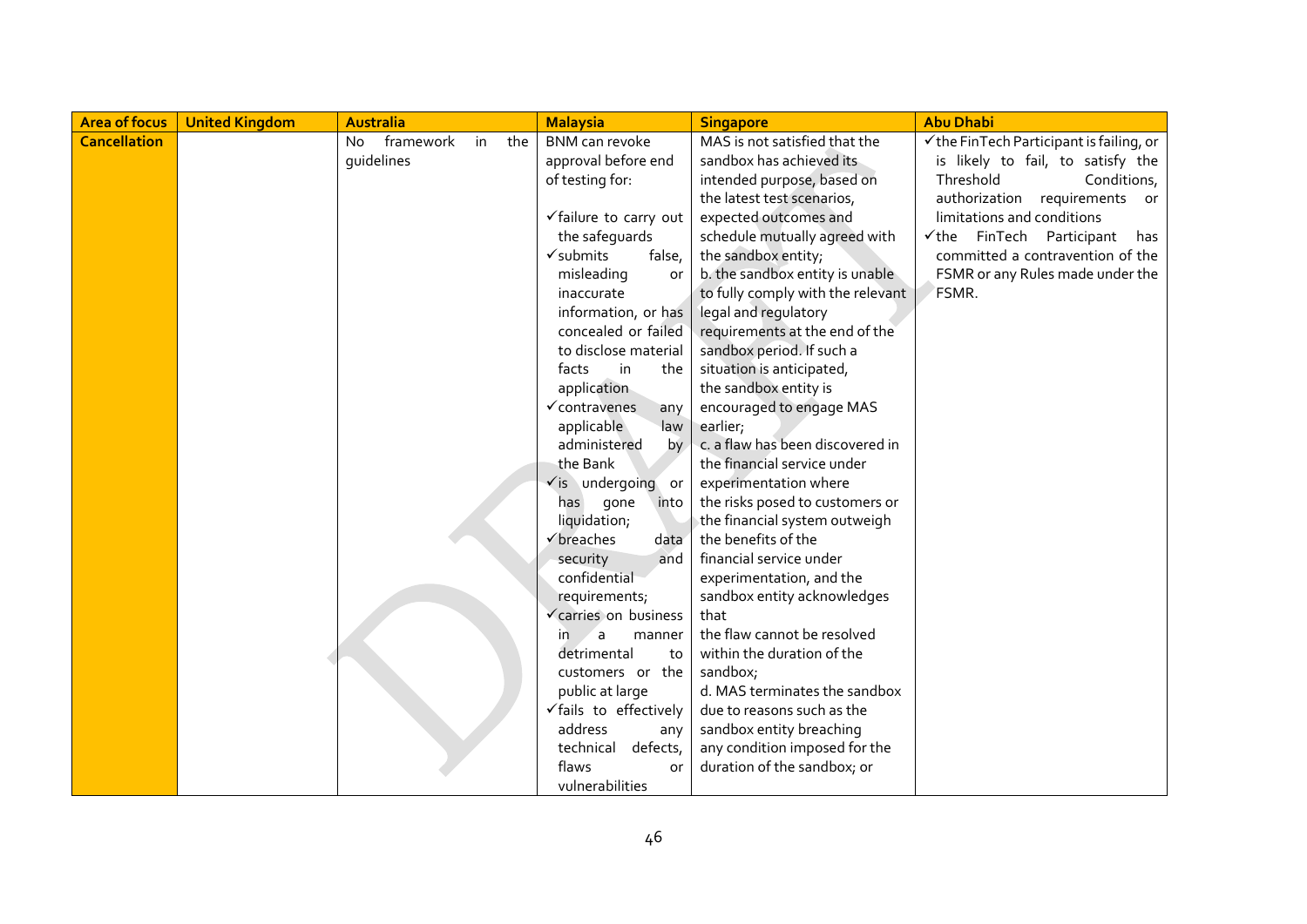| Area of focus | United Kingdom | Australia | Malaysia | Singapore | Abu Dhabi |
|---|---|---|---|---|---|
| **Cancellation** | | No framework in the guidelines | BNM can revoke approval before end of testing for:<br><br>✓failure to carry out the safeguards<br>✓submits false, misleading or inaccurate information, or has concealed or failed to disclose material facts in the application<br>✓contravenes any applicable law administered by the Bank<br>✓is undergoing or has gone into liquidation;<br>✓breaches data security and confidential requirements;<br>✓carries on business in a manner detrimental to customers or the public at large<br>✓fails to effectively address any technical defects, flaws or vulnerabilities | MAS is not satisfied that the sandbox has achieved its intended purpose, based on the latest test scenarios, expected outcomes and schedule mutually agreed with the sandbox entity;<br>b. the sandbox entity is unable to fully comply with the relevant legal and regulatory requirements at the end of the sandbox period. If such a situation is anticipated, the sandbox entity is encouraged to engage MAS earlier;<br>c. a flaw has been discovered in the financial service under experimentation where the risks posed to customers or the financial system outweigh the benefits of the financial service under experimentation, and the sandbox entity acknowledges that the flaw cannot be resolved within the duration of the sandbox;<br>d. MAS terminates the sandbox due to reasons such as the sandbox entity breaching any condition imposed for the duration of the sandbox; or | ✓the FinTech Participant is failing, or is likely to fail, to satisfy the Threshold Conditions, authorization requirements or limitations and conditions<br>✓the FinTech Participant has committed a contravention of the FSMR or any Rules made under the FSMR. |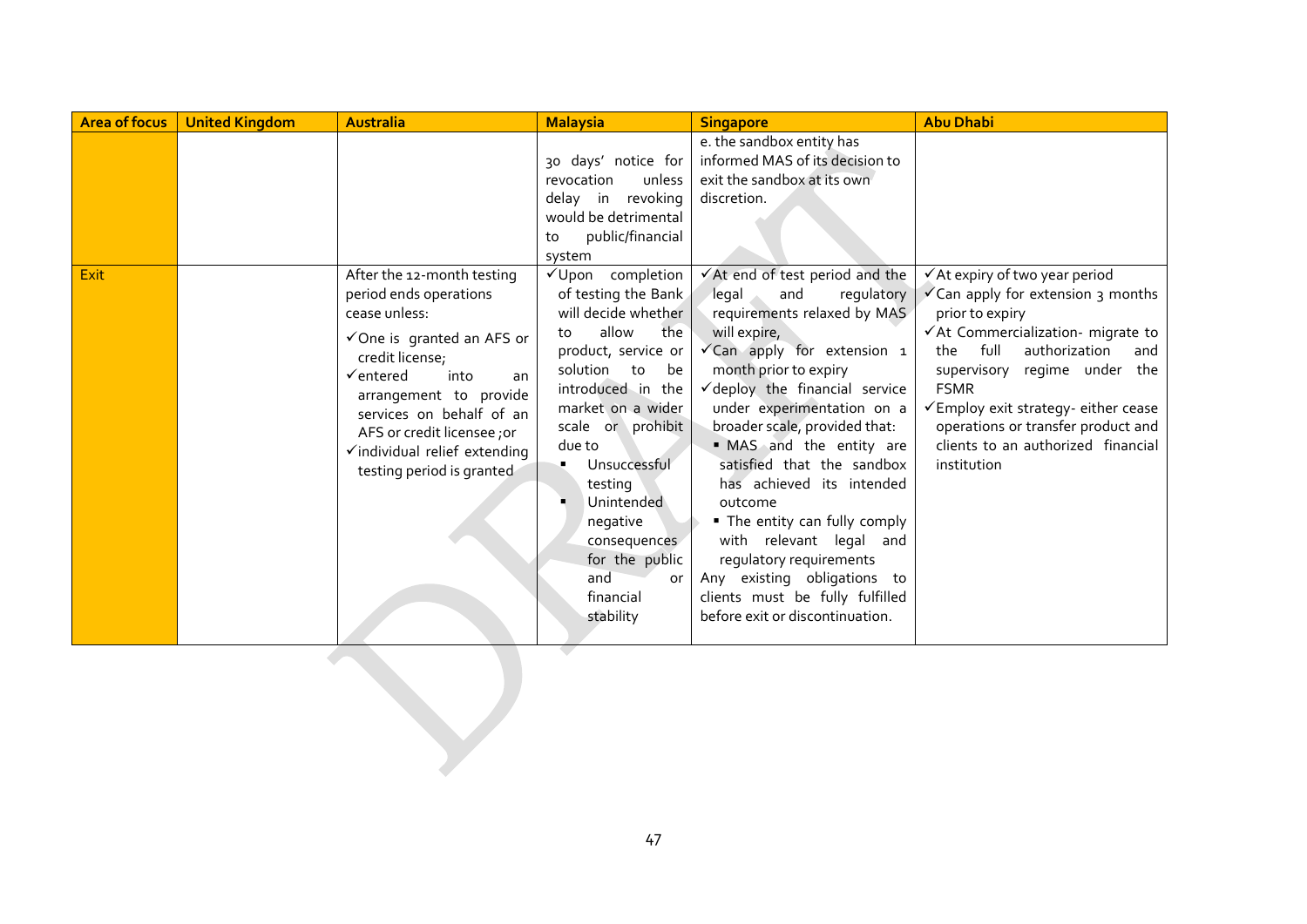| Area of focus | United Kingdom | Australia | Malaysia | Singapore | Abu Dhabi |
|---|---|---|---|---|---|
| | | | 30 days' notice for revocation unless delay in revoking would be detrimental to public/financial system | e. the sandbox entity has informed MAS of its decision to exit the sandbox at its own discretion. | |
| Exit | | After the 12-month testing period ends operations cease unless:<br>✓One is granted an AFS or credit license;<br>✓entered into an arrangement to provide services on behalf of an AFS or credit licensee ;or<br>✓individual relief extending testing period is granted | ✓Upon completion of testing the Bank will decide whether to allow the product, service or solution to be introduced in the market on a wider scale or prohibit due to<br>▪ Unsuccessful testing<br>▪ Unintended negative consequences for the public and or financial stability | ✓At end of test period and the legal and regulatory requirements relaxed by MAS will expire,<br>✓Can apply for extension 1 month prior to expiry<br>✓deploy the financial service under experimentation on a broader scale, provided that:<br>▪ MAS and the entity are satisfied that the sandbox has achieved its intended outcome<br>▪ The entity can fully comply with relevant legal and regulatory requirements<br>Any existing obligations to clients must be fully fulfilled before exit or discontinuation. | ✓At expiry of two year period<br>✓Can apply for extension 3 months prior to expiry<br>✓At Commercialization- migrate to the full authorization and supervisory regime under the FSMR<br>✓Employ exit strategy- either cease operations or transfer product and clients to an authorized financial institution |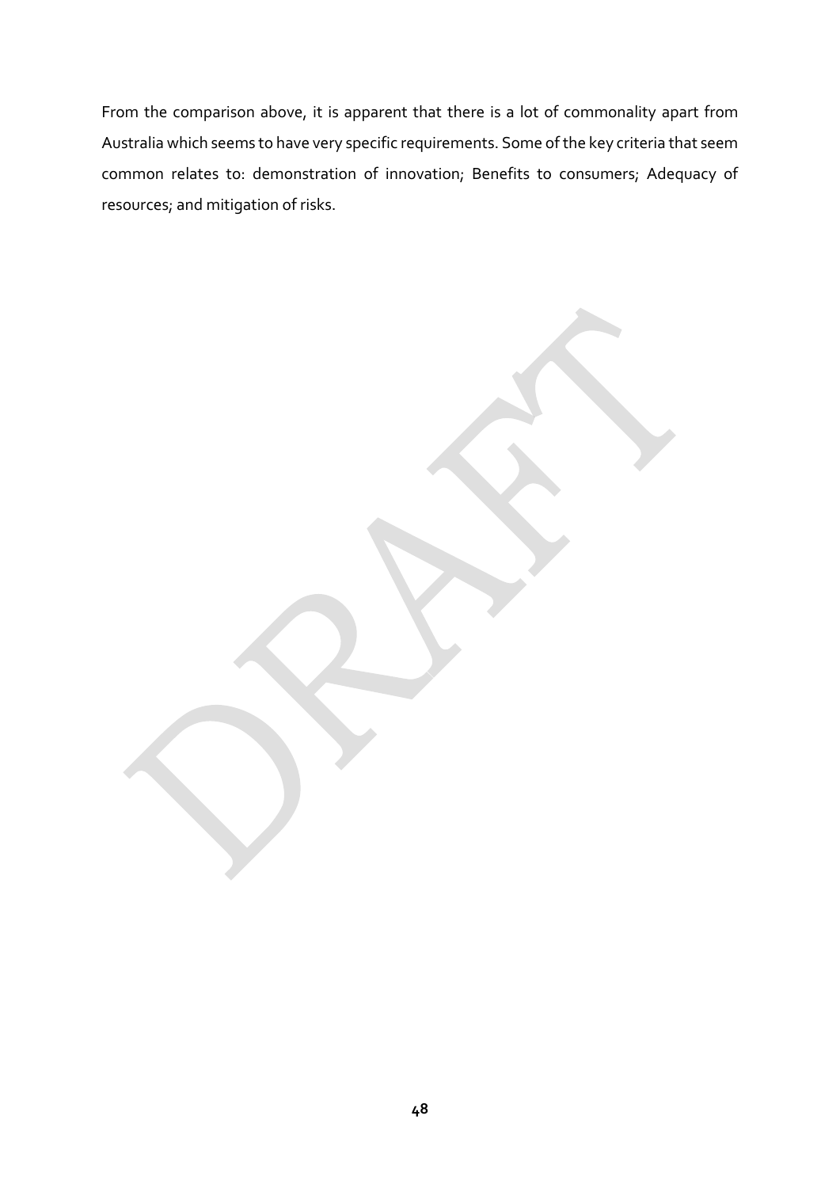From the comparison above, it is apparent that there is a lot of commonality apart from Australia which seems to have very specific requirements. Some of the key criteria that seem common relates to: demonstration of innovation; Benefits to consumers; Adequacy of resources; and mitigation of risks.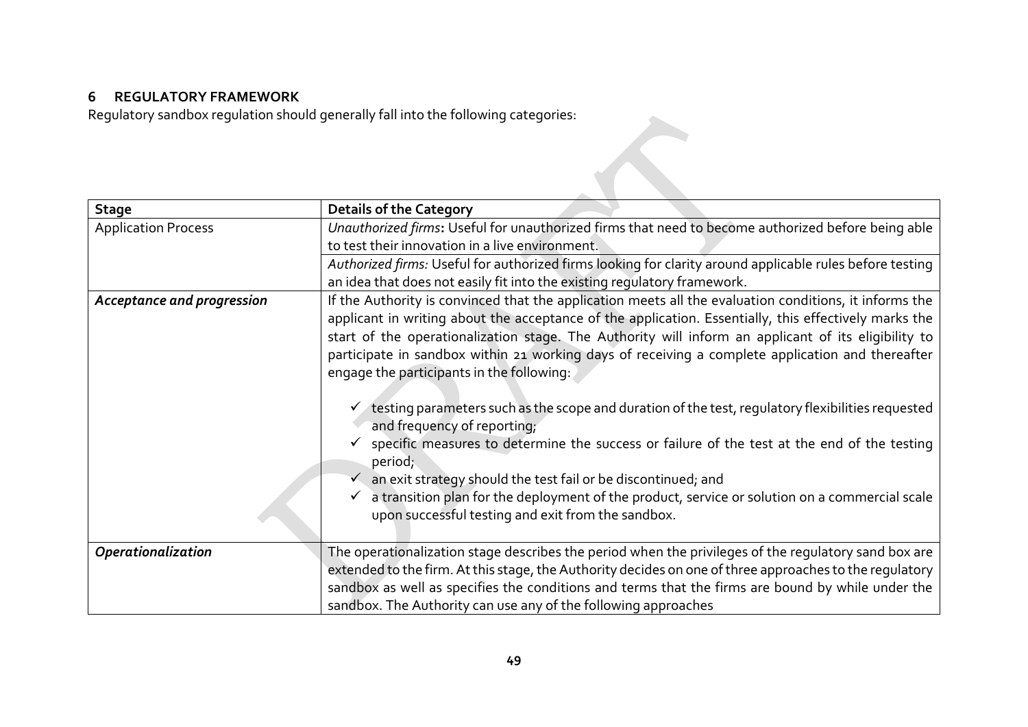## 6 REGULATORY FRAMEWORK

Regulatory sandbox regulation should generally fall into the following categories:

| Stage | Details of the Category |
|---|---|
| Application Process | *Unauthorized firms***:** Useful for unauthorized firms that need to become authorized before being able to test their innovation in a live environment. |
| | *Authorized firms:* Useful for authorized firms looking for clarity around applicable rules before testing an idea that does not easily fit into the existing regulatory framework. |
| ***Acceptance and progression*** | If the Authority is convinced that the application meets all the evaluation conditions, it informs the applicant in writing about the acceptance of the application. Essentially, this effectively marks the start of the operationalization stage. The Authority will inform an applicant of its eligibility to participate in sandbox within 21 working days of receiving a complete application and thereafter engage the participants in the following:<br><br>✓ testing parameters such as the scope and duration of the test, regulatory flexibilities requested and frequency of reporting;<br>✓ specific measures to determine the success or failure of the test at the end of the testing period;<br>✓ an exit strategy should the test fail or be discontinued; and<br>✓ a transition plan for the deployment of the product, service or solution on a commercial scale upon successful testing and exit from the sandbox. |
| ***Operationalization*** | The operationalization stage describes the period when the privileges of the regulatory sand box are extended to the firm. At this stage, the Authority decides on one of three approaches to the regulatory sandbox as well as specifies the conditions and terms that the firms are bound by while under the sandbox. The Authority can use any of the following approaches |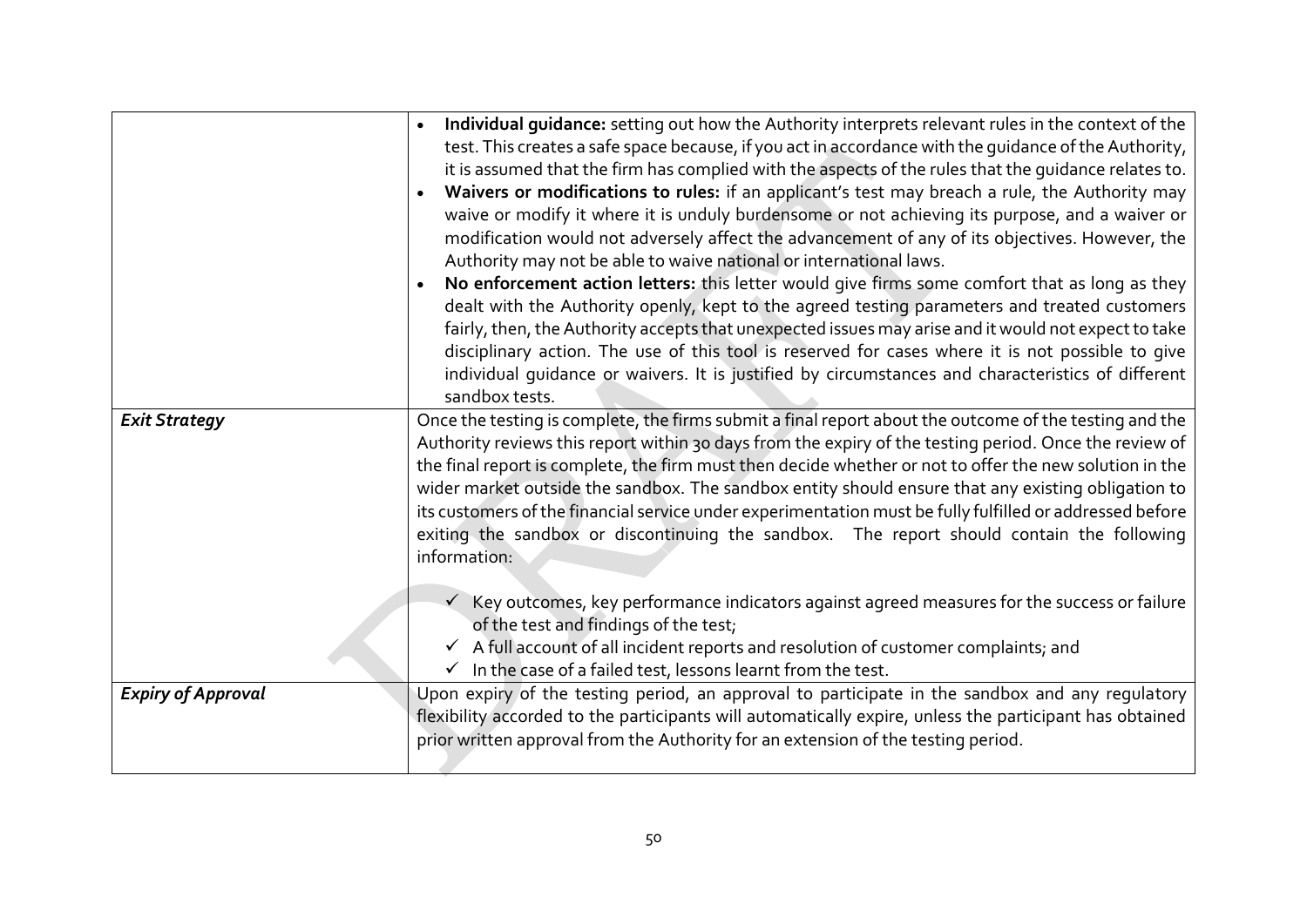| | |
|---|---|
| | • **Individual guidance:** setting out how the Authority interprets relevant rules in the context of the test. This creates a safe space because, if you act in accordance with the guidance of the Authority, it is assumed that the firm has complied with the aspects of the rules that the guidance relates to.<br>• **Waivers or modifications to rules:** if an applicant's test may breach a rule, the Authority may waive or modify it where it is unduly burdensome or not achieving its purpose, and a waiver or modification would not adversely affect the advancement of any of its objectives. However, the Authority may not be able to waive national or international laws.<br>• **No enforcement action letters:** this letter would give firms some comfort that as long as they dealt with the Authority openly, kept to the agreed testing parameters and treated customers fairly, then, the Authority accepts that unexpected issues may arise and it would not expect to take disciplinary action. The use of this tool is reserved for cases where it is not possible to give individual guidance or waivers. It is justified by circumstances and characteristics of different sandbox tests. |
| ***Exit Strategy*** | Once the testing is complete, the firms submit a final report about the outcome of the testing and the Authority reviews this report within 30 days from the expiry of the testing period. Once the review of the final report is complete, the firm must then decide whether or not to offer the new solution in the wider market outside the sandbox. The sandbox entity should ensure that any existing obligation to its customers of the financial service under experimentation must be fully fulfilled or addressed before exiting the sandbox or discontinuing the sandbox. The report should contain the following information:<br><br>✓ Key outcomes, key performance indicators against agreed measures for the success or failure of the test and findings of the test;<br>✓ A full account of all incident reports and resolution of customer complaints; and<br>✓ In the case of a failed test, lessons learnt from the test. |
| ***Expiry of Approval*** | Upon expiry of the testing period, an approval to participate in the sandbox and any regulatory flexibility accorded to the participants will automatically expire, unless the participant has obtained prior written approval from the Authority for an extension of the testing period. |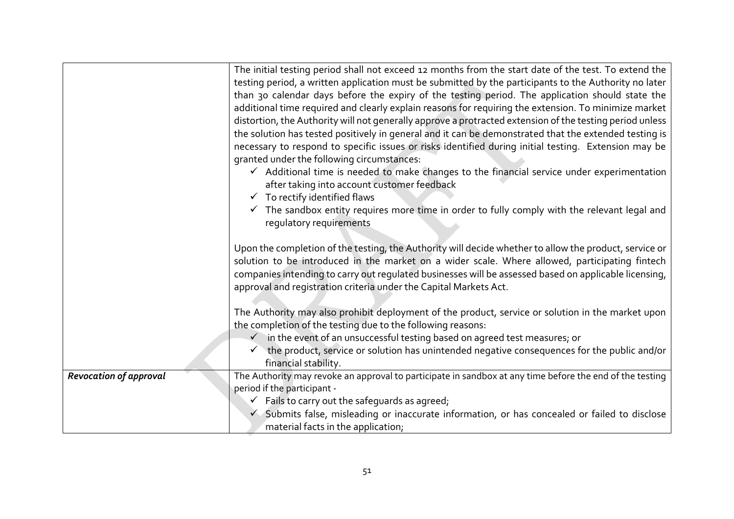| | |
|---|---|
| | The initial testing period shall not exceed 12 months from the start date of the test. To extend the testing period, a written application must be submitted by the participants to the Authority no later than 30 calendar days before the expiry of the testing period. The application should state the additional time required and clearly explain reasons for requiring the extension. To minimize market distortion, the Authority will not generally approve a protracted extension of the testing period unless the solution has tested positively in general and it can be demonstrated that the extended testing is necessary to respond to specific issues or risks identified during initial testing. Extension may be granted under the following circumstances:<br>✓ Additional time is needed to make changes to the financial service under experimentation after taking into account customer feedback<br>✓ To rectify identified flaws<br>✓ The sandbox entity requires more time in order to fully comply with the relevant legal and regulatory requirements<br><br>Upon the completion of the testing, the Authority will decide whether to allow the product, service or solution to be introduced in the market on a wider scale. Where allowed, participating fintech companies intending to carry out regulated businesses will be assessed based on applicable licensing, approval and registration criteria under the Capital Markets Act.<br><br>The Authority may also prohibit deployment of the product, service or solution in the market upon the completion of the testing due to the following reasons:<br>✓ in the event of an unsuccessful testing based on agreed test measures; or<br>✓ the product, service or solution has unintended negative consequences for the public and/or financial stability. |
| ***Revocation of approval*** | The Authority may revoke an approval to participate in sandbox at any time before the end of the testing period if the participant -<br>✓ Fails to carry out the safeguards as agreed;<br>✓ Submits false, misleading or inaccurate information, or has concealed or failed to disclose material facts in the application; |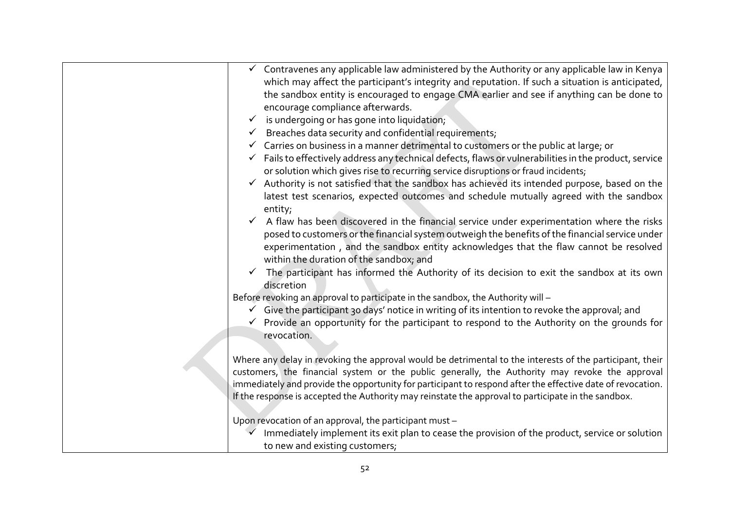| | |
|---|---|
| | ✓ Contravenes any applicable law administered by the Authority or any applicable law in Kenya which may affect the participant's integrity and reputation. If such a situation is anticipated, the sandbox entity is encouraged to engage CMA earlier and see if anything can be done to encourage compliance afterwards.<br>✓ is undergoing or has gone into liquidation;<br>✓ Breaches data security and confidential requirements;<br>✓ Carries on business in a manner detrimental to customers or the public at large; or<br>✓ Fails to effectively address any technical defects, flaws or vulnerabilities in the product, service or solution which gives rise to recurring service disruptions or fraud incidents;<br>✓ Authority is not satisfied that the sandbox has achieved its intended purpose, based on the latest test scenarios, expected outcomes and schedule mutually agreed with the sandbox entity;<br>✓ A flaw has been discovered in the financial service under experimentation where the risks posed to customers or the financial system outweigh the benefits of the financial service under experimentation , and the sandbox entity acknowledges that the flaw cannot be resolved within the duration of the sandbox; and<br>✓ The participant has informed the Authority of its decision to exit the sandbox at its own discretion<br>Before revoking an approval to participate in the sandbox, the Authority will –<br>✓ Give the participant 30 days' notice in writing of its intention to revoke the approval; and<br>✓ Provide an opportunity for the participant to respond to the Authority on the grounds for revocation.<br><br>Where any delay in revoking the approval would be detrimental to the interests of the participant, their customers, the financial system or the public generally, the Authority may revoke the approval immediately and provide the opportunity for participant to respond after the effective date of revocation. If the response is accepted the Authority may reinstate the approval to participate in the sandbox.<br><br>Upon revocation of an approval, the participant must –<br>✓ Immediately implement its exit plan to cease the provision of the product, service or solution to new and existing customers; |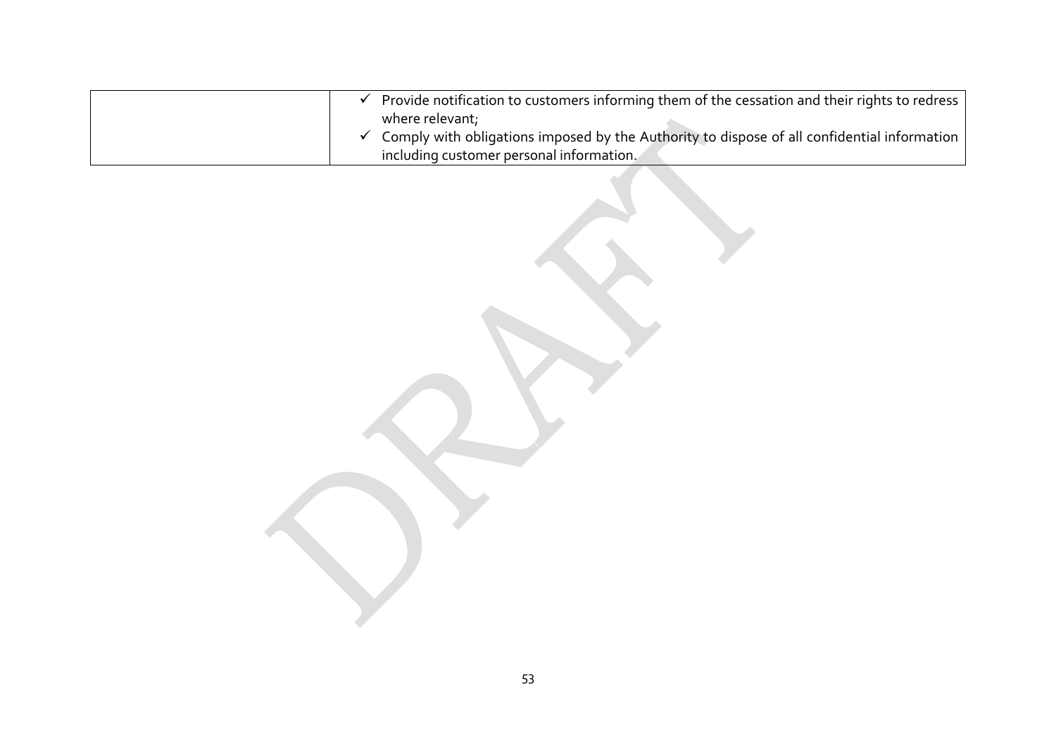| | |
|---|---|
| | ✓ Provide notification to customers informing them of the cessation and their rights to redress where relevant;<br>✓ Comply with obligations imposed by the Authority to dispose of all confidential information including customer personal information. |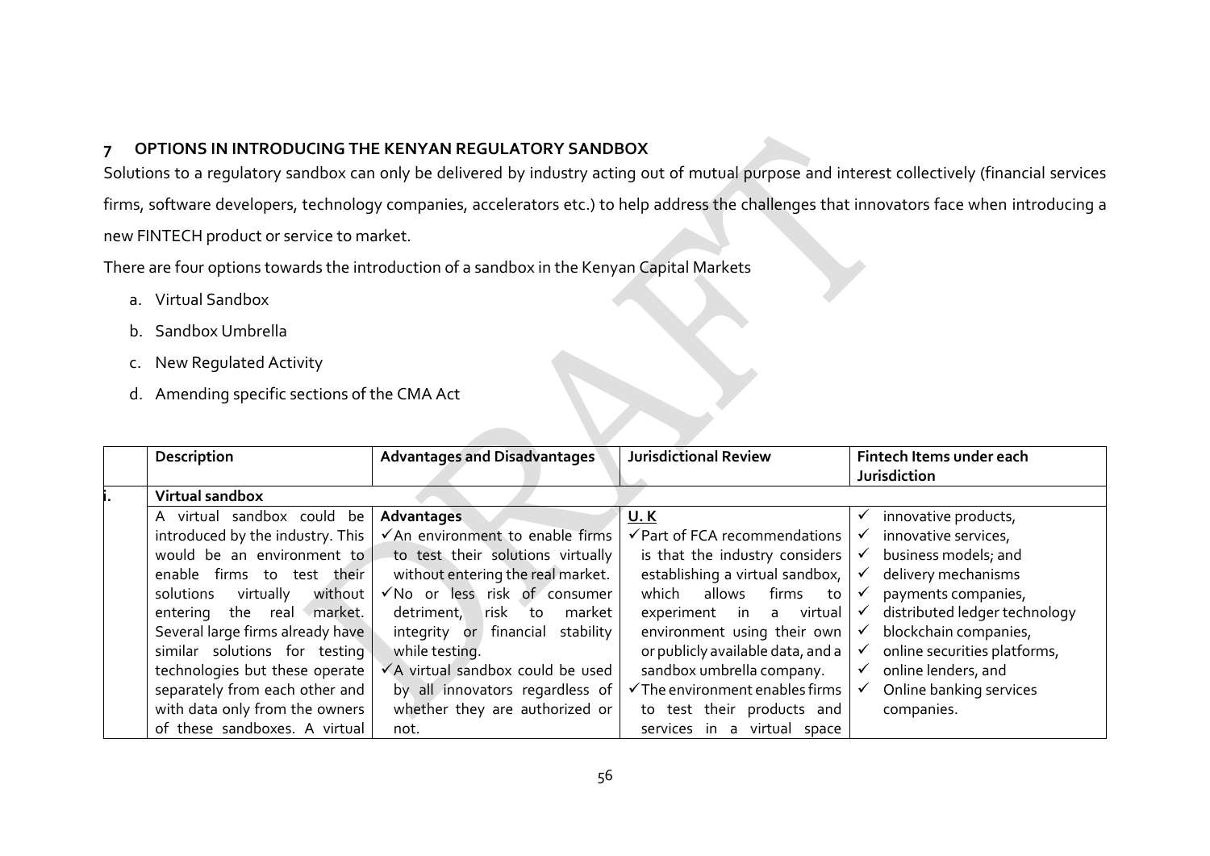## 7 OPTIONS IN INTRODUCING THE KENYAN REGULATORY SANDBOX

Solutions to a regulatory sandbox can only be delivered by industry acting out of mutual purpose and interest collectively (financial services firms, software developers, technology companies, accelerators etc.) to help address the challenges that innovators face when introducing a new FINTECH product or service to market.

There are four options towards the introduction of a sandbox in the Kenyan Capital Markets

a. Virtual Sandbox
b. Sandbox Umbrella
c. New Regulated Activity
d. Amending specific sections of the CMA Act

| | Description | Advantages and Disadvantages | Jurisdictional Review | Fintech Items under each Jurisdiction |
|---|---|---|---|---|
| i. | **Virtual sandbox** | | | |
| | A virtual sandbox could be introduced by the industry. This would be an environment to enable firms to test their solutions virtually without entering the real market. Several large firms already have similar solutions for testing technologies but these operate separately from each other and with data only from the owners of these sandboxes. A virtual | **Advantages**<br>✓An environment to enable firms to test their solutions virtually without entering the real market.<br>✓No or less risk of consumer detriment, risk to market integrity or financial stability while testing.<br>✓A virtual sandbox could be used by all innovators regardless of whether they are authorized or not. | **U. K**<br>✓Part of FCA recommendations is that the industry considers establishing a virtual sandbox, which allows firms to experiment in a virtual environment using their own or publicly available data, and a sandbox umbrella company.<br>✓The environment enables firms to test their products and services in a virtual space | ✓ innovative products,<br>✓ innovative services,<br>✓ business models; and<br>✓ delivery mechanisms<br>✓ payments companies,<br>✓ distributed ledger technology<br>✓ blockchain companies,<br>✓ online securities platforms,<br>✓ online lenders, and<br>✓ Online banking services companies. |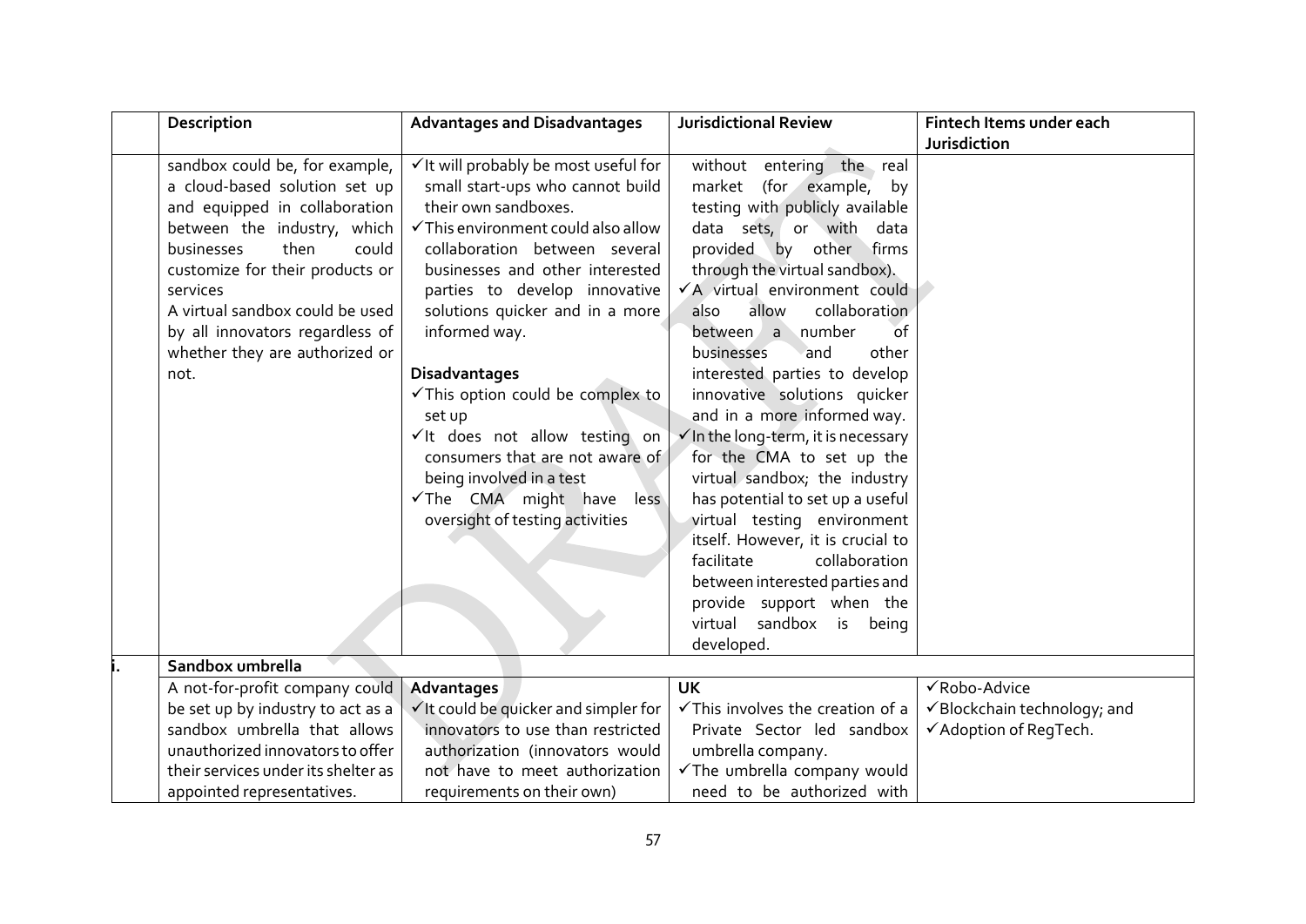| | Description | Advantages and Disadvantages | Jurisdictional Review | Fintech Items under each Jurisdiction |
|---|---|---|---|---|
| | sandbox could be, for example, a cloud-based solution set up and equipped in collaboration between the industry, which businesses then could customize for their products or services<br>A virtual sandbox could be used by all innovators regardless of whether they are authorized or not. | ✓It will probably be most useful for small start-ups who cannot build their own sandboxes.<br>✓This environment could also allow collaboration between several businesses and other interested parties to develop innovative solutions quicker and in a more informed way.<br><br>**Disadvantages**<br>✓This option could be complex to set up<br>✓It does not allow testing on consumers that are not aware of being involved in a test<br>✓The CMA might have less oversight of testing activities | without entering the real market (for example, by testing with publicly available data sets, or with data provided by other firms through the virtual sandbox).<br>✓A virtual environment could also allow collaboration between a number of businesses and other interested parties to develop innovative solutions quicker and in a more informed way.<br>✓In the long-term, it is necessary for the CMA to set up the virtual sandbox; the industry has potential to set up a useful virtual testing environment itself. However, it is crucial to facilitate collaboration between interested parties and provide support when the virtual sandbox is being developed. | |
| i. | **Sandbox umbrella** | | | |
| | A not-for-profit company could be set up by industry to act as a sandbox umbrella that allows unauthorized innovators to offer their services under its shelter as appointed representatives. | **Advantages**<br>✓It could be quicker and simpler for innovators to use than restricted authorization (innovators would not have to meet authorization requirements on their own) | **UK**<br>✓This involves the creation of a Private Sector led sandbox umbrella company.<br>✓The umbrella company would need to be authorized with | ✓Robo-Advice<br>✓Blockchain technology; and<br>✓Adoption of RegTech. |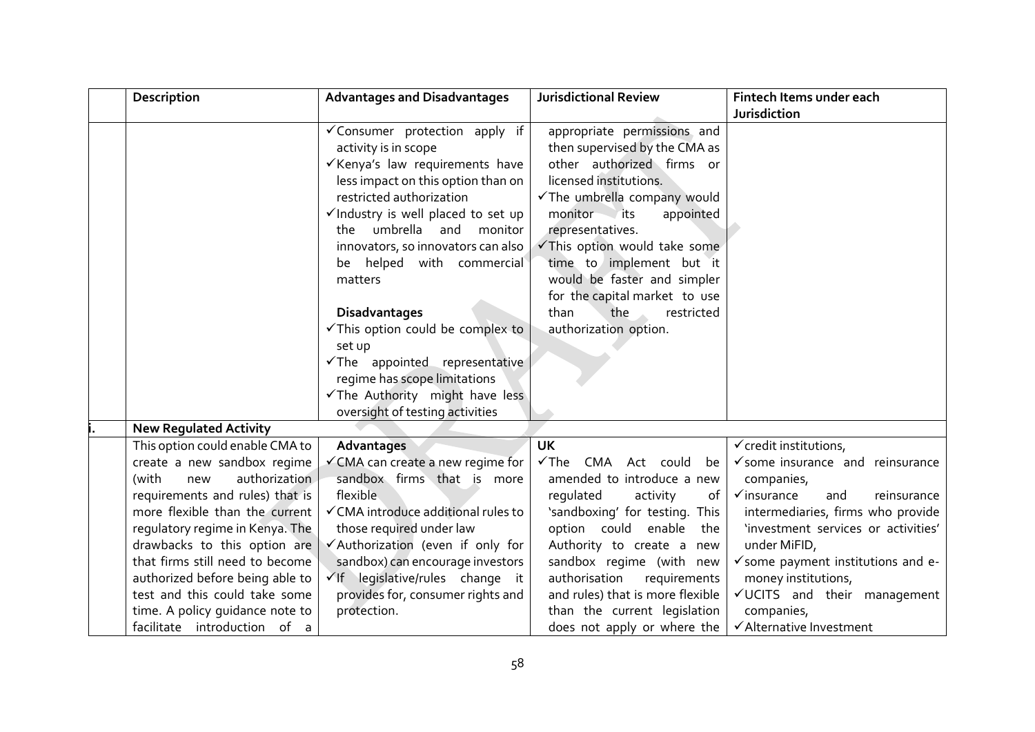| | Description | Advantages and Disadvantages | Jurisdictional Review | Fintech Items under each Jurisdiction |
|---|---|---|---|---|
| | | ✓Consumer protection apply if activity is in scope<br>✓Kenya's law requirements have less impact on this option than on restricted authorization<br>✓Industry is well placed to set up the umbrella and monitor innovators, so innovators can also be helped with commercial matters<br><br>**Disadvantages**<br>✓This option could be complex to set up<br>✓The appointed representative regime has scope limitations<br>✓The Authority might have less oversight of testing activities | appropriate permissions and then supervised by the CMA as other authorized firms or licensed institutions.<br>✓The umbrella company would monitor its appointed representatives.<br>✓This option would take some time to implement but it would be faster and simpler for the capital market to use than the restricted authorization option. | |
| i. | **New Regulated Activity** | | | |
| | This option could enable CMA to create a new sandbox regime (with new authorization requirements and rules) that is more flexible than the current regulatory regime in Kenya. The drawbacks to this option are that firms still need to become authorized before being able to test and this could take some time. A policy guidance note to facilitate introduction of a | **Advantages**<br>✓CMA can create a new regime for sandbox firms that is more flexible<br>✓CMA introduce additional rules to those required under law<br>✓Authorization (even if only for sandbox) can encourage investors<br>✓If legislative/rules change it provides for, consumer rights and protection. | **UK**<br>✓The CMA Act could be amended to introduce a new regulated activity of 'sandboxing' for testing. This option could enable the Authority to create a new sandbox regime (with new authorisation requirements and rules) that is more flexible than the current legislation does not apply or where the | ✓credit institutions,<br>✓some insurance and reinsurance companies,<br>✓insurance and reinsurance intermediaries, firms who provide 'investment services or activities' under MiFID,<br>✓some payment institutions and e-money institutions,<br>✓UCITS and their management companies,<br>✓Alternative Investment |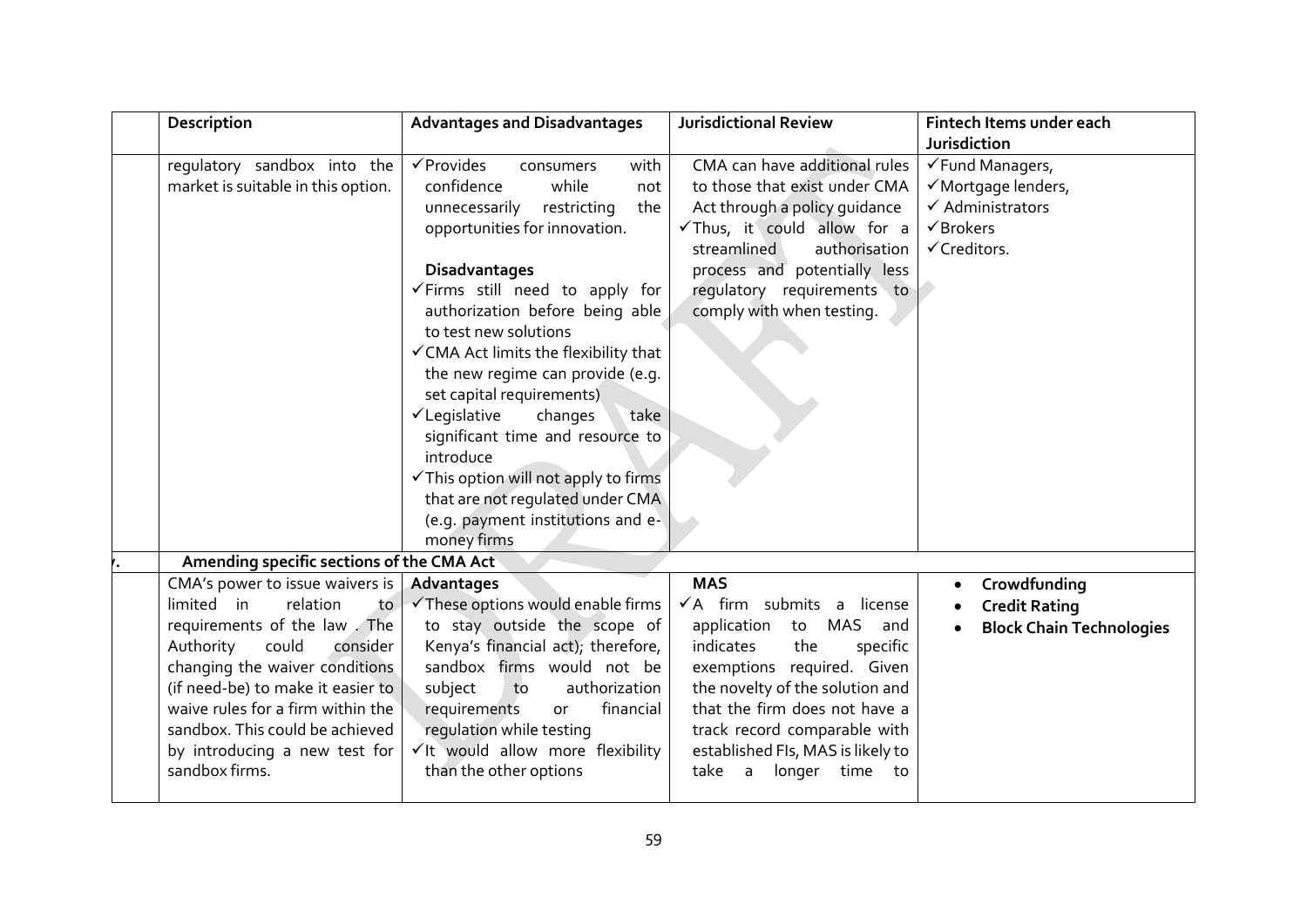| | Description | Advantages and Disadvantages | Jurisdictional Review | Fintech Items under each Jurisdiction |
|---|---|---|---|---|
| | regulatory sandbox into the market is suitable in this option. | ✓Provides consumers with confidence while not unnecessarily restricting the opportunities for innovation.<br><br>**Disadvantages**<br>✓Firms still need to apply for authorization before being able to test new solutions<br>✓CMA Act limits the flexibility that the new regime can provide (e.g. set capital requirements)<br>✓Legislative changes take significant time and resource to introduce<br>✓This option will not apply to firms that are not regulated under CMA (e.g. payment institutions and e-money firms | CMA can have additional rules to those that exist under CMA Act through a policy guidance<br>✓Thus, it could allow for a streamlined authorisation process and potentially less regulatory requirements to comply with when testing. | ✓Fund Managers,<br>✓Mortgage lenders,<br>✓ Administrators<br>✓Brokers<br>✓Creditors. |
| v. | **Amending specific sections of the CMA Act** | | | |
| | CMA's power to issue waivers is limited in relation to requirements of the law . The Authority could consider changing the waiver conditions (if need-be) to make it easier to waive rules for a firm within the sandbox. This could be achieved by introducing a new test for sandbox firms. | **Advantages**<br>✓These options would enable firms to stay outside the scope of Kenya's financial act); therefore, sandbox firms would not be subject to authorization requirements or financial regulation while testing<br>✓It would allow more flexibility than the other options | **MAS**<br>✓A firm submits a license application to MAS and indicates the specific exemptions required. Given the novelty of the solution and that the firm does not have a track record comparable with established FIs, MAS is likely to take a longer time to | • **Crowdfunding**<br>• **Credit Rating**<br>• **Block Chain Technologies** |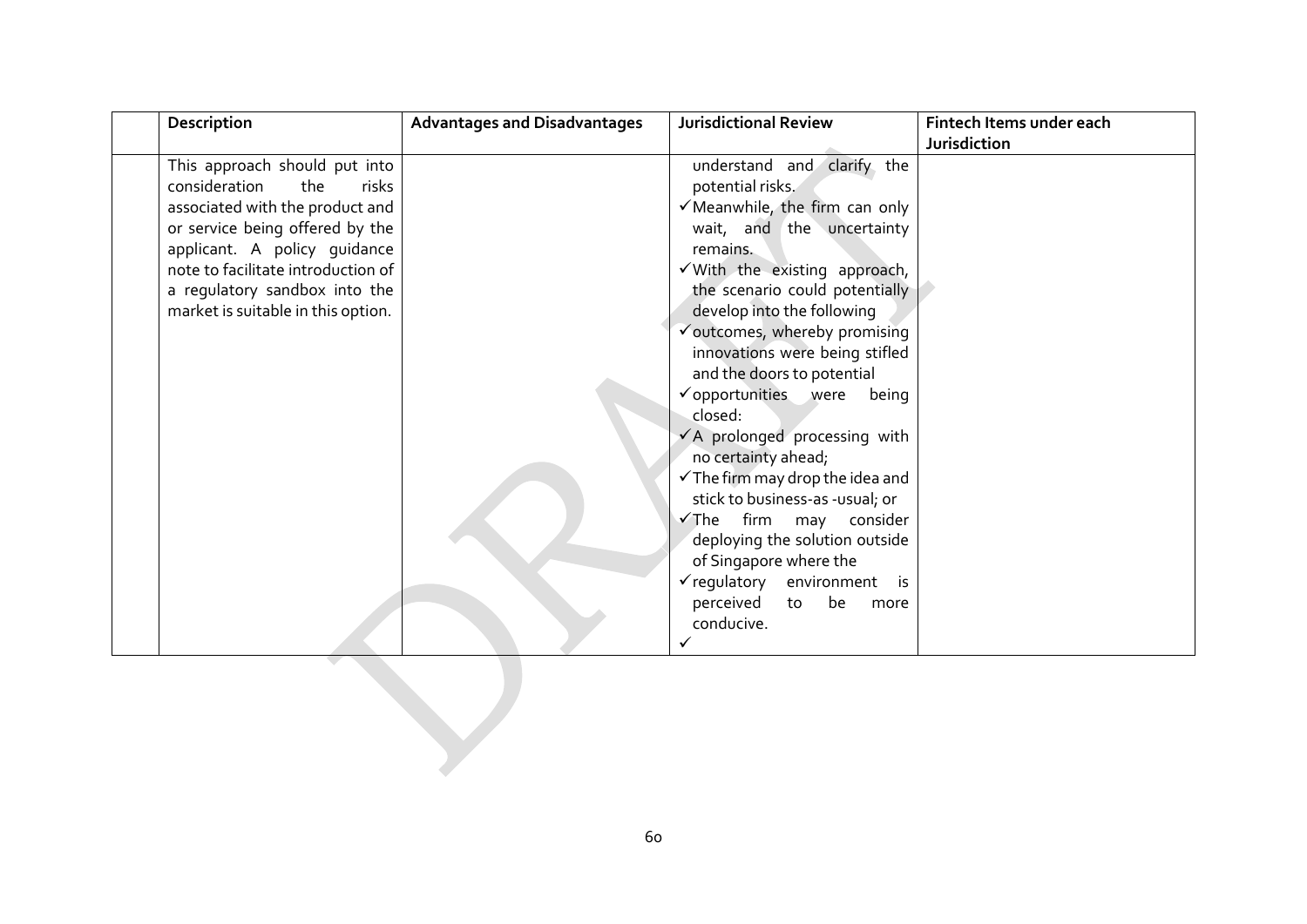| | Description | Advantages and Disadvantages | Jurisdictional Review | Fintech Items under each Jurisdiction |
|---|---|---|---|---|
| | This approach should put into consideration the risks associated with the product and or service being offered by the applicant. A policy guidance note to facilitate introduction of a regulatory sandbox into the market is suitable in this option. | | understand and clarify the potential risks.<br>✓Meanwhile, the firm can only wait, and the uncertainty remains.<br>✓With the existing approach, the scenario could potentially develop into the following<br>✓outcomes, whereby promising innovations were being stifled and the doors to potential<br>✓opportunities were being closed:<br>✓A prolonged processing with no certainty ahead;<br>✓The firm may drop the idea and stick to business-as -usual; or<br>✓The firm may consider deploying the solution outside of Singapore where the<br>✓regulatory environment is perceived to be more conducive.<br>✓ | |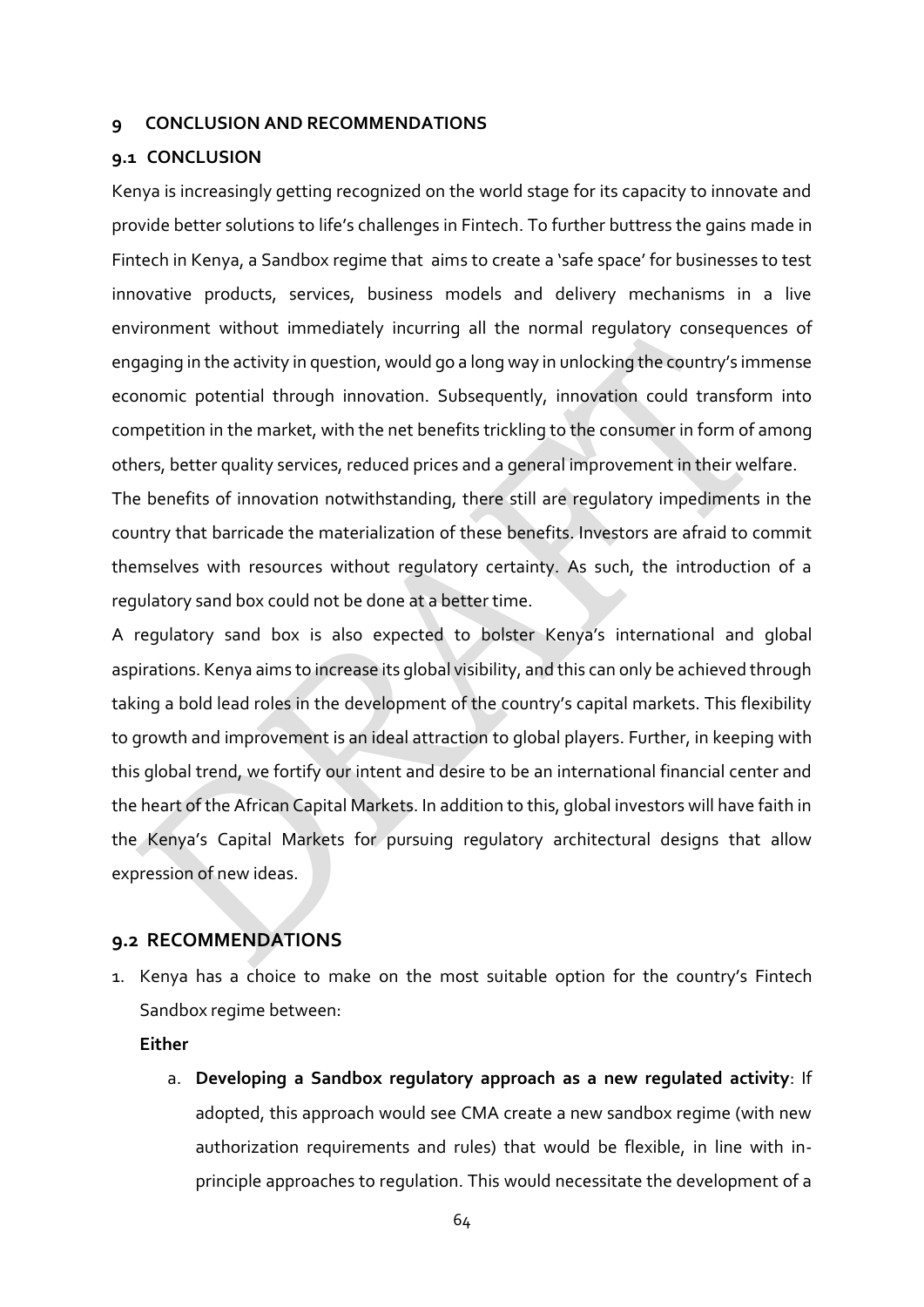## 9 CONCLUSION AND RECOMMENDATIONS

### 9.1 CONCLUSION

Kenya is increasingly getting recognized on the world stage for its capacity to innovate and provide better solutions to life's challenges in Fintech. To further buttress the gains made in Fintech in Kenya, a Sandbox regime that aims to create a 'safe space' for businesses to test innovative products, services, business models and delivery mechanisms in a live environment without immediately incurring all the normal regulatory consequences of engaging in the activity in question, would go a long way in unlocking the country's immense economic potential through innovation. Subsequently, innovation could transform into competition in the market, with the net benefits trickling to the consumer in form of among others, better quality services, reduced prices and a general improvement in their welfare.

The benefits of innovation notwithstanding, there still are regulatory impediments in the country that barricade the materialization of these benefits. Investors are afraid to commit themselves with resources without regulatory certainty. As such, the introduction of a regulatory sand box could not be done at a better time.

A regulatory sand box is also expected to bolster Kenya's international and global aspirations. Kenya aims to increase its global visibility, and this can only be achieved through taking a bold lead roles in the development of the country's capital markets. This flexibility to growth and improvement is an ideal attraction to global players. Further, in keeping with this global trend, we fortify our intent and desire to be an international financial center and the heart of the African Capital Markets. In addition to this, global investors will have faith in the Kenya's Capital Markets for pursuing regulatory architectural designs that allow expression of new ideas.

### 9.2 RECOMMENDATIONS

1. Kenya has a choice to make on the most suitable option for the country's Fintech Sandbox regime between:

   **Either**

   a. **Developing a Sandbox regulatory approach as a new regulated activity**: If adopted, this approach would see CMA create a new sandbox regime (with new authorization requirements and rules) that would be flexible, in line with in-principle approaches to regulation. This would necessitate the development of a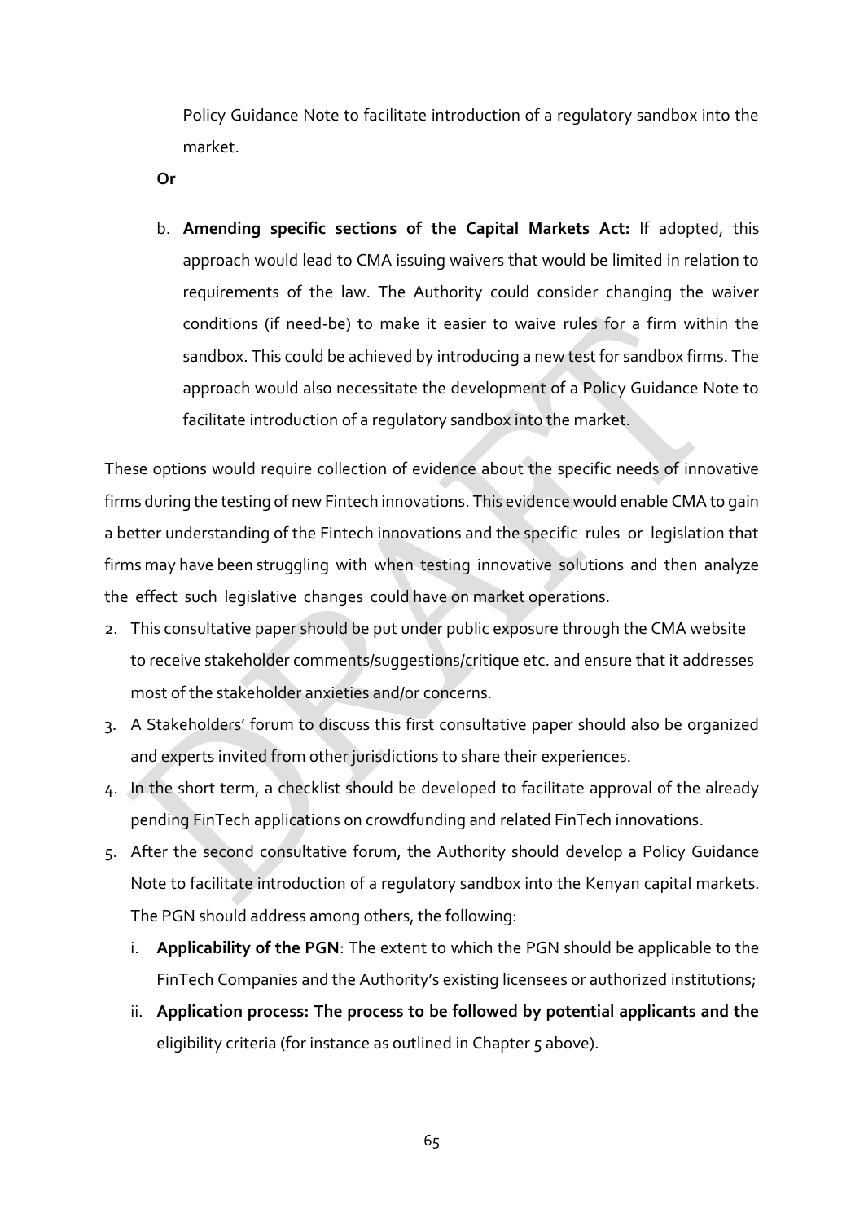Policy Guidance Note to facilitate introduction of a regulatory sandbox into the market.

**Or**

b. **Amending specific sections of the Capital Markets Act:** If adopted, this approach would lead to CMA issuing waivers that would be limited in relation to requirements of the law. The Authority could consider changing the waiver conditions (if need-be) to make it easier to waive rules for a firm within the sandbox. This could be achieved by introducing a new test for sandbox firms. The approach would also necessitate the development of a Policy Guidance Note to facilitate introduction of a regulatory sandbox into the market.

These options would require collection of evidence about the specific needs of innovative firms during the testing of new Fintech innovations. This evidence would enable CMA to gain a better understanding of the Fintech innovations and the specific rules or legislation that firms may have been struggling with when testing innovative solutions and then analyze the effect such legislative changes could have on market operations.

2. This consultative paper should be put under public exposure through the CMA website to receive stakeholder comments/suggestions/critique etc. and ensure that it addresses most of the stakeholder anxieties and/or concerns.
3. A Stakeholders' forum to discuss this first consultative paper should also be organized and experts invited from other jurisdictions to share their experiences.
4. In the short term, a checklist should be developed to facilitate approval of the already pending FinTech applications on crowdfunding and related FinTech innovations.
5. After the second consultative forum, the Authority should develop a Policy Guidance Note to facilitate introduction of a regulatory sandbox into the Kenyan capital markets. The PGN should address among others, the following:
   i. **Applicability of the PGN**: The extent to which the PGN should be applicable to the FinTech Companies and the Authority's existing licensees or authorized institutions;
   ii. **Application process: The process to be followed by potential applicants and the** eligibility criteria (for instance as outlined in Chapter 5 above).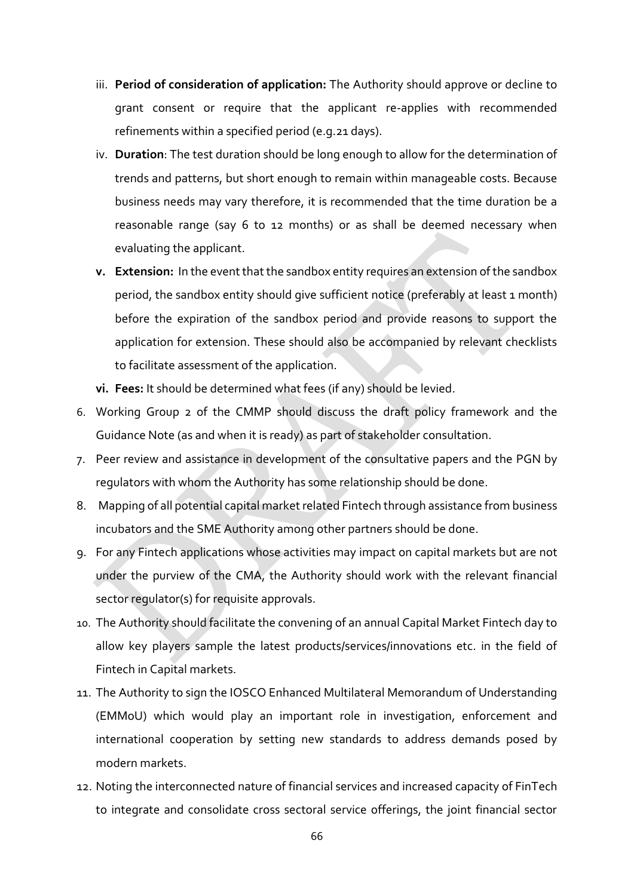iii. **Period of consideration of application:** The Authority should approve or decline to grant consent or require that the applicant re-applies with recommended refinements within a specified period (e.g.21 days).

iv. **Duration**: The test duration should be long enough to allow for the determination of trends and patterns, but short enough to remain within manageable costs. Because business needs may vary therefore, it is recommended that the time duration be a reasonable range (say 6 to 12 months) or as shall be deemed necessary when evaluating the applicant.

**v. Extension:** In the event that the sandbox entity requires an extension of the sandbox period, the sandbox entity should give sufficient notice (preferably at least 1 month) before the expiration of the sandbox period and provide reasons to support the application for extension. These should also be accompanied by relevant checklists to facilitate assessment of the application.

**vi. Fees:** It should be determined what fees (if any) should be levied.

6. Working Group 2 of the CMMP should discuss the draft policy framework and the Guidance Note (as and when it is ready) as part of stakeholder consultation.
7. Peer review and assistance in development of the consultative papers and the PGN by regulators with whom the Authority has some relationship should be done.
8. Mapping of all potential capital market related Fintech through assistance from business incubators and the SME Authority among other partners should be done.
9. For any Fintech applications whose activities may impact on capital markets but are not under the purview of the CMA, the Authority should work with the relevant financial sector regulator(s) for requisite approvals.
10. The Authority should facilitate the convening of an annual Capital Market Fintech day to allow key players sample the latest products/services/innovations etc. in the field of Fintech in Capital markets.
11. The Authority to sign the IOSCO Enhanced Multilateral Memorandum of Understanding (EMMoU) which would play an important role in investigation, enforcement and international cooperation by setting new standards to address demands posed by modern markets.
12. Noting the interconnected nature of financial services and increased capacity of FinTech to integrate and consolidate cross sectoral service offerings, the joint financial sector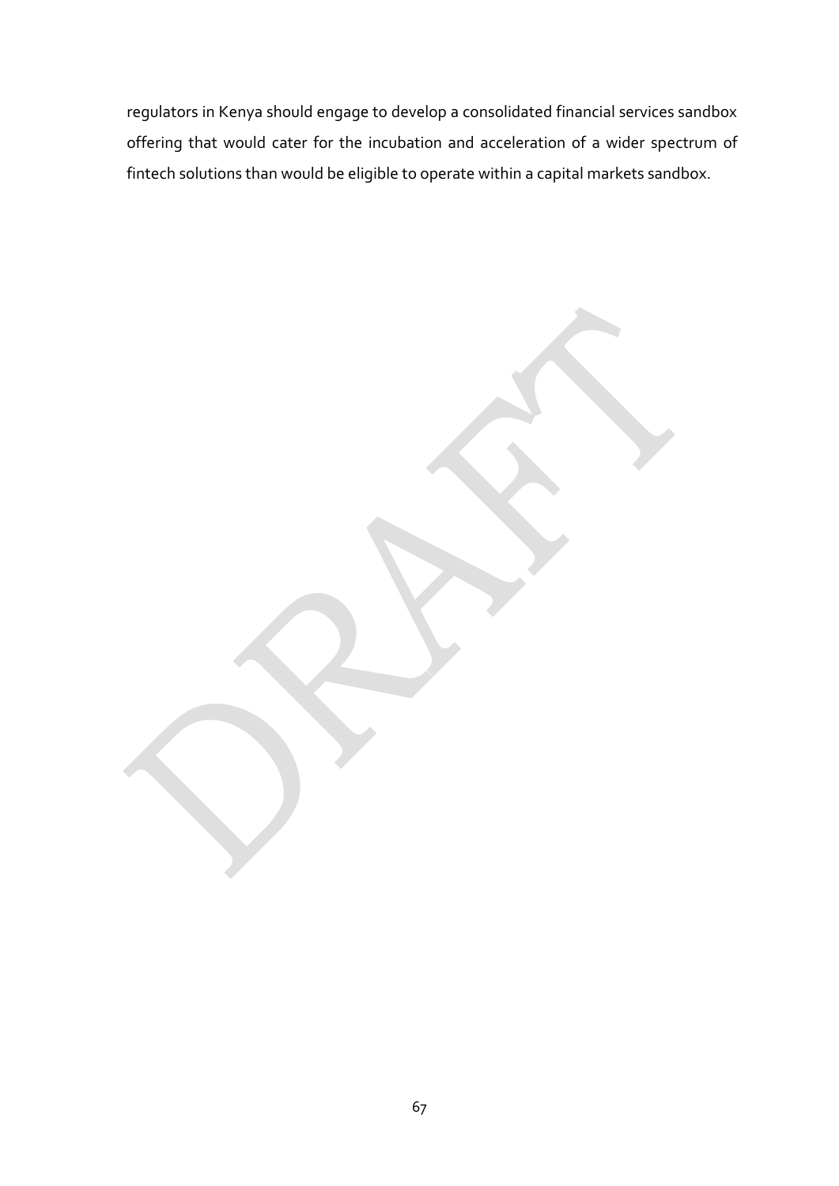regulators in Kenya should engage to develop a consolidated financial services sandbox offering that would cater for the incubation and acceleration of a wider spectrum of fintech solutions than would be eligible to operate within a capital markets sandbox.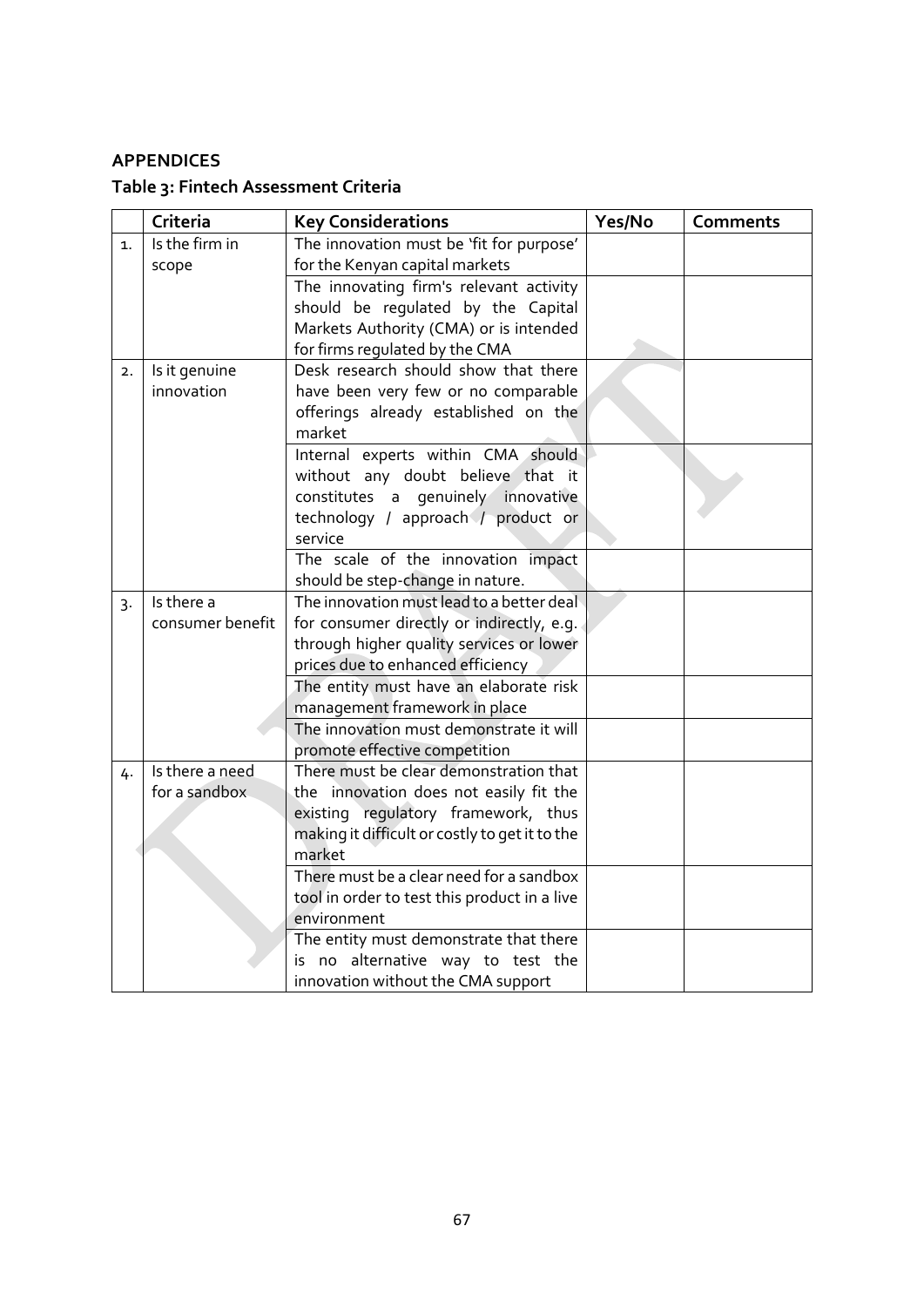## APPENDICES

### Table 3: Fintech Assessment Criteria

| | Criteria | Key Considerations | Yes/No | Comments |
|---|---|---|---|---|
| 1. | Is the firm in scope | The innovation must be 'fit for purpose' for the Kenyan capital markets | | |
| | | The innovating firm's relevant activity should be regulated by the Capital Markets Authority (CMA) or is intended for firms regulated by the CMA | | |
| 2. | Is it genuine innovation | Desk research should show that there have been very few or no comparable offerings already established on the market | | |
| | | Internal experts within CMA should without any doubt believe that it constitutes a genuinely innovative technology / approach / product or service | | |
| | | The scale of the innovation impact should be step-change in nature. | | |
| 3. | Is there a consumer benefit | The innovation must lead to a better deal for consumer directly or indirectly, e.g. through higher quality services or lower prices due to enhanced efficiency | | |
| | | The entity must have an elaborate risk management framework in place | | |
| | | The innovation must demonstrate it will promote effective competition | | |
| 4. | Is there a need for a sandbox | There must be clear demonstration that the innovation does not easily fit the existing regulatory framework, thus making it difficult or costly to get it to the market | | |
| | | There must be a clear need for a sandbox tool in order to test this product in a live environment | | |
| | | The entity must demonstrate that there is no alternative way to test the innovation without the CMA support | | |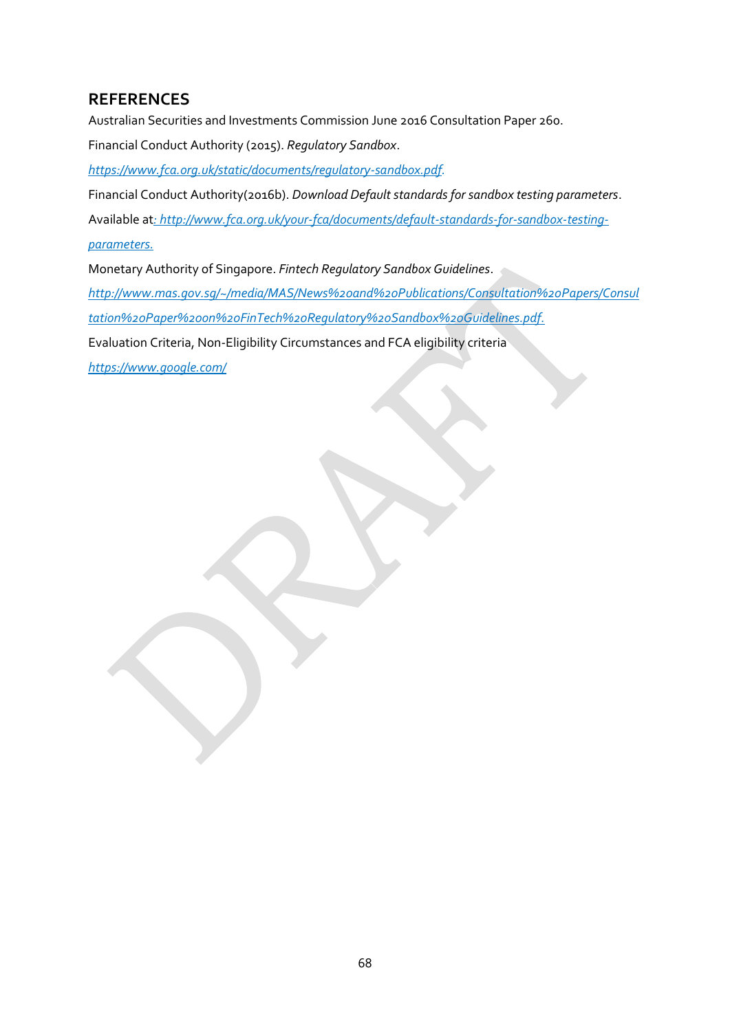## REFERENCES

Australian Securities and Investments Commission June 2016 Consultation Paper 260.

Financial Conduct Authority (2015). *Regulatory Sandbox*.

*https://www.fca.org.uk/static/documents/regulatory-sandbox.pdf.*

Financial Conduct Authority(2016b). *Download Default standards for sandbox testing parameters*. Available at*: http://www.fca.org.uk/your-fca/documents/default-standards-for-sandbox-testing-parameters.*

Monetary Authority of Singapore. *Fintech Regulatory Sandbox Guidelines*.

*http://www.mas.gov.sg/~/media/MAS/News%20and%20Publications/Consultation%20Papers/Consultation%20Paper%20on%20FinTech%20Regulatory%20Sandbox%20Guidelines.pdf.*

Evaluation Criteria, Non-Eligibility Circumstances and FCA eligibility criteria

*https://www.google.com/*